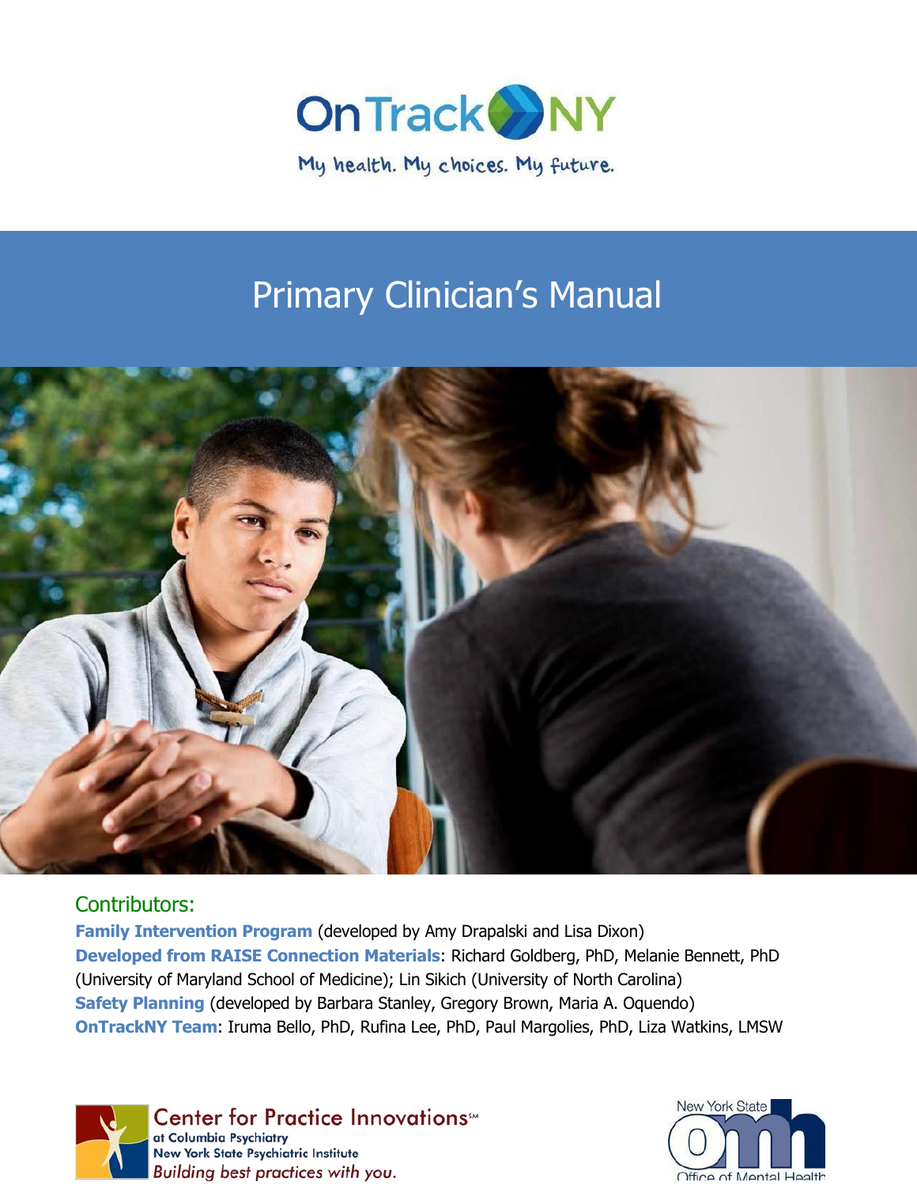OnTrackNY

My health. My choices. My future.

# Primary Clinician's Manual

## Contributors:

**Family Intervention Program** (developed by Amy Drapalski and Lisa Dixon)
**Developed from RAISE Connection Materials**: Richard Goldberg, PhD, Melanie Bennett, PhD (University of Maryland School of Medicine); Lin Sikich (University of North Carolina)
**Safety Planning** (developed by Barbara Stanley, Gregory Brown, Maria A. Oquendo)
**OnTrackNY Team**: Iruma Bello, PhD, Rufina Lee, PhD, Paul Margolies, PhD, Liza Watkins, LMSW

Center for Practice Innovations℠ at Columbia Psychiatry
New York State Psychiatric Institute
*Building best practices with you.*

New York State Office of Mental Health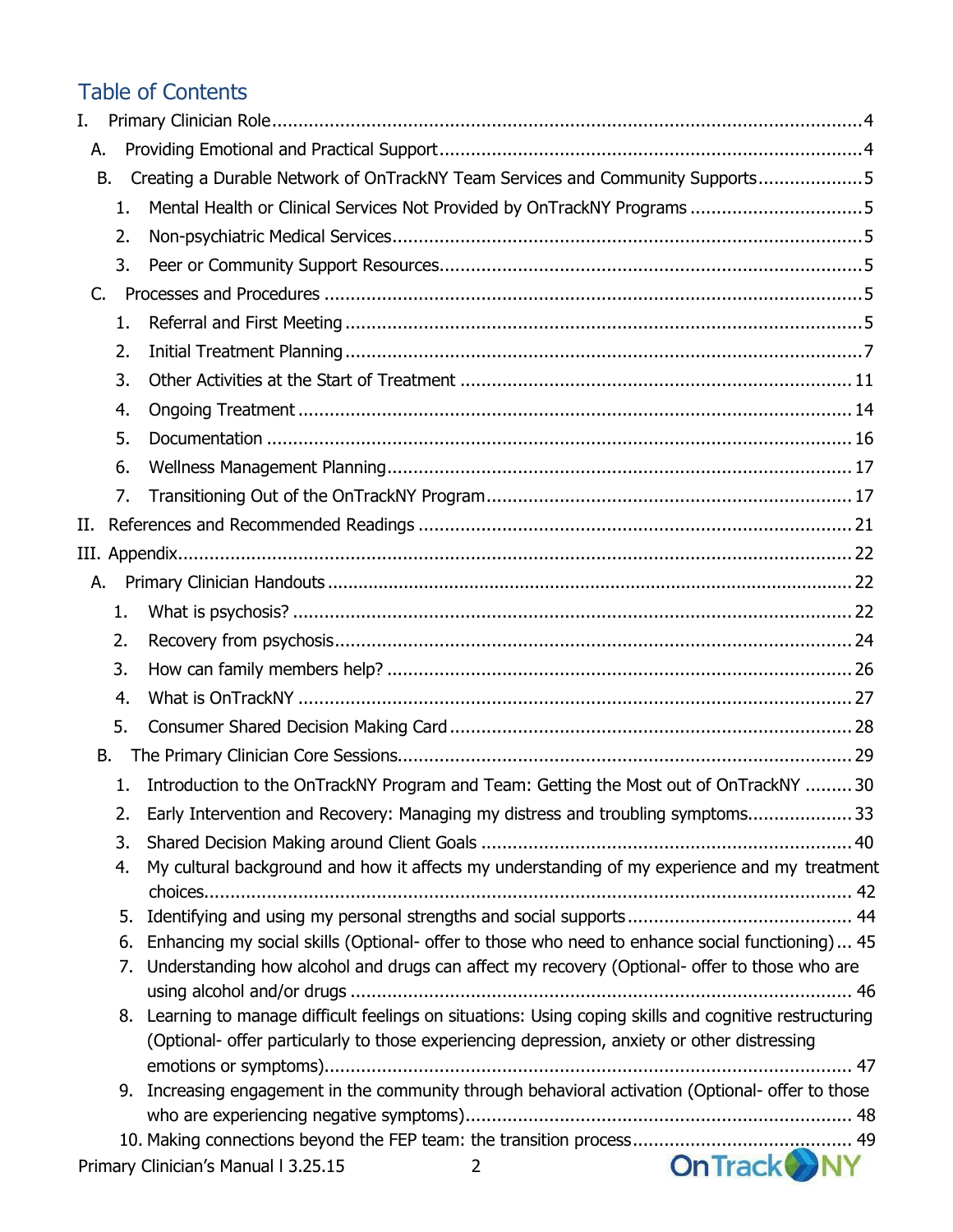# Table of Contents

I. Primary Clinician Role ........................................ 4

  A. Providing Emotional and Practical Support ........................................ 4

  B. Creating a Durable Network of OnTrackNY Team Services and Community Supports ........................................ 5

    1. Mental Health or Clinical Services Not Provided by OnTrackNY Programs ........................................ 5

    2. Non-psychiatric Medical Services ........................................ 5

    3. Peer or Community Support Resources ........................................ 5

  C. Processes and Procedures ........................................ 5

    1. Referral and First Meeting ........................................ 5

    2. Initial Treatment Planning ........................................ 7

    3. Other Activities at the Start of Treatment ........................................ 11

    4. Ongoing Treatment ........................................ 14

    5. Documentation ........................................ 16

    6. Wellness Management Planning ........................................ 17

    7. Transitioning Out of the OnTrackNY Program ........................................ 17

II. References and Recommended Readings ........................................ 21

III. Appendix ........................................ 22

  A. Primary Clinician Handouts ........................................ 22

    1. What is psychosis? ........................................ 22

    2. Recovery from psychosis ........................................ 24

    3. How can family members help? ........................................ 26

    4. What is OnTrackNY ........................................ 27

    5. Consumer Shared Decision Making Card ........................................ 28

  B. The Primary Clinician Core Sessions ........................................ 29

    1. Introduction to the OnTrackNY Program and Team: Getting the Most out of OnTrackNY ........................................ 30

    2. Early Intervention and Recovery: Managing my distress and troubling symptoms ........................................ 33

    3. Shared Decision Making around Client Goals ........................................ 40

    4. My cultural background and how it affects my understanding of my experience and my treatment choices ........................................ 42

    5. Identifying and using my personal strengths and social supports ........................................ 44

    6. Enhancing my social skills (Optional- offer to those who need to enhance social functioning) ... 45

    7. Understanding how alcohol and drugs can affect my recovery (Optional- offer to those who are using alcohol and/or drugs ........................................ 46

    8. Learning to manage difficult feelings on situations: Using coping skills and cognitive restructuring (Optional- offer particularly to those experiencing depression, anxiety or other distressing emotions or symptoms) ........................................ 47

    9. Increasing engagement in the community through behavioral activation (Optional- offer to those who are experiencing negative symptoms) ........................................ 48

    10. Making connections beyond the FEP team: the transition process ........................................ 49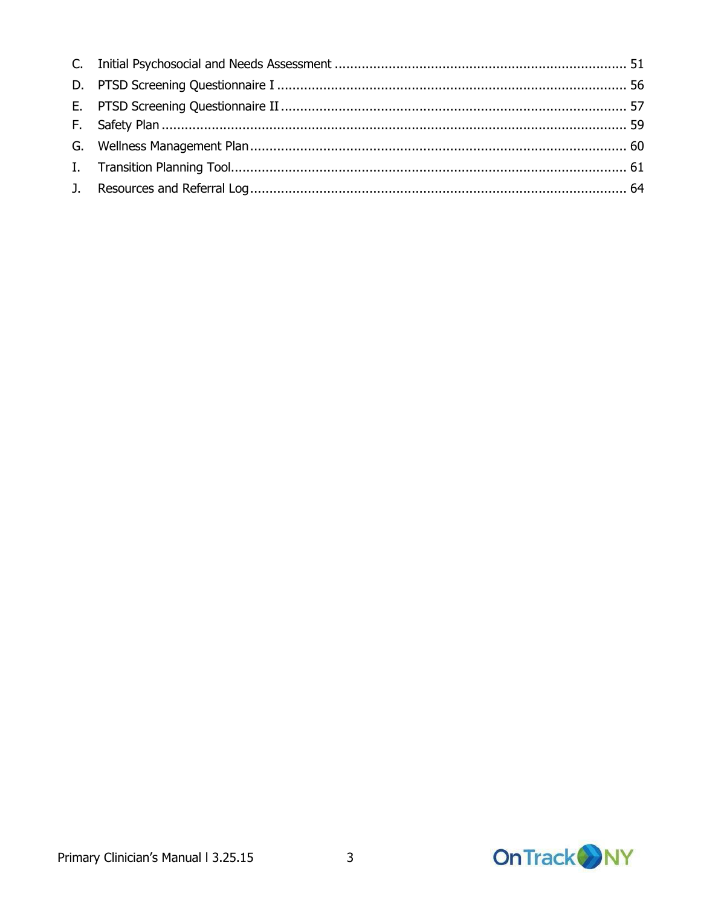C. Initial Psychosocial and Needs Assessment ........................................................................ 51
D. PTSD Screening Questionnaire I ........................................................................................ 56
E. PTSD Screening Questionnaire II ........................................................................................ 57
F. Safety Plan ........................................................................................................................ 59
G. Wellness Management Plan ................................................................................................ 60
I. Transition Planning Tool...................................................................................................... 61
J. Resources and Referral Log ................................................................................................. 64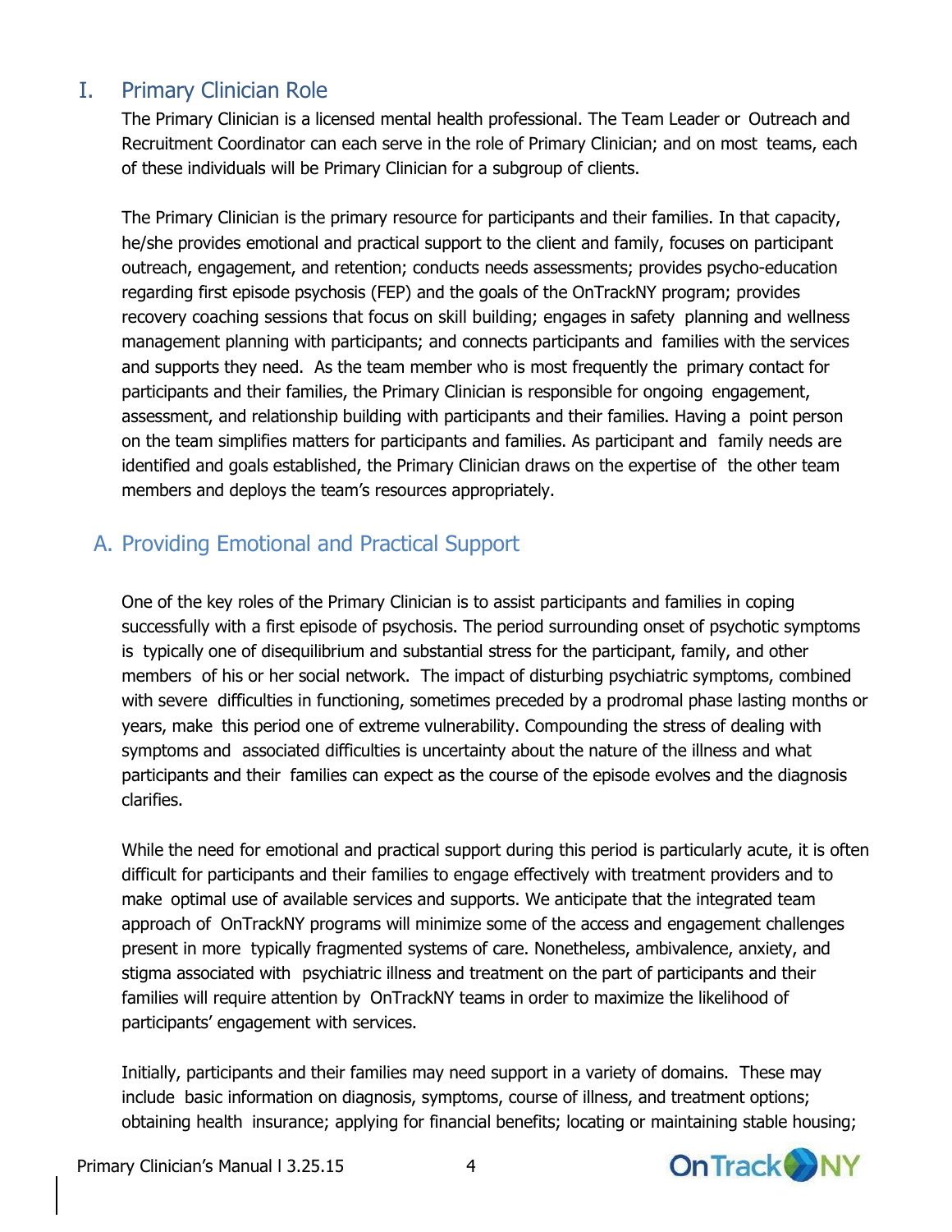## I. Primary Clinician Role

The Primary Clinician is a licensed mental health professional. The Team Leader or Outreach and Recruitment Coordinator can each serve in the role of Primary Clinician; and on most teams, each of these individuals will be Primary Clinician for a subgroup of clients.

The Primary Clinician is the primary resource for participants and their families. In that capacity, he/she provides emotional and practical support to the client and family, focuses on participant outreach, engagement, and retention; conducts needs assessments; provides psycho-education regarding first episode psychosis (FEP) and the goals of the OnTrackNY program; provides recovery coaching sessions that focus on skill building; engages in safety planning and wellness management planning with participants; and connects participants and families with the services and supports they need. As the team member who is most frequently the primary contact for participants and their families, the Primary Clinician is responsible for ongoing engagement, assessment, and relationship building with participants and their families. Having a point person on the team simplifies matters for participants and families. As participant and family needs are identified and goals established, the Primary Clinician draws on the expertise of the other team members and deploys the team's resources appropriately.

### A. Providing Emotional and Practical Support

One of the key roles of the Primary Clinician is to assist participants and families in coping successfully with a first episode of psychosis. The period surrounding onset of psychotic symptoms is typically one of disequilibrium and substantial stress for the participant, family, and other members of his or her social network. The impact of disturbing psychiatric symptoms, combined with severe difficulties in functioning, sometimes preceded by a prodromal phase lasting months or years, make this period one of extreme vulnerability. Compounding the stress of dealing with symptoms and associated difficulties is uncertainty about the nature of the illness and what participants and their families can expect as the course of the episode evolves and the diagnosis clarifies.

While the need for emotional and practical support during this period is particularly acute, it is often difficult for participants and their families to engage effectively with treatment providers and to make optimal use of available services and supports. We anticipate that the integrated team approach of OnTrackNY programs will minimize some of the access and engagement challenges present in more typically fragmented systems of care. Nonetheless, ambivalence, anxiety, and stigma associated with psychiatric illness and treatment on the part of participants and their families will require attention by OnTrackNY teams in order to maximize the likelihood of participants' engagement with services.

Initially, participants and their families may need support in a variety of domains. These may include basic information on diagnosis, symptoms, course of illness, and treatment options; obtaining health insurance; applying for financial benefits; locating or maintaining stable housing;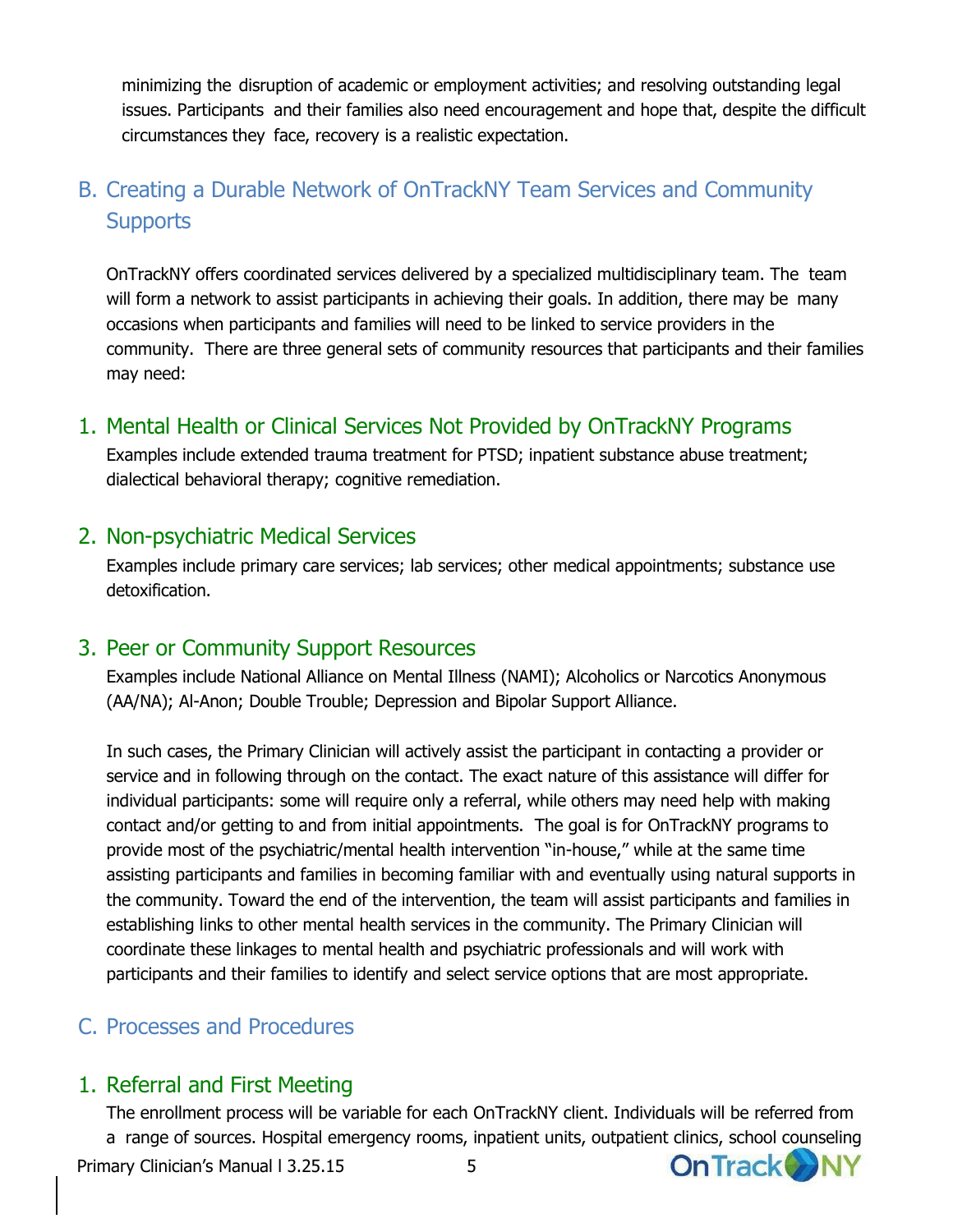minimizing the disruption of academic or employment activities; and resolving outstanding legal issues. Participants and their families also need encouragement and hope that, despite the difficult circumstances they face, recovery is a realistic expectation.

## B. Creating a Durable Network of OnTrackNY Team Services and Community Supports

OnTrackNY offers coordinated services delivered by a specialized multidisciplinary team. The team will form a network to assist participants in achieving their goals. In addition, there may be many occasions when participants and families will need to be linked to service providers in the community. There are three general sets of community resources that participants and their families may need:

### 1. Mental Health or Clinical Services Not Provided by OnTrackNY Programs

Examples include extended trauma treatment for PTSD; inpatient substance abuse treatment; dialectical behavioral therapy; cognitive remediation.

### 2. Non-psychiatric Medical Services

Examples include primary care services; lab services; other medical appointments; substance use detoxification.

### 3. Peer or Community Support Resources

Examples include National Alliance on Mental Illness (NAMI); Alcoholics or Narcotics Anonymous (AA/NA); Al-Anon; Double Trouble; Depression and Bipolar Support Alliance.

In such cases, the Primary Clinician will actively assist the participant in contacting a provider or service and in following through on the contact. The exact nature of this assistance will differ for individual participants: some will require only a referral, while others may need help with making contact and/or getting to and from initial appointments. The goal is for OnTrackNY programs to provide most of the psychiatric/mental health intervention "in-house," while at the same time assisting participants and families in becoming familiar with and eventually using natural supports in the community. Toward the end of the intervention, the team will assist participants and families in establishing links to other mental health services in the community. The Primary Clinician will coordinate these linkages to mental health and psychiatric professionals and will work with participants and their families to identify and select service options that are most appropriate.

## C. Processes and Procedures

### 1. Referral and First Meeting

The enrollment process will be variable for each OnTrackNY client. Individuals will be referred from a range of sources. Hospital emergency rooms, inpatient units, outpatient clinics, school counseling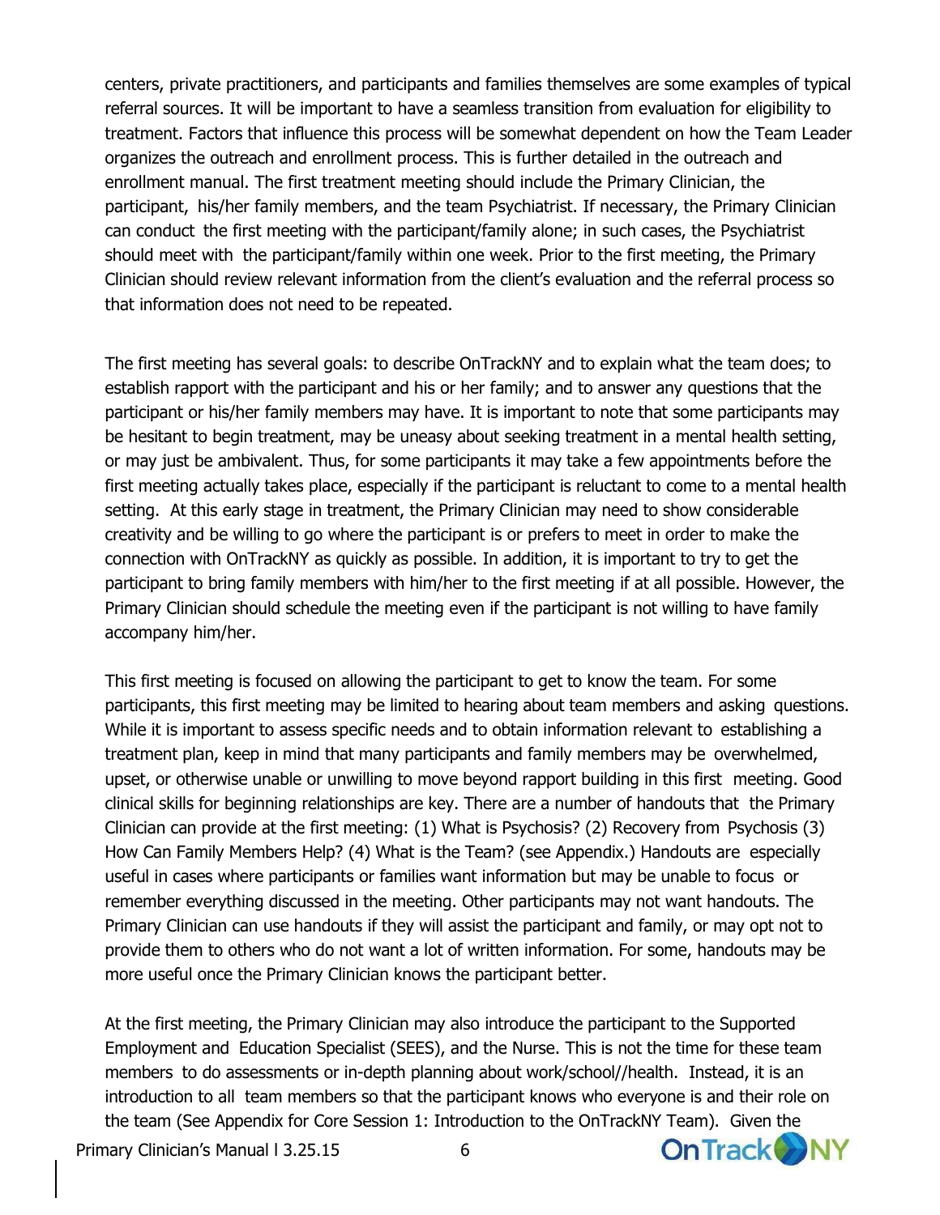centers, private practitioners, and participants and families themselves are some examples of typical referral sources. It will be important to have a seamless transition from evaluation for eligibility to treatment. Factors that influence this process will be somewhat dependent on how the Team Leader organizes the outreach and enrollment process. This is further detailed in the outreach and enrollment manual. The first treatment meeting should include the Primary Clinician, the participant, his/her family members, and the team Psychiatrist. If necessary, the Primary Clinician can conduct the first meeting with the participant/family alone; in such cases, the Psychiatrist should meet with the participant/family within one week. Prior to the first meeting, the Primary Clinician should review relevant information from the client's evaluation and the referral process so that information does not need to be repeated.

The first meeting has several goals: to describe OnTrackNY and to explain what the team does; to establish rapport with the participant and his or her family; and to answer any questions that the participant or his/her family members may have. It is important to note that some participants may be hesitant to begin treatment, may be uneasy about seeking treatment in a mental health setting, or may just be ambivalent. Thus, for some participants it may take a few appointments before the first meeting actually takes place, especially if the participant is reluctant to come to a mental health setting. At this early stage in treatment, the Primary Clinician may need to show considerable creativity and be willing to go where the participant is or prefers to meet in order to make the connection with OnTrackNY as quickly as possible. In addition, it is important to try to get the participant to bring family members with him/her to the first meeting if at all possible. However, the Primary Clinician should schedule the meeting even if the participant is not willing to have family accompany him/her.

This first meeting is focused on allowing the participant to get to know the team. For some participants, this first meeting may be limited to hearing about team members and asking questions. While it is important to assess specific needs and to obtain information relevant to establishing a treatment plan, keep in mind that many participants and family members may be overwhelmed, upset, or otherwise unable or unwilling to move beyond rapport building in this first meeting. Good clinical skills for beginning relationships are key. There are a number of handouts that the Primary Clinician can provide at the first meeting: (1) What is Psychosis? (2) Recovery from Psychosis (3) How Can Family Members Help? (4) What is the Team? (see Appendix.) Handouts are especially useful in cases where participants or families want information but may be unable to focus or remember everything discussed in the meeting. Other participants may not want handouts. The Primary Clinician can use handouts if they will assist the participant and family, or may opt not to provide them to others who do not want a lot of written information. For some, handouts may be more useful once the Primary Clinician knows the participant better.

At the first meeting, the Primary Clinician may also introduce the participant to the Supported Employment and Education Specialist (SEES), and the Nurse. This is not the time for these team members to do assessments or in-depth planning about work/school//health. Instead, it is an introduction to all team members so that the participant knows who everyone is and their role on the team (See Appendix for Core Session 1: Introduction to the OnTrackNY Team). Given the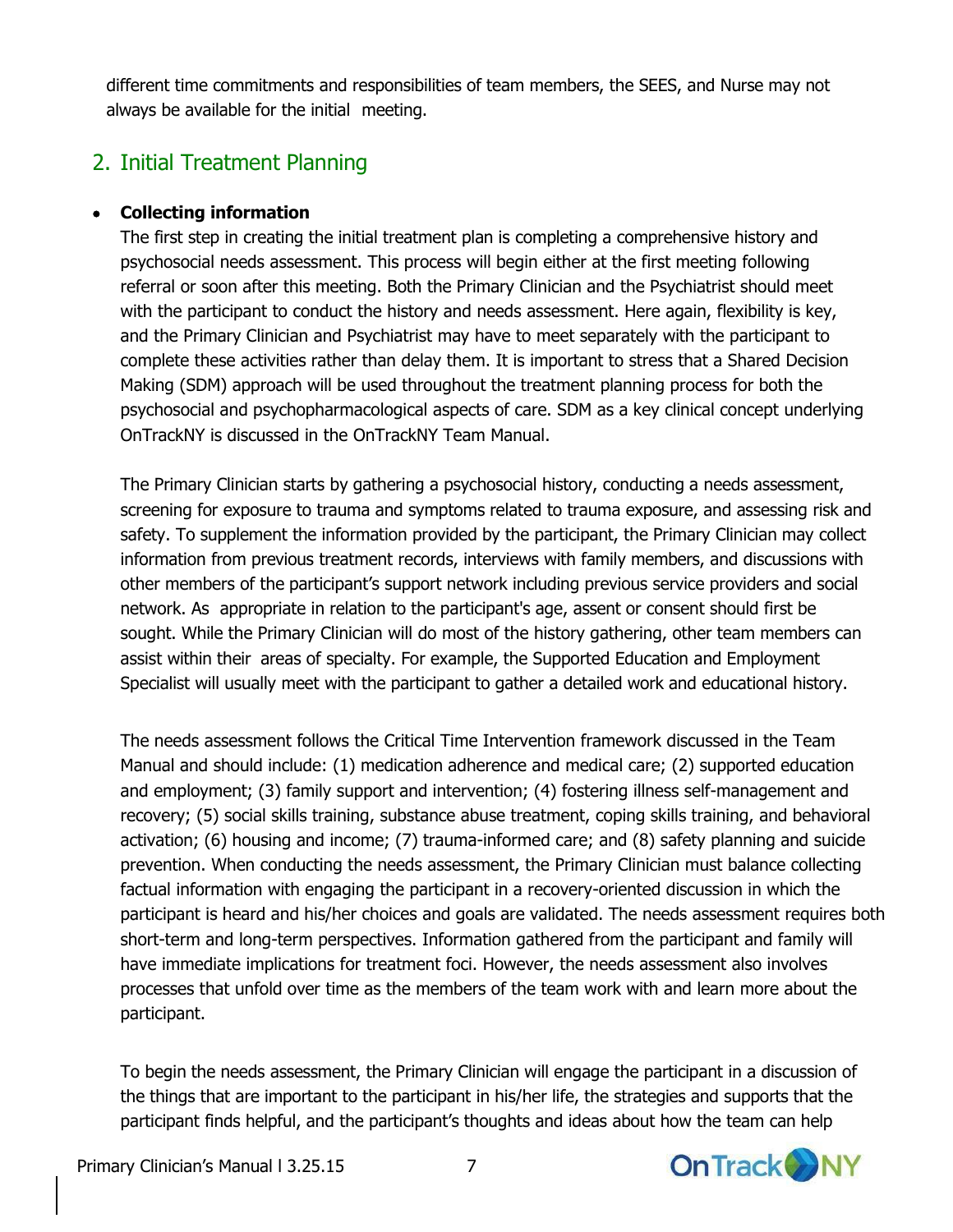different time commitments and responsibilities of team members, the SEES, and Nurse may not always be available for the initial meeting.

## 2. Initial Treatment Planning

- **Collecting information**

  The first step in creating the initial treatment plan is completing a comprehensive history and psychosocial needs assessment. This process will begin either at the first meeting following referral or soon after this meeting. Both the Primary Clinician and the Psychiatrist should meet with the participant to conduct the history and needs assessment. Here again, flexibility is key, and the Primary Clinician and Psychiatrist may have to meet separately with the participant to complete these activities rather than delay them. It is important to stress that a Shared Decision Making (SDM) approach will be used throughout the treatment planning process for both the psychosocial and psychopharmacological aspects of care. SDM as a key clinical concept underlying OnTrackNY is discussed in the OnTrackNY Team Manual.

  The Primary Clinician starts by gathering a psychosocial history, conducting a needs assessment, screening for exposure to trauma and symptoms related to trauma exposure, and assessing risk and safety. To supplement the information provided by the participant, the Primary Clinician may collect information from previous treatment records, interviews with family members, and discussions with other members of the participant's support network including previous service providers and social network. As appropriate in relation to the participant's age, assent or consent should first be sought. While the Primary Clinician will do most of the history gathering, other team members can assist within their areas of specialty. For example, the Supported Education and Employment Specialist will usually meet with the participant to gather a detailed work and educational history.

  The needs assessment follows the Critical Time Intervention framework discussed in the Team Manual and should include: (1) medication adherence and medical care; (2) supported education and employment; (3) family support and intervention; (4) fostering illness self-management and recovery; (5) social skills training, substance abuse treatment, coping skills training, and behavioral activation; (6) housing and income; (7) trauma-informed care; and (8) safety planning and suicide prevention. When conducting the needs assessment, the Primary Clinician must balance collecting factual information with engaging the participant in a recovery-oriented discussion in which the participant is heard and his/her choices and goals are validated. The needs assessment requires both short-term and long-term perspectives. Information gathered from the participant and family will have immediate implications for treatment foci. However, the needs assessment also involves processes that unfold over time as the members of the team work with and learn more about the participant.

  To begin the needs assessment, the Primary Clinician will engage the participant in a discussion of the things that are important to the participant in his/her life, the strategies and supports that the participant finds helpful, and the participant's thoughts and ideas about how the team can help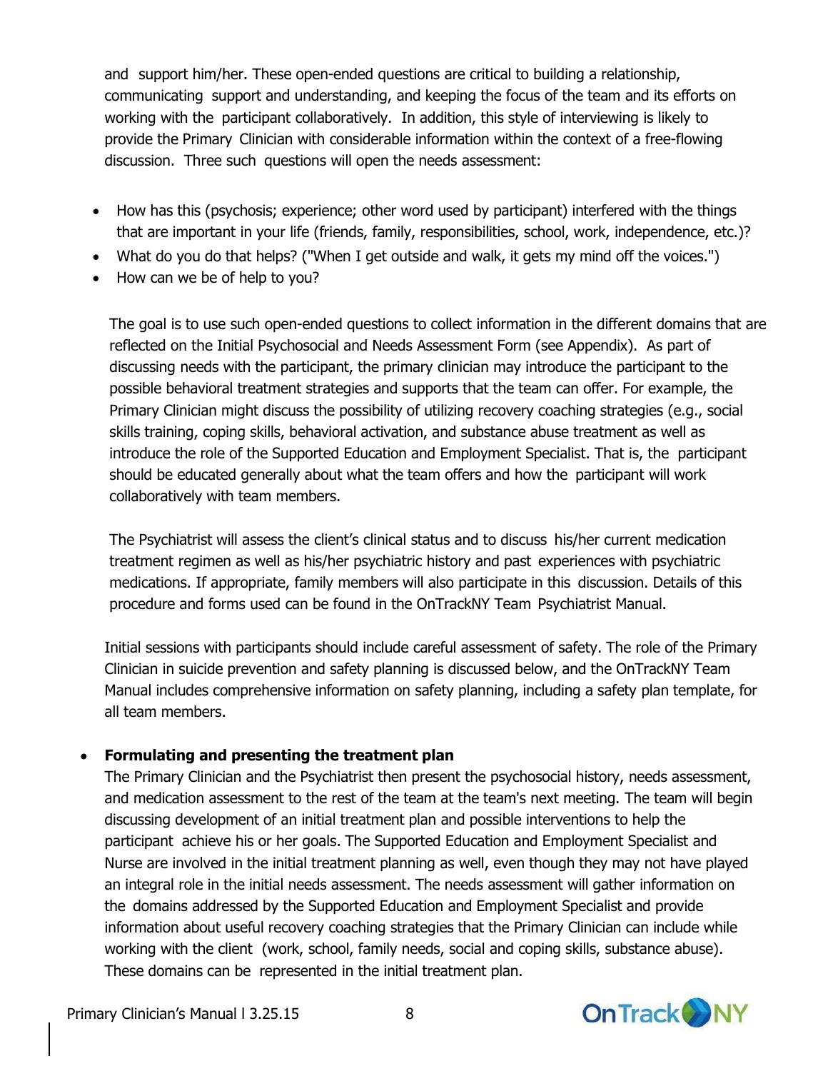and support him/her. These open-ended questions are critical to building a relationship, communicating support and understanding, and keeping the focus of the team and its efforts on working with the participant collaboratively. In addition, this style of interviewing is likely to provide the Primary Clinician with considerable information within the context of a free-flowing discussion. Three such questions will open the needs assessment:

- How has this (psychosis; experience; other word used by participant) interfered with the things that are important in your life (friends, family, responsibilities, school, work, independence, etc.)?
- What do you do that helps? ("When I get outside and walk, it gets my mind off the voices.")
- How can we be of help to you?

The goal is to use such open-ended questions to collect information in the different domains that are reflected on the Initial Psychosocial and Needs Assessment Form (see Appendix). As part of discussing needs with the participant, the primary clinician may introduce the participant to the possible behavioral treatment strategies and supports that the team can offer. For example, the Primary Clinician might discuss the possibility of utilizing recovery coaching strategies (e.g., social skills training, coping skills, behavioral activation, and substance abuse treatment as well as introduce the role of the Supported Education and Employment Specialist. That is, the participant should be educated generally about what the team offers and how the participant will work collaboratively with team members.

The Psychiatrist will assess the client's clinical status and to discuss his/her current medication treatment regimen as well as his/her psychiatric history and past experiences with psychiatric medications. If appropriate, family members will also participate in this discussion. Details of this procedure and forms used can be found in the OnTrackNY Team Psychiatrist Manual.

Initial sessions with participants should include careful assessment of safety. The role of the Primary Clinician in suicide prevention and safety planning is discussed below, and the OnTrackNY Team Manual includes comprehensive information on safety planning, including a safety plan template, for all team members.

- **Formulating and presenting the treatment plan**
  The Primary Clinician and the Psychiatrist then present the psychosocial history, needs assessment, and medication assessment to the rest of the team at the team's next meeting. The team will begin discussing development of an initial treatment plan and possible interventions to help the participant achieve his or her goals. The Supported Education and Employment Specialist and Nurse are involved in the initial treatment planning as well, even though they may not have played an integral role in the initial needs assessment. The needs assessment will gather information on the domains addressed by the Supported Education and Employment Specialist and provide information about useful recovery coaching strategies that the Primary Clinician can include while working with the client (work, school, family needs, social and coping skills, substance abuse). These domains can be represented in the initial treatment plan.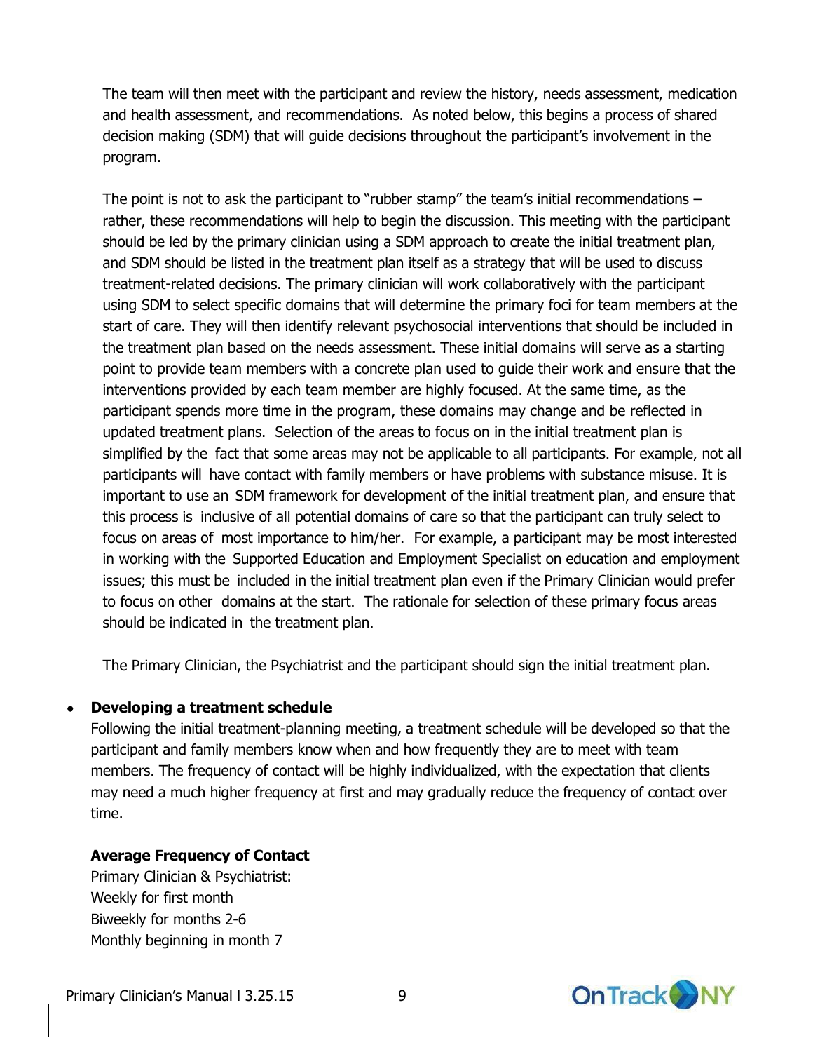The team will then meet with the participant and review the history, needs assessment, medication and health assessment, and recommendations. As noted below, this begins a process of shared decision making (SDM) that will guide decisions throughout the participant's involvement in the program.

The point is not to ask the participant to "rubber stamp" the team's initial recommendations – rather, these recommendations will help to begin the discussion. This meeting with the participant should be led by the primary clinician using a SDM approach to create the initial treatment plan, and SDM should be listed in the treatment plan itself as a strategy that will be used to discuss treatment-related decisions. The primary clinician will work collaboratively with the participant using SDM to select specific domains that will determine the primary foci for team members at the start of care. They will then identify relevant psychosocial interventions that should be included in the treatment plan based on the needs assessment. These initial domains will serve as a starting point to provide team members with a concrete plan used to guide their work and ensure that the interventions provided by each team member are highly focused. At the same time, as the participant spends more time in the program, these domains may change and be reflected in updated treatment plans. Selection of the areas to focus on in the initial treatment plan is simplified by the fact that some areas may not be applicable to all participants. For example, not all participants will have contact with family members or have problems with substance misuse. It is important to use an SDM framework for development of the initial treatment plan, and ensure that this process is inclusive of all potential domains of care so that the participant can truly select to focus on areas of most importance to him/her. For example, a participant may be most interested in working with the Supported Education and Employment Specialist on education and employment issues; this must be included in the initial treatment plan even if the Primary Clinician would prefer to focus on other domains at the start. The rationale for selection of these primary focus areas should be indicated in the treatment plan.

The Primary Clinician, the Psychiatrist and the participant should sign the initial treatment plan.

- **Developing a treatment schedule**
  Following the initial treatment-planning meeting, a treatment schedule will be developed so that the participant and family members know when and how frequently they are to meet with team members. The frequency of contact will be highly individualized, with the expectation that clients may need a much higher frequency at first and may gradually reduce the frequency of contact over time.

  **Average Frequency of Contact**
  <u>Primary Clinician & Psychiatrist:</u>
  Weekly for first month
  Biweekly for months 2-6
  Monthly beginning in month 7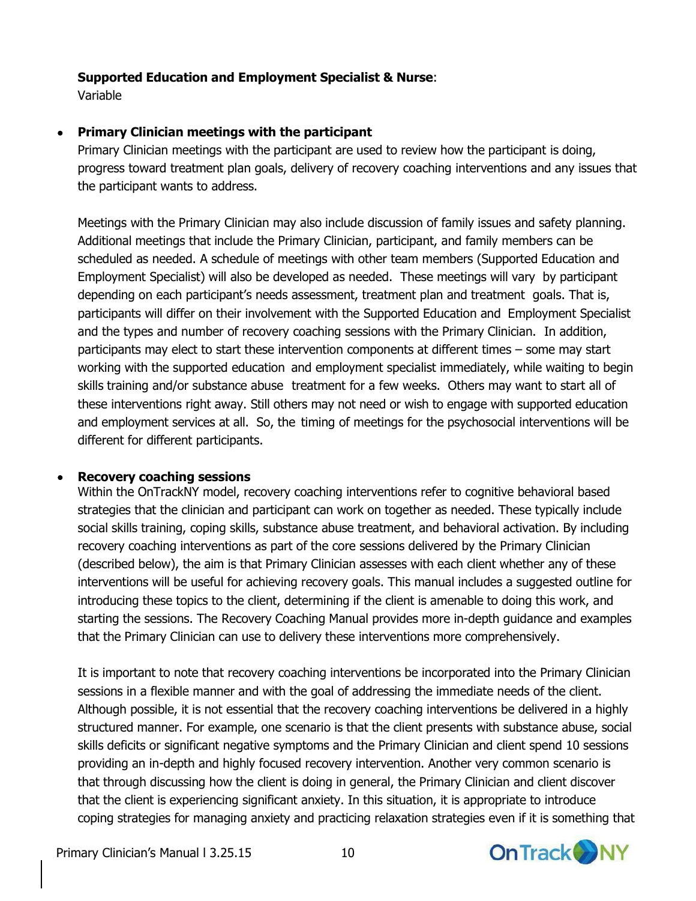**Supported Education and Employment Specialist & Nurse**:
Variable

- **Primary Clinician meetings with the participant**
  Primary Clinician meetings with the participant are used to review how the participant is doing, progress toward treatment plan goals, delivery of recovery coaching interventions and any issues that the participant wants to address.

  Meetings with the Primary Clinician may also include discussion of family issues and safety planning. Additional meetings that include the Primary Clinician, participant, and family members can be scheduled as needed. A schedule of meetings with other team members (Supported Education and Employment Specialist) will also be developed as needed. These meetings will vary by participant depending on each participant's needs assessment, treatment plan and treatment goals. That is, participants will differ on their involvement with the Supported Education and Employment Specialist and the types and number of recovery coaching sessions with the Primary Clinician. In addition, participants may elect to start these intervention components at different times – some may start working with the supported education and employment specialist immediately, while waiting to begin skills training and/or substance abuse treatment for a few weeks. Others may want to start all of these interventions right away. Still others may not need or wish to engage with supported education and employment services at all. So, the timing of meetings for the psychosocial interventions will be different for different participants.

- **Recovery coaching sessions**
  Within the OnTrackNY model, recovery coaching interventions refer to cognitive behavioral based strategies that the clinician and participant can work on together as needed. These typically include social skills training, coping skills, substance abuse treatment, and behavioral activation. By including recovery coaching interventions as part of the core sessions delivered by the Primary Clinician (described below), the aim is that Primary Clinician assesses with each client whether any of these interventions will be useful for achieving recovery goals. This manual includes a suggested outline for introducing these topics to the client, determining if the client is amenable to doing this work, and starting the sessions. The Recovery Coaching Manual provides more in-depth guidance and examples that the Primary Clinician can use to delivery these interventions more comprehensively.

  It is important to note that recovery coaching interventions be incorporated into the Primary Clinician sessions in a flexible manner and with the goal of addressing the immediate needs of the client. Although possible, it is not essential that the recovery coaching interventions be delivered in a highly structured manner. For example, one scenario is that the client presents with substance abuse, social skills deficits or significant negative symptoms and the Primary Clinician and client spend 10 sessions providing an in-depth and highly focused recovery intervention. Another very common scenario is that through discussing how the client is doing in general, the Primary Clinician and client discover that the client is experiencing significant anxiety. In this situation, it is appropriate to introduce coping strategies for managing anxiety and practicing relaxation strategies even if it is something that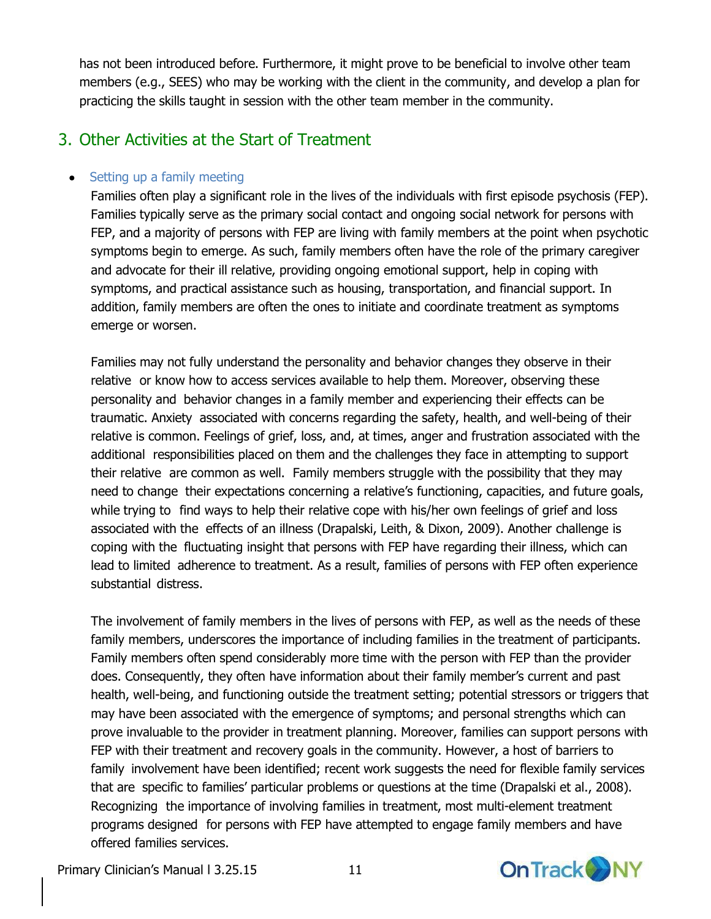has not been introduced before. Furthermore, it might prove to be beneficial to involve other team members (e.g., SEES) who may be working with the client in the community, and develop a plan for practicing the skills taught in session with the other team member in the community.

## 3. Other Activities at the Start of Treatment

- ### Setting up a family meeting

  Families often play a significant role in the lives of the individuals with first episode psychosis (FEP). Families typically serve as the primary social contact and ongoing social network for persons with FEP, and a majority of persons with FEP are living with family members at the point when psychotic symptoms begin to emerge. As such, family members often have the role of the primary caregiver and advocate for their ill relative, providing ongoing emotional support, help in coping with symptoms, and practical assistance such as housing, transportation, and financial support. In addition, family members are often the ones to initiate and coordinate treatment as symptoms emerge or worsen.

  Families may not fully understand the personality and behavior changes they observe in their relative or know how to access services available to help them. Moreover, observing these personality and behavior changes in a family member and experiencing their effects can be traumatic. Anxiety associated with concerns regarding the safety, health, and well-being of their relative is common. Feelings of grief, loss, and, at times, anger and frustration associated with the additional responsibilities placed on them and the challenges they face in attempting to support their relative are common as well. Family members struggle with the possibility that they may need to change their expectations concerning a relative's functioning, capacities, and future goals, while trying to find ways to help their relative cope with his/her own feelings of grief and loss associated with the effects of an illness (Drapalski, Leith, & Dixon, 2009). Another challenge is coping with the fluctuating insight that persons with FEP have regarding their illness, which can lead to limited adherence to treatment. As a result, families of persons with FEP often experience substantial distress.

  The involvement of family members in the lives of persons with FEP, as well as the needs of these family members, underscores the importance of including families in the treatment of participants. Family members often spend considerably more time with the person with FEP than the provider does. Consequently, they often have information about their family member's current and past health, well-being, and functioning outside the treatment setting; potential stressors or triggers that may have been associated with the emergence of symptoms; and personal strengths which can prove invaluable to the provider in treatment planning. Moreover, families can support persons with FEP with their treatment and recovery goals in the community. However, a host of barriers to family involvement have been identified; recent work suggests the need for flexible family services that are specific to families' particular problems or questions at the time (Drapalski et al., 2008). Recognizing the importance of involving families in treatment, most multi-element treatment programs designed for persons with FEP have attempted to engage family members and have offered families services.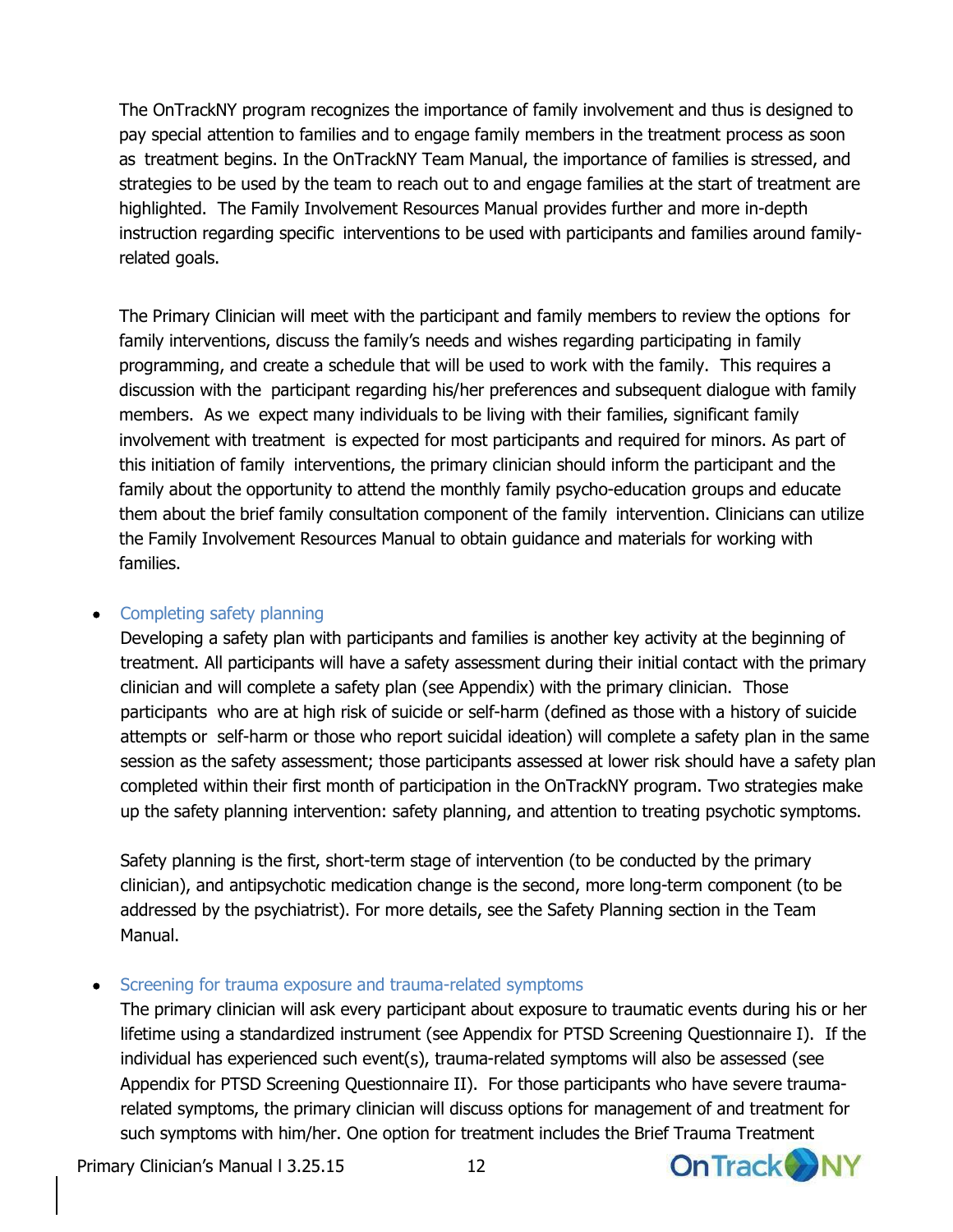The OnTrackNY program recognizes the importance of family involvement and thus is designed to pay special attention to families and to engage family members in the treatment process as soon as treatment begins. In the OnTrackNY Team Manual, the importance of families is stressed, and strategies to be used by the team to reach out to and engage families at the start of treatment are highlighted. The Family Involvement Resources Manual provides further and more in-depth instruction regarding specific interventions to be used with participants and families around family-related goals.

The Primary Clinician will meet with the participant and family members to review the options for family interventions, discuss the family's needs and wishes regarding participating in family programming, and create a schedule that will be used to work with the family. This requires a discussion with the participant regarding his/her preferences and subsequent dialogue with family members. As we expect many individuals to be living with their families, significant family involvement with treatment is expected for most participants and required for minors. As part of this initiation of family interventions, the primary clinician should inform the participant and the family about the opportunity to attend the monthly family psycho-education groups and educate them about the brief family consultation component of the family intervention. Clinicians can utilize the Family Involvement Resources Manual to obtain guidance and materials for working with families.

- Completing safety planning

  Developing a safety plan with participants and families is another key activity at the beginning of treatment. All participants will have a safety assessment during their initial contact with the primary clinician and will complete a safety plan (see Appendix) with the primary clinician. Those participants who are at high risk of suicide or self-harm (defined as those with a history of suicide attempts or self-harm or those who report suicidal ideation) will complete a safety plan in the same session as the safety assessment; those participants assessed at lower risk should have a safety plan completed within their first month of participation in the OnTrackNY program. Two strategies make up the safety planning intervention: safety planning, and attention to treating psychotic symptoms.

  Safety planning is the first, short-term stage of intervention (to be conducted by the primary clinician), and antipsychotic medication change is the second, more long-term component (to be addressed by the psychiatrist). For more details, see the Safety Planning section in the Team Manual.

- Screening for trauma exposure and trauma-related symptoms

  The primary clinician will ask every participant about exposure to traumatic events during his or her lifetime using a standardized instrument (see Appendix for PTSD Screening Questionnaire I). If the individual has experienced such event(s), trauma-related symptoms will also be assessed (see Appendix for PTSD Screening Questionnaire II). For those participants who have severe trauma-related symptoms, the primary clinician will discuss options for management of and treatment for such symptoms with him/her. One option for treatment includes the Brief Trauma Treatment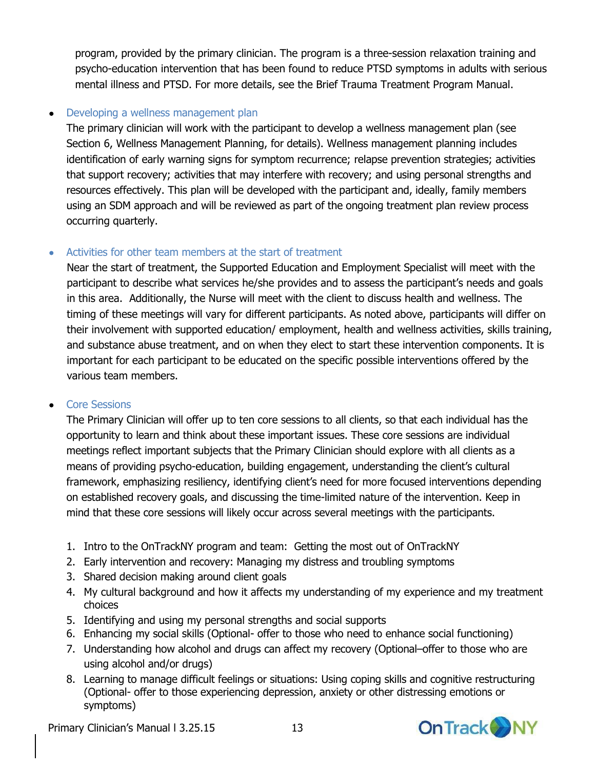program, provided by the primary clinician. The program is a three-session relaxation training and psycho-education intervention that has been found to reduce PTSD symptoms in adults with serious mental illness and PTSD. For more details, see the Brief Trauma Treatment Program Manual.

- **Developing a wellness management plan**

  The primary clinician will work with the participant to develop a wellness management plan (see Section 6, Wellness Management Planning, for details). Wellness management planning includes identification of early warning signs for symptom recurrence; relapse prevention strategies; activities that support recovery; activities that may interfere with recovery; and using personal strengths and resources effectively. This plan will be developed with the participant and, ideally, family members using an SDM approach and will be reviewed as part of the ongoing treatment plan review process occurring quarterly.

- **Activities for other team members at the start of treatment**

  Near the start of treatment, the Supported Education and Employment Specialist will meet with the participant to describe what services he/she provides and to assess the participant's needs and goals in this area. Additionally, the Nurse will meet with the client to discuss health and wellness. The timing of these meetings will vary for different participants. As noted above, participants will differ on their involvement with supported education/ employment, health and wellness activities, skills training, and substance abuse treatment, and on when they elect to start these intervention components. It is important for each participant to be educated on the specific possible interventions offered by the various team members.

- **Core Sessions**

  The Primary Clinician will offer up to ten core sessions to all clients, so that each individual has the opportunity to learn and think about these important issues. These core sessions are individual meetings reflect important subjects that the Primary Clinician should explore with all clients as a means of providing psycho-education, building engagement, understanding the client's cultural framework, emphasizing resiliency, identifying client's need for more focused interventions depending on established recovery goals, and discussing the time-limited nature of the intervention. Keep in mind that these core sessions will likely occur across several meetings with the participants.

  1. Intro to the OnTrackNY program and team: Getting the most out of OnTrackNY
  2. Early intervention and recovery: Managing my distress and troubling symptoms
  3. Shared decision making around client goals
  4. My cultural background and how it affects my understanding of my experience and my treatment choices
  5. Identifying and using my personal strengths and social supports
  6. Enhancing my social skills (Optional- offer to those who need to enhance social functioning)
  7. Understanding how alcohol and drugs can affect my recovery (Optional–offer to those who are using alcohol and/or drugs)
  8. Learning to manage difficult feelings or situations: Using coping skills and cognitive restructuring (Optional- offer to those experiencing depression, anxiety or other distressing emotions or symptoms)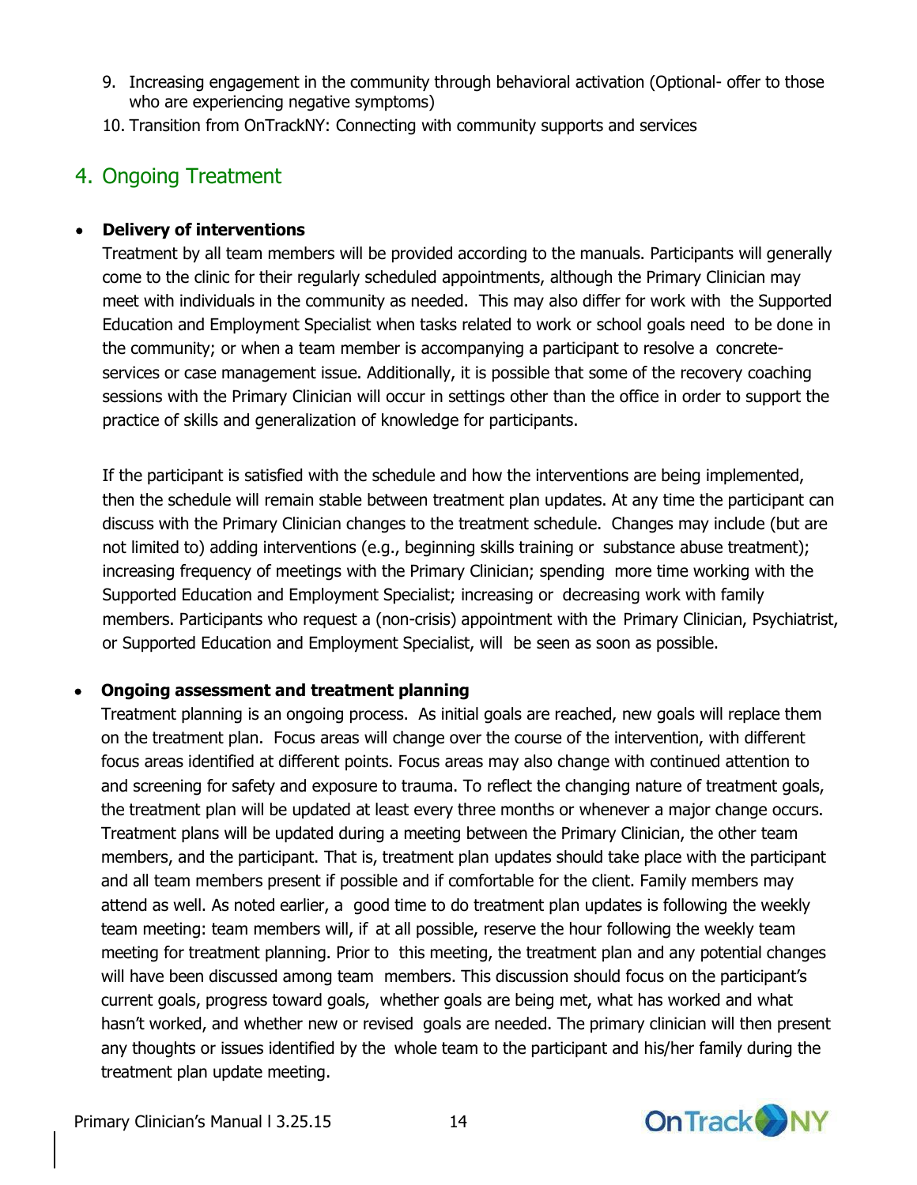9. Increasing engagement in the community through behavioral activation (Optional- offer to those who are experiencing negative symptoms)
10. Transition from OnTrackNY: Connecting with community supports and services

## 4. Ongoing Treatment

- **Delivery of interventions**

  Treatment by all team members will be provided according to the manuals. Participants will generally come to the clinic for their regularly scheduled appointments, although the Primary Clinician may meet with individuals in the community as needed. This may also differ for work with the Supported Education and Employment Specialist when tasks related to work or school goals need to be done in the community; or when a team member is accompanying a participant to resolve a concrete-services or case management issue. Additionally, it is possible that some of the recovery coaching sessions with the Primary Clinician will occur in settings other than the office in order to support the practice of skills and generalization of knowledge for participants.

  If the participant is satisfied with the schedule and how the interventions are being implemented, then the schedule will remain stable between treatment plan updates. At any time the participant can discuss with the Primary Clinician changes to the treatment schedule. Changes may include (but are not limited to) adding interventions (e.g., beginning skills training or substance abuse treatment); increasing frequency of meetings with the Primary Clinician; spending more time working with the Supported Education and Employment Specialist; increasing or decreasing work with family members. Participants who request a (non-crisis) appointment with the Primary Clinician, Psychiatrist, or Supported Education and Employment Specialist, will be seen as soon as possible.

- **Ongoing assessment and treatment planning**

  Treatment planning is an ongoing process. As initial goals are reached, new goals will replace them on the treatment plan. Focus areas will change over the course of the intervention, with different focus areas identified at different points. Focus areas may also change with continued attention to and screening for safety and exposure to trauma. To reflect the changing nature of treatment goals, the treatment plan will be updated at least every three months or whenever a major change occurs. Treatment plans will be updated during a meeting between the Primary Clinician, the other team members, and the participant. That is, treatment plan updates should take place with the participant and all team members present if possible and if comfortable for the client. Family members may attend as well. As noted earlier, a good time to do treatment plan updates is following the weekly team meeting: team members will, if at all possible, reserve the hour following the weekly team meeting for treatment planning. Prior to this meeting, the treatment plan and any potential changes will have been discussed among team members. This discussion should focus on the participant's current goals, progress toward goals, whether goals are being met, what has worked and what hasn't worked, and whether new or revised goals are needed. The primary clinician will then present any thoughts or issues identified by the whole team to the participant and his/her family during the treatment plan update meeting.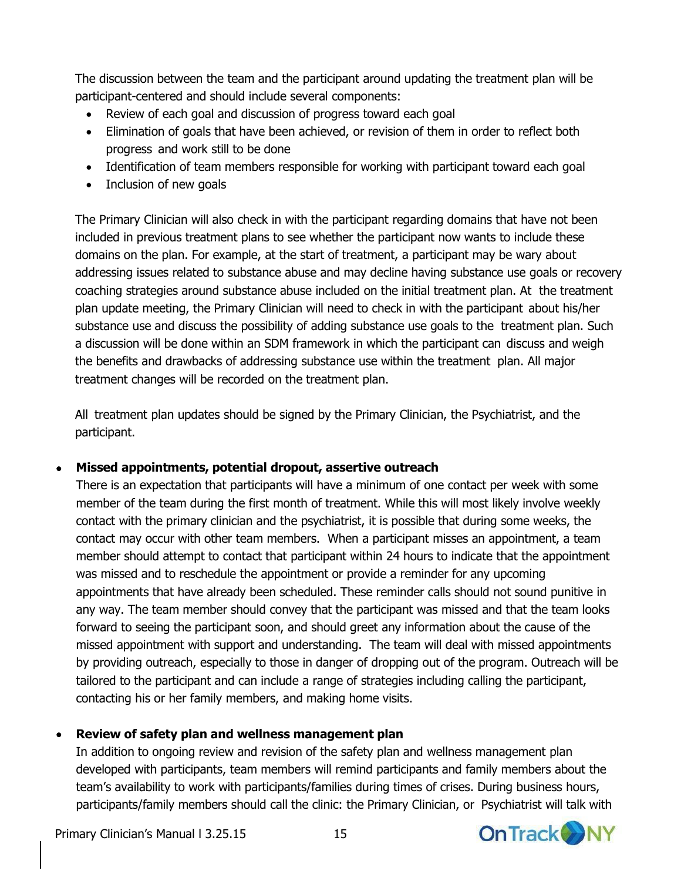The discussion between the team and the participant around updating the treatment plan will be participant-centered and should include several components:

- Review of each goal and discussion of progress toward each goal
- Elimination of goals that have been achieved, or revision of them in order to reflect both progress and work still to be done
- Identification of team members responsible for working with participant toward each goal
- Inclusion of new goals

The Primary Clinician will also check in with the participant regarding domains that have not been included in previous treatment plans to see whether the participant now wants to include these domains on the plan. For example, at the start of treatment, a participant may be wary about addressing issues related to substance abuse and may decline having substance use goals or recovery coaching strategies around substance abuse included on the initial treatment plan. At the treatment plan update meeting, the Primary Clinician will need to check in with the participant about his/her substance use and discuss the possibility of adding substance use goals to the treatment plan. Such a discussion will be done within an SDM framework in which the participant can discuss and weigh the benefits and drawbacks of addressing substance use within the treatment plan. All major treatment changes will be recorded on the treatment plan.

All treatment plan updates should be signed by the Primary Clinician, the Psychiatrist, and the participant.

- **Missed appointments, potential dropout, assertive outreach**
  There is an expectation that participants will have a minimum of one contact per week with some member of the team during the first month of treatment. While this will most likely involve weekly contact with the primary clinician and the psychiatrist, it is possible that during some weeks, the contact may occur with other team members. When a participant misses an appointment, a team member should attempt to contact that participant within 24 hours to indicate that the appointment was missed and to reschedule the appointment or provide a reminder for any upcoming appointments that have already been scheduled. These reminder calls should not sound punitive in any way. The team member should convey that the participant was missed and that the team looks forward to seeing the participant soon, and should greet any information about the cause of the missed appointment with support and understanding. The team will deal with missed appointments by providing outreach, especially to those in danger of dropping out of the program. Outreach will be tailored to the participant and can include a range of strategies including calling the participant, contacting his or her family members, and making home visits.

- **Review of safety plan and wellness management plan**
  In addition to ongoing review and revision of the safety plan and wellness management plan developed with participants, team members will remind participants and family members about the team's availability to work with participants/families during times of crises. During business hours, participants/family members should call the clinic: the Primary Clinician, or Psychiatrist will talk with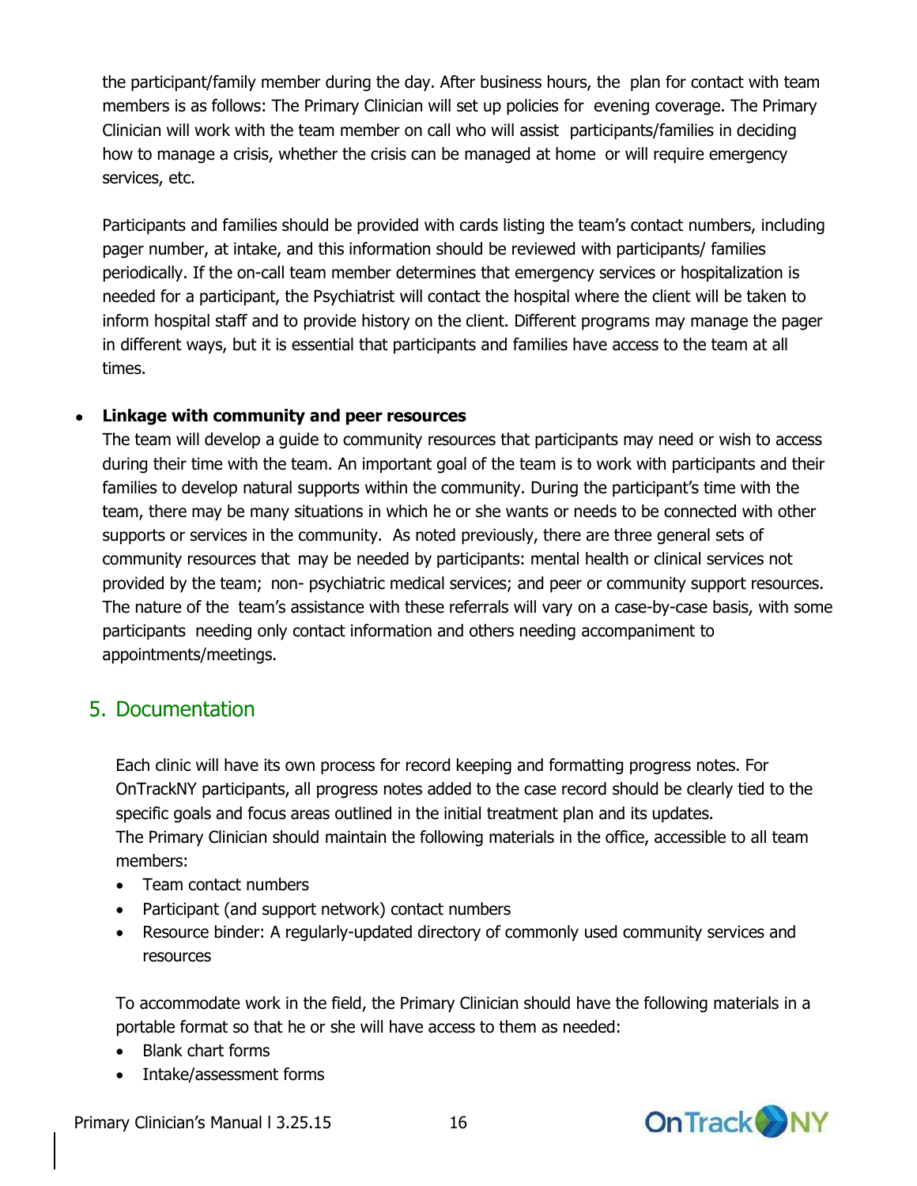the participant/family member during the day. After business hours, the plan for contact with team members is as follows: The Primary Clinician will set up policies for evening coverage. The Primary Clinician will work with the team member on call who will assist participants/families in deciding how to manage a crisis, whether the crisis can be managed at home or will require emergency services, etc.

Participants and families should be provided with cards listing the team's contact numbers, including pager number, at intake, and this information should be reviewed with participants/ families periodically. If the on-call team member determines that emergency services or hospitalization is needed for a participant, the Psychiatrist will contact the hospital where the client will be taken to inform hospital staff and to provide history on the client. Different programs may manage the pager in different ways, but it is essential that participants and families have access to the team at all times.

- **Linkage with community and peer resources**
  The team will develop a guide to community resources that participants may need or wish to access during their time with the team. An important goal of the team is to work with participants and their families to develop natural supports within the community. During the participant's time with the team, there may be many situations in which he or she wants or needs to be connected with other supports or services in the community. As noted previously, there are three general sets of community resources that may be needed by participants: mental health or clinical services not provided by the team; non- psychiatric medical services; and peer or community support resources. The nature of the team's assistance with these referrals will vary on a case-by-case basis, with some participants needing only contact information and others needing accompaniment to appointments/meetings.

## 5. Documentation

Each clinic will have its own process for record keeping and formatting progress notes. For OnTrackNY participants, all progress notes added to the case record should be clearly tied to the specific goals and focus areas outlined in the initial treatment plan and its updates.
The Primary Clinician should maintain the following materials in the office, accessible to all team members:

- Team contact numbers
- Participant (and support network) contact numbers
- Resource binder: A regularly-updated directory of commonly used community services and resources

To accommodate work in the field, the Primary Clinician should have the following materials in a portable format so that he or she will have access to them as needed:

- Blank chart forms
- Intake/assessment forms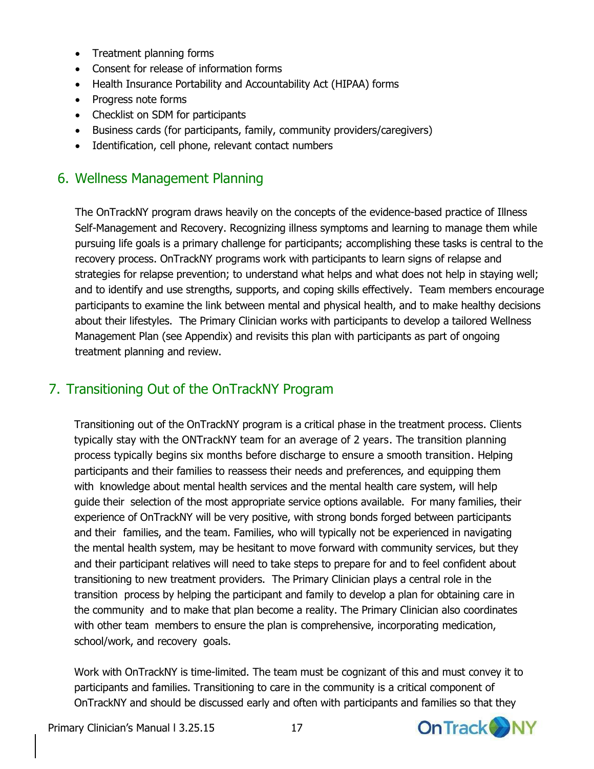- Treatment planning forms
- Consent for release of information forms
- Health Insurance Portability and Accountability Act (HIPAA) forms
- Progress note forms
- Checklist on SDM for participants
- Business cards (for participants, family, community providers/caregivers)
- Identification, cell phone, relevant contact numbers

## 6. Wellness Management Planning

The OnTrackNY program draws heavily on the concepts of the evidence-based practice of Illness Self-Management and Recovery. Recognizing illness symptoms and learning to manage them while pursuing life goals is a primary challenge for participants; accomplishing these tasks is central to the recovery process. OnTrackNY programs work with participants to learn signs of relapse and strategies for relapse prevention; to understand what helps and what does not help in staying well; and to identify and use strengths, supports, and coping skills effectively. Team members encourage participants to examine the link between mental and physical health, and to make healthy decisions about their lifestyles. The Primary Clinician works with participants to develop a tailored Wellness Management Plan (see Appendix) and revisits this plan with participants as part of ongoing treatment planning and review.

## 7. Transitioning Out of the OnTrackNY Program

Transitioning out of the OnTrackNY program is a critical phase in the treatment process. Clients typically stay with the ONTrackNY team for an average of 2 years. The transition planning process typically begins six months before discharge to ensure a smooth transition. Helping participants and their families to reassess their needs and preferences, and equipping them with knowledge about mental health services and the mental health care system, will help guide their selection of the most appropriate service options available. For many families, their experience of OnTrackNY will be very positive, with strong bonds forged between participants and their families, and the team. Families, who will typically not be experienced in navigating the mental health system, may be hesitant to move forward with community services, but they and their participant relatives will need to take steps to prepare for and to feel confident about transitioning to new treatment providers. The Primary Clinician plays a central role in the transition process by helping the participant and family to develop a plan for obtaining care in the community and to make that plan become a reality. The Primary Clinician also coordinates with other team members to ensure the plan is comprehensive, incorporating medication, school/work, and recovery goals.

Work with OnTrackNY is time-limited. The team must be cognizant of this and must convey it to participants and families. Transitioning to care in the community is a critical component of OnTrackNY and should be discussed early and often with participants and families so that they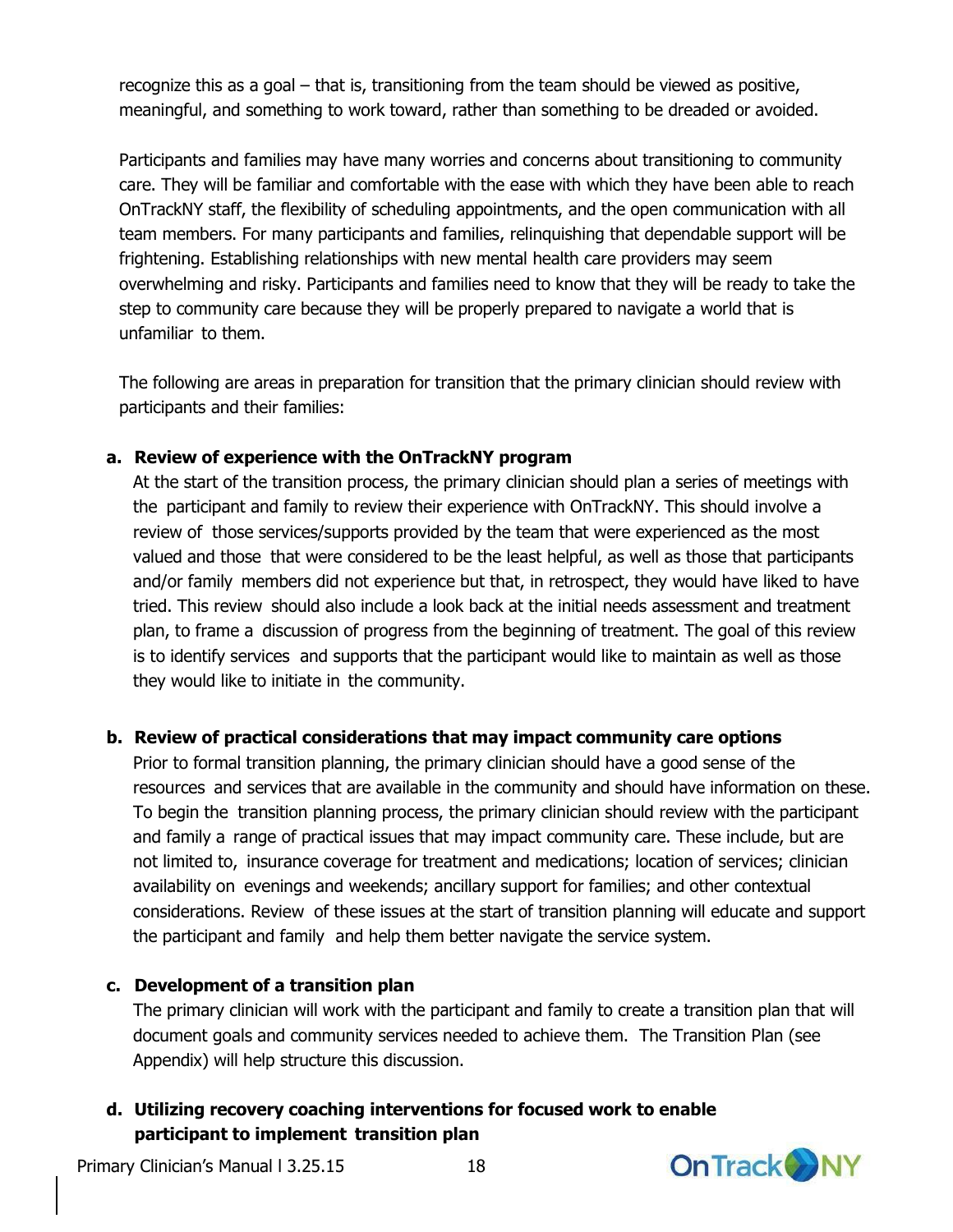recognize this as a goal – that is, transitioning from the team should be viewed as positive, meaningful, and something to work toward, rather than something to be dreaded or avoided.

Participants and families may have many worries and concerns about transitioning to community care. They will be familiar and comfortable with the ease with which they have been able to reach OnTrackNY staff, the flexibility of scheduling appointments, and the open communication with all team members. For many participants and families, relinquishing that dependable support will be frightening. Establishing relationships with new mental health care providers may seem overwhelming and risky. Participants and families need to know that they will be ready to take the step to community care because they will be properly prepared to navigate a world that is unfamiliar to them.

The following are areas in preparation for transition that the primary clinician should review with participants and their families:

**a. Review of experience with the OnTrackNY program**

At the start of the transition process, the primary clinician should plan a series of meetings with the participant and family to review their experience with OnTrackNY. This should involve a review of those services/supports provided by the team that were experienced as the most valued and those that were considered to be the least helpful, as well as those that participants and/or family members did not experience but that, in retrospect, they would have liked to have tried. This review should also include a look back at the initial needs assessment and treatment plan, to frame a discussion of progress from the beginning of treatment. The goal of this review is to identify services and supports that the participant would like to maintain as well as those they would like to initiate in the community.

**b. Review of practical considerations that may impact community care options**

Prior to formal transition planning, the primary clinician should have a good sense of the resources and services that are available in the community and should have information on these. To begin the transition planning process, the primary clinician should review with the participant and family a range of practical issues that may impact community care. These include, but are not limited to, insurance coverage for treatment and medications; location of services; clinician availability on evenings and weekends; ancillary support for families; and other contextual considerations. Review of these issues at the start of transition planning will educate and support the participant and family and help them better navigate the service system.

**c. Development of a transition plan**

The primary clinician will work with the participant and family to create a transition plan that will document goals and community services needed to achieve them. The Transition Plan (see Appendix) will help structure this discussion.

**d. Utilizing recovery coaching interventions for focused work to enable participant to implement transition plan**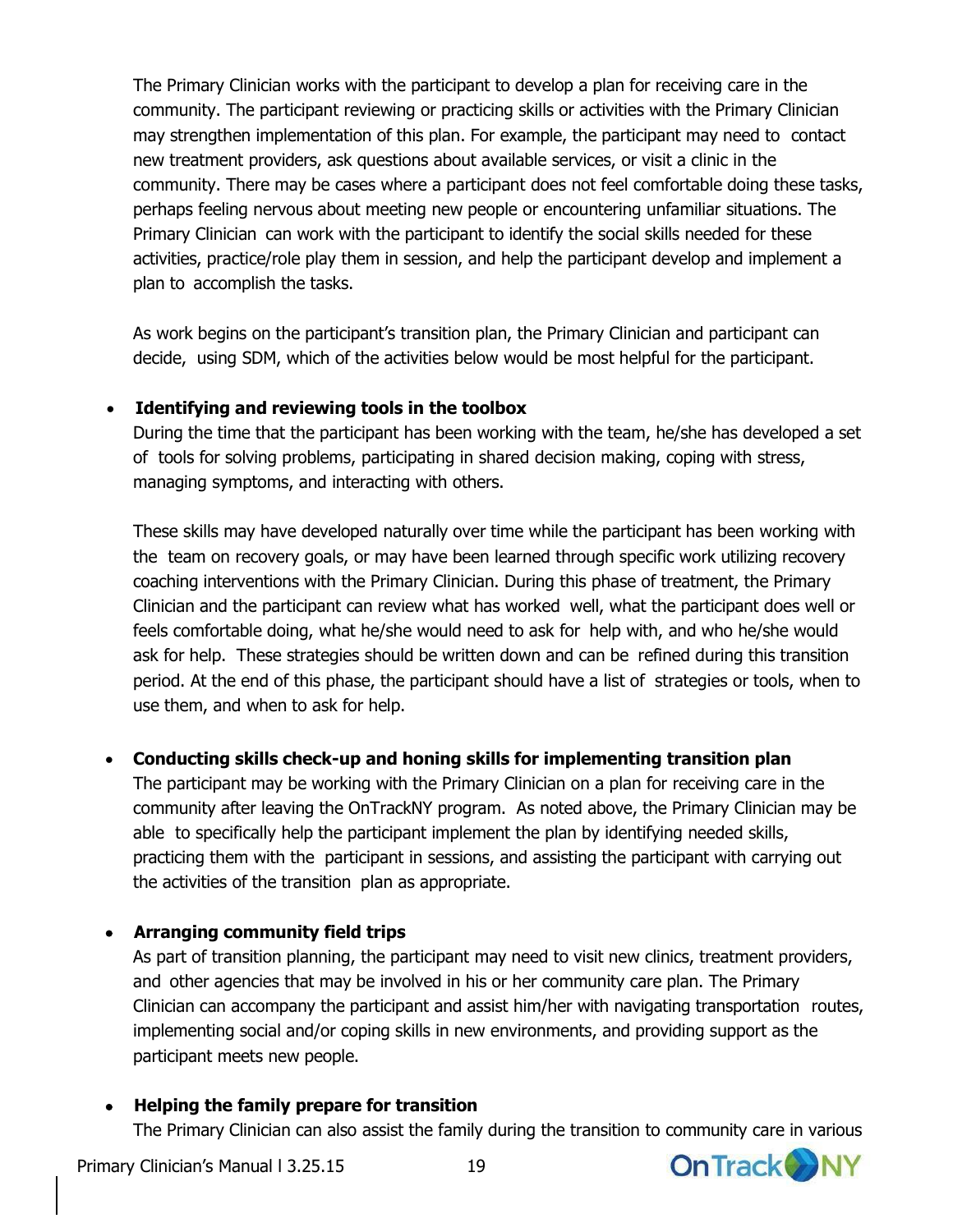The Primary Clinician works with the participant to develop a plan for receiving care in the community. The participant reviewing or practicing skills or activities with the Primary Clinician may strengthen implementation of this plan. For example, the participant may need to contact new treatment providers, ask questions about available services, or visit a clinic in the community. There may be cases where a participant does not feel comfortable doing these tasks, perhaps feeling nervous about meeting new people or encountering unfamiliar situations. The Primary Clinician can work with the participant to identify the social skills needed for these activities, practice/role play them in session, and help the participant develop and implement a plan to accomplish the tasks.

As work begins on the participant's transition plan, the Primary Clinician and participant can decide, using SDM, which of the activities below would be most helpful for the participant.

- **Identifying and reviewing tools in the toolbox**
  During the time that the participant has been working with the team, he/she has developed a set of tools for solving problems, participating in shared decision making, coping with stress, managing symptoms, and interacting with others.

  These skills may have developed naturally over time while the participant has been working with the team on recovery goals, or may have been learned through specific work utilizing recovery coaching interventions with the Primary Clinician. During this phase of treatment, the Primary Clinician and the participant can review what has worked well, what the participant does well or feels comfortable doing, what he/she would need to ask for help with, and who he/she would ask for help. These strategies should be written down and can be refined during this transition period. At the end of this phase, the participant should have a list of strategies or tools, when to use them, and when to ask for help.

- **Conducting skills check-up and honing skills for implementing transition plan**
  The participant may be working with the Primary Clinician on a plan for receiving care in the community after leaving the OnTrackNY program. As noted above, the Primary Clinician may be able to specifically help the participant implement the plan by identifying needed skills, practicing them with the participant in sessions, and assisting the participant with carrying out the activities of the transition plan as appropriate.

- **Arranging community field trips**
  As part of transition planning, the participant may need to visit new clinics, treatment providers, and other agencies that may be involved in his or her community care plan. The Primary Clinician can accompany the participant and assist him/her with navigating transportation routes, implementing social and/or coping skills in new environments, and providing support as the participant meets new people.

- **Helping the family prepare for transition**
  The Primary Clinician can also assist the family during the transition to community care in various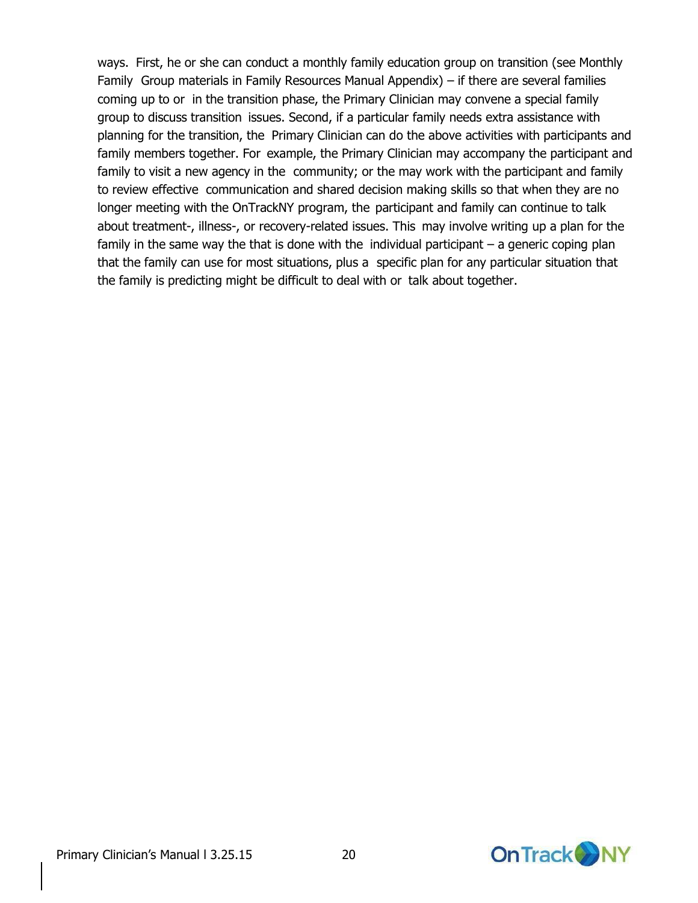ways. First, he or she can conduct a monthly family education group on transition (see Monthly Family Group materials in Family Resources Manual Appendix) – if there are several families coming up to or in the transition phase, the Primary Clinician may convene a special family group to discuss transition issues. Second, if a particular family needs extra assistance with planning for the transition, the Primary Clinician can do the above activities with participants and family members together. For example, the Primary Clinician may accompany the participant and family to visit a new agency in the community; or the may work with the participant and family to review effective communication and shared decision making skills so that when they are no longer meeting with the OnTrackNY program, the participant and family can continue to talk about treatment-, illness-, or recovery-related issues. This may involve writing up a plan for the family in the same way the that is done with the individual participant – a generic coping plan that the family can use for most situations, plus a specific plan for any particular situation that the family is predicting might be difficult to deal with or talk about together.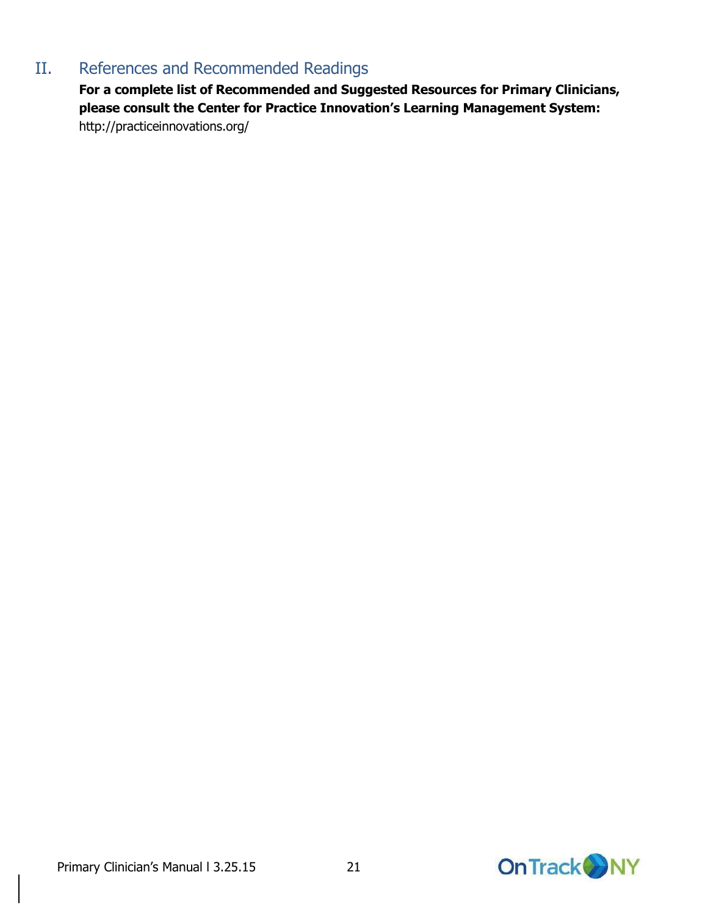## II. References and Recommended Readings

**For a complete list of Recommended and Suggested Resources for Primary Clinicians, please consult the Center for Practice Innovation's Learning Management System:**
http://practiceinnovations.org/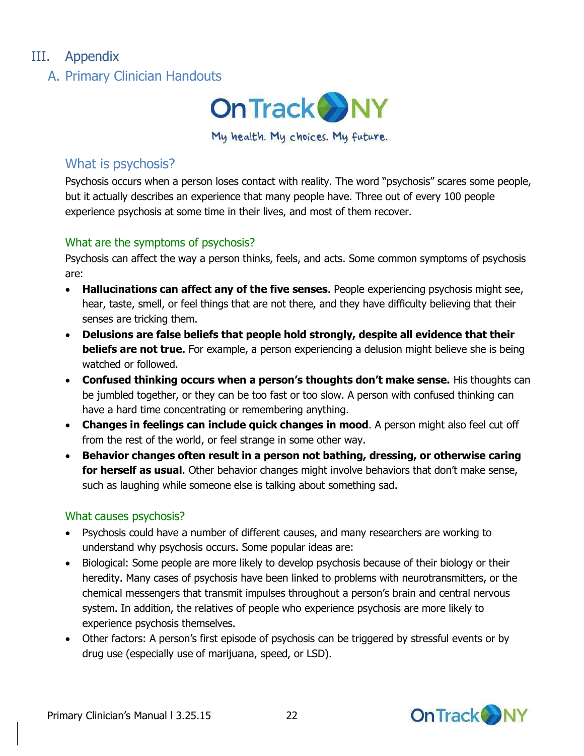# III. Appendix

## A. Primary Clinician Handouts

OnTrack NY

My health. My choices. My future.

### What is psychosis?

Psychosis occurs when a person loses contact with reality. The word "psychosis" scares some people, but it actually describes an experience that many people have. Three out of every 100 people experience psychosis at some time in their lives, and most of them recover.

#### What are the symptoms of psychosis?

Psychosis can affect the way a person thinks, feels, and acts. Some common symptoms of psychosis are:

- **Hallucinations can affect any of the five senses**. People experiencing psychosis might see, hear, taste, smell, or feel things that are not there, and they have difficulty believing that their senses are tricking them.
- **Delusions are false beliefs that people hold strongly, despite all evidence that their beliefs are not true.** For example, a person experiencing a delusion might believe she is being watched or followed.
- **Confused thinking occurs when a person's thoughts don't make sense.** His thoughts can be jumbled together, or they can be too fast or too slow. A person with confused thinking can have a hard time concentrating or remembering anything.
- **Changes in feelings can include quick changes in mood**. A person might also feel cut off from the rest of the world, or feel strange in some other way.
- **Behavior changes often result in a person not bathing, dressing, or otherwise caring for herself as usual**. Other behavior changes might involve behaviors that don't make sense, such as laughing while someone else is talking about something sad.

#### What causes psychosis?

- Psychosis could have a number of different causes, and many researchers are working to understand why psychosis occurs. Some popular ideas are:
- Biological: Some people are more likely to develop psychosis because of their biology or their heredity. Many cases of psychosis have been linked to problems with neurotransmitters, or the chemical messengers that transmit impulses throughout a person's brain and central nervous system. In addition, the relatives of people who experience psychosis are more likely to experience psychosis themselves.
- Other factors: A person's first episode of psychosis can be triggered by stressful events or by drug use (especially use of marijuana, speed, or LSD).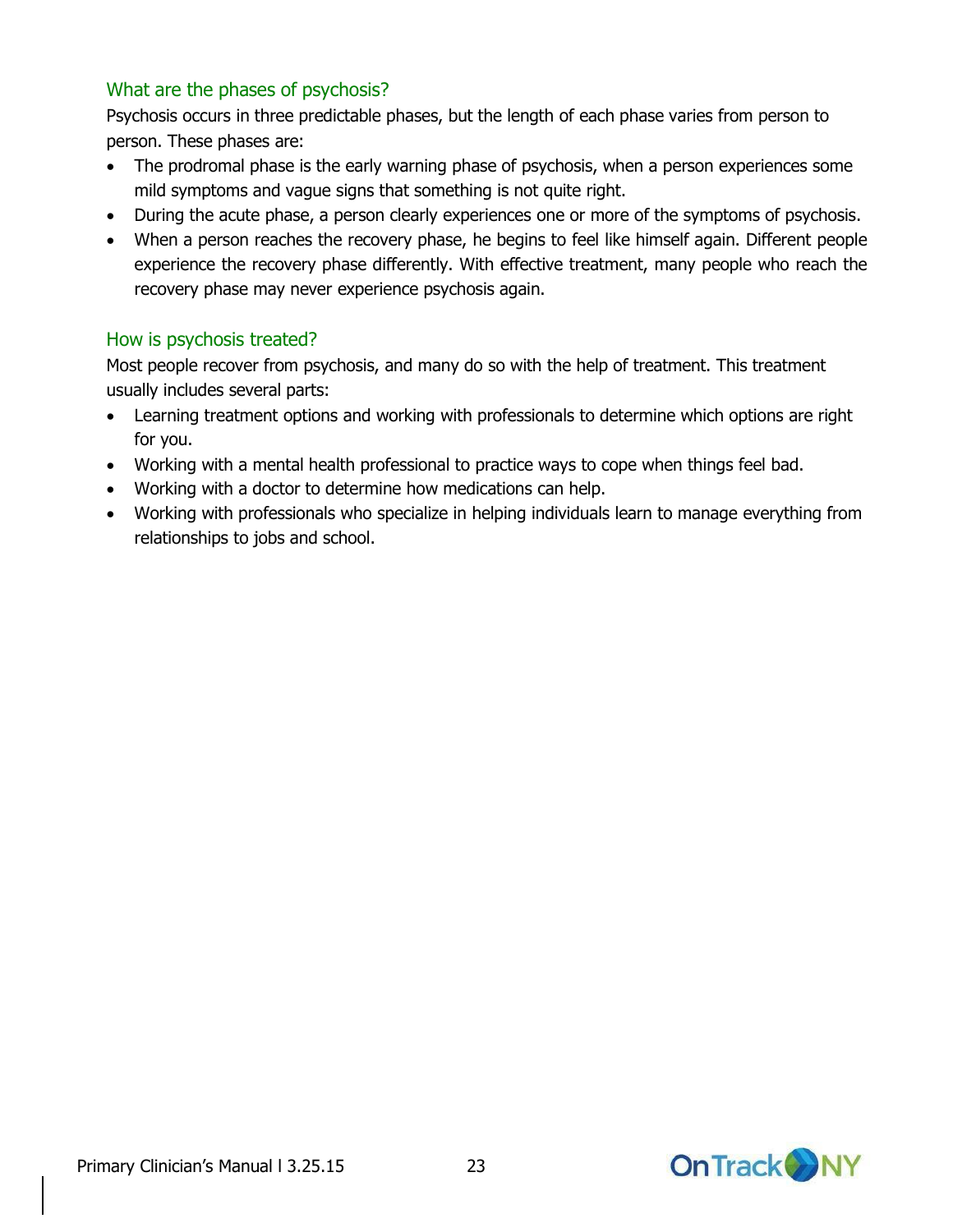### What are the phases of psychosis?

Psychosis occurs in three predictable phases, but the length of each phase varies from person to person. These phases are:

- The prodromal phase is the early warning phase of psychosis, when a person experiences some mild symptoms and vague signs that something is not quite right.
- During the acute phase, a person clearly experiences one or more of the symptoms of psychosis.
- When a person reaches the recovery phase, he begins to feel like himself again. Different people experience the recovery phase differently. With effective treatment, many people who reach the recovery phase may never experience psychosis again.

### How is psychosis treated?

Most people recover from psychosis, and many do so with the help of treatment. This treatment usually includes several parts:

- Learning treatment options and working with professionals to determine which options are right for you.
- Working with a mental health professional to practice ways to cope when things feel bad.
- Working with a doctor to determine how medications can help.
- Working with professionals who specialize in helping individuals learn to manage everything from relationships to jobs and school.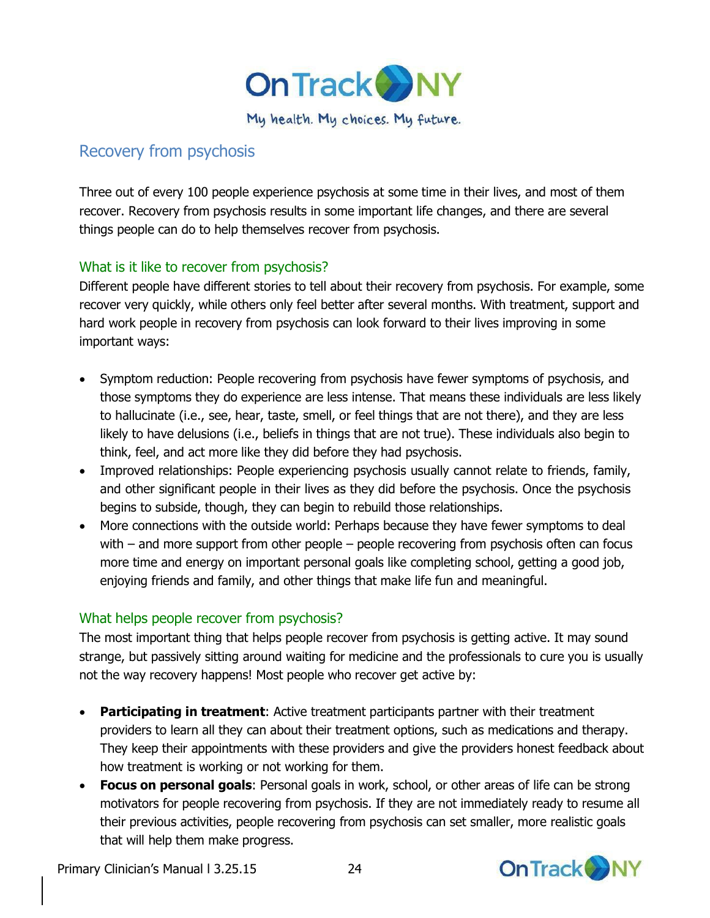## Recovery from psychosis

Three out of every 100 people experience psychosis at some time in their lives, and most of them recover. Recovery from psychosis results in some important life changes, and there are several things people can do to help themselves recover from psychosis.

### What is it like to recover from psychosis?

Different people have different stories to tell about their recovery from psychosis. For example, some recover very quickly, while others only feel better after several months. With treatment, support and hard work people in recovery from psychosis can look forward to their lives improving in some important ways:

- Symptom reduction: People recovering from psychosis have fewer symptoms of psychosis, and those symptoms they do experience are less intense. That means these individuals are less likely to hallucinate (i.e., see, hear, taste, smell, or feel things that are not there), and they are less likely to have delusions (i.e., beliefs in things that are not true). These individuals also begin to think, feel, and act more like they did before they had psychosis.
- Improved relationships: People experiencing psychosis usually cannot relate to friends, family, and other significant people in their lives as they did before the psychosis. Once the psychosis begins to subside, though, they can begin to rebuild those relationships.
- More connections with the outside world: Perhaps because they have fewer symptoms to deal with – and more support from other people – people recovering from psychosis often can focus more time and energy on important personal goals like completing school, getting a good job, enjoying friends and family, and other things that make life fun and meaningful.

### What helps people recover from psychosis?

The most important thing that helps people recover from psychosis is getting active. It may sound strange, but passively sitting around waiting for medicine and the professionals to cure you is usually not the way recovery happens! Most people who recover get active by:

- **Participating in treatment**: Active treatment participants partner with their treatment providers to learn all they can about their treatment options, such as medications and therapy. They keep their appointments with these providers and give the providers honest feedback about how treatment is working or not working for them.
- **Focus on personal goals**: Personal goals in work, school, or other areas of life can be strong motivators for people recovering from psychosis. If they are not immediately ready to resume all their previous activities, people recovering from psychosis can set smaller, more realistic goals that will help them make progress.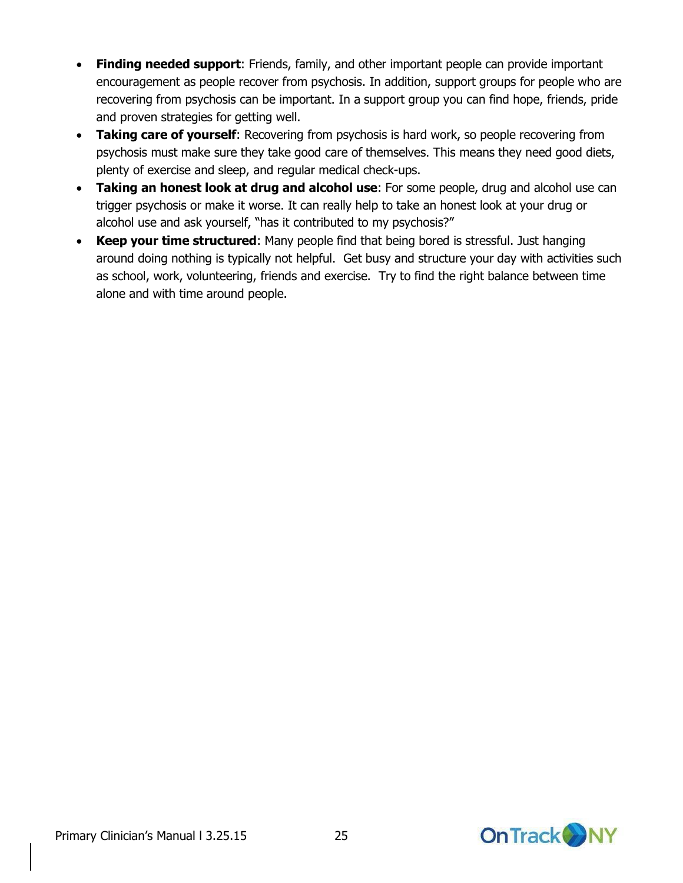- **Finding needed support**: Friends, family, and other important people can provide important encouragement as people recover from psychosis. In addition, support groups for people who are recovering from psychosis can be important. In a support group you can find hope, friends, pride and proven strategies for getting well.
- **Taking care of yourself**: Recovering from psychosis is hard work, so people recovering from psychosis must make sure they take good care of themselves. This means they need good diets, plenty of exercise and sleep, and regular medical check-ups.
- **Taking an honest look at drug and alcohol use**: For some people, drug and alcohol use can trigger psychosis or make it worse. It can really help to take an honest look at your drug or alcohol use and ask yourself, "has it contributed to my psychosis?"
- **Keep your time structured**: Many people find that being bored is stressful. Just hanging around doing nothing is typically not helpful. Get busy and structure your day with activities such as school, work, volunteering, friends and exercise. Try to find the right balance between time alone and with time around people.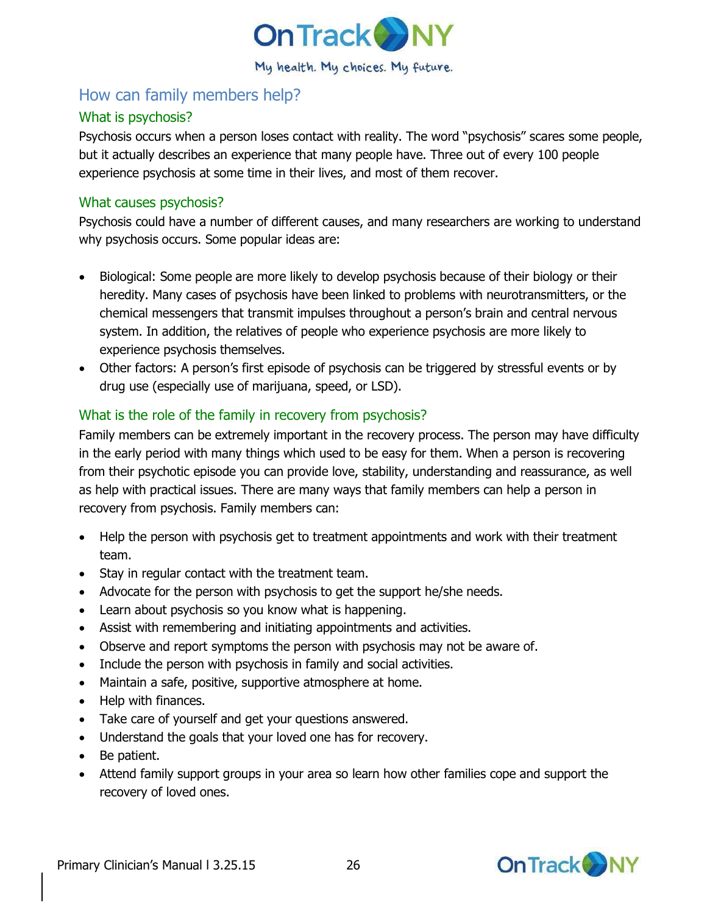## How can family members help?

### What is psychosis?

Psychosis occurs when a person loses contact with reality. The word "psychosis" scares some people, but it actually describes an experience that many people have. Three out of every 100 people experience psychosis at some time in their lives, and most of them recover.

### What causes psychosis?

Psychosis could have a number of different causes, and many researchers are working to understand why psychosis occurs. Some popular ideas are:

- Biological: Some people are more likely to develop psychosis because of their biology or their heredity. Many cases of psychosis have been linked to problems with neurotransmitters, or the chemical messengers that transmit impulses throughout a person's brain and central nervous system. In addition, the relatives of people who experience psychosis are more likely to experience psychosis themselves.
- Other factors: A person's first episode of psychosis can be triggered by stressful events or by drug use (especially use of marijuana, speed, or LSD).

### What is the role of the family in recovery from psychosis?

Family members can be extremely important in the recovery process. The person may have difficulty in the early period with many things which used to be easy for them. When a person is recovering from their psychotic episode you can provide love, stability, understanding and reassurance, as well as help with practical issues. There are many ways that family members can help a person in recovery from psychosis. Family members can:

- Help the person with psychosis get to treatment appointments and work with their treatment team.
- Stay in regular contact with the treatment team.
- Advocate for the person with psychosis to get the support he/she needs.
- Learn about psychosis so you know what is happening.
- Assist with remembering and initiating appointments and activities.
- Observe and report symptoms the person with psychosis may not be aware of.
- Include the person with psychosis in family and social activities.
- Maintain a safe, positive, supportive atmosphere at home.
- Help with finances.
- Take care of yourself and get your questions answered.
- Understand the goals that your loved one has for recovery.
- Be patient.
- Attend family support groups in your area so learn how other families cope and support the recovery of loved ones.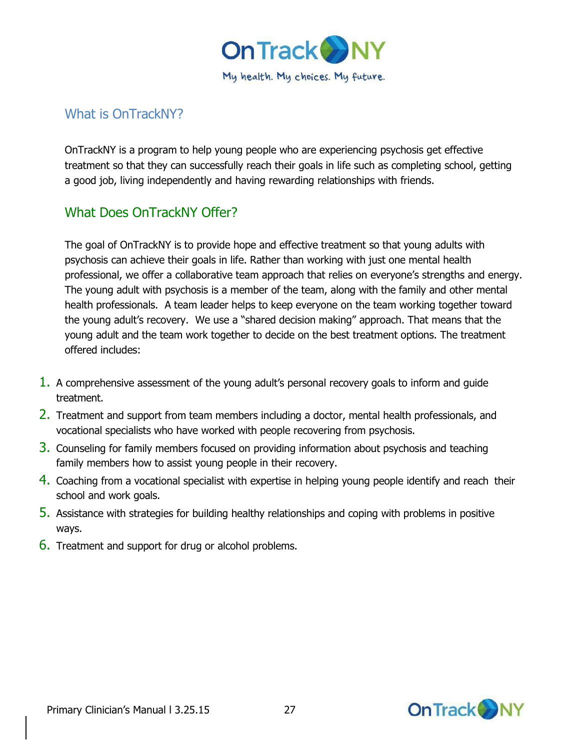## What is OnTrackNY?

OnTrackNY is a program to help young people who are experiencing psychosis get effective treatment so that they can successfully reach their goals in life such as completing school, getting a good job, living independently and having rewarding relationships with friends.

## What Does OnTrackNY Offer?

The goal of OnTrackNY is to provide hope and effective treatment so that young adults with psychosis can achieve their goals in life. Rather than working with just one mental health professional, we offer a collaborative team approach that relies on everyone's strengths and energy. The young adult with psychosis is a member of the team, along with the family and other mental health professionals. A team leader helps to keep everyone on the team working together toward the young adult's recovery. We use a "shared decision making" approach. That means that the young adult and the team work together to decide on the best treatment options. The treatment offered includes:

1. A comprehensive assessment of the young adult's personal recovery goals to inform and guide treatment.
2. Treatment and support from team members including a doctor, mental health professionals, and vocational specialists who have worked with people recovering from psychosis.
3. Counseling for family members focused on providing information about psychosis and teaching family members how to assist young people in their recovery.
4. Coaching from a vocational specialist with expertise in helping young people identify and reach their school and work goals.
5. Assistance with strategies for building healthy relationships and coping with problems in positive ways.
6. Treatment and support for drug or alcohol problems.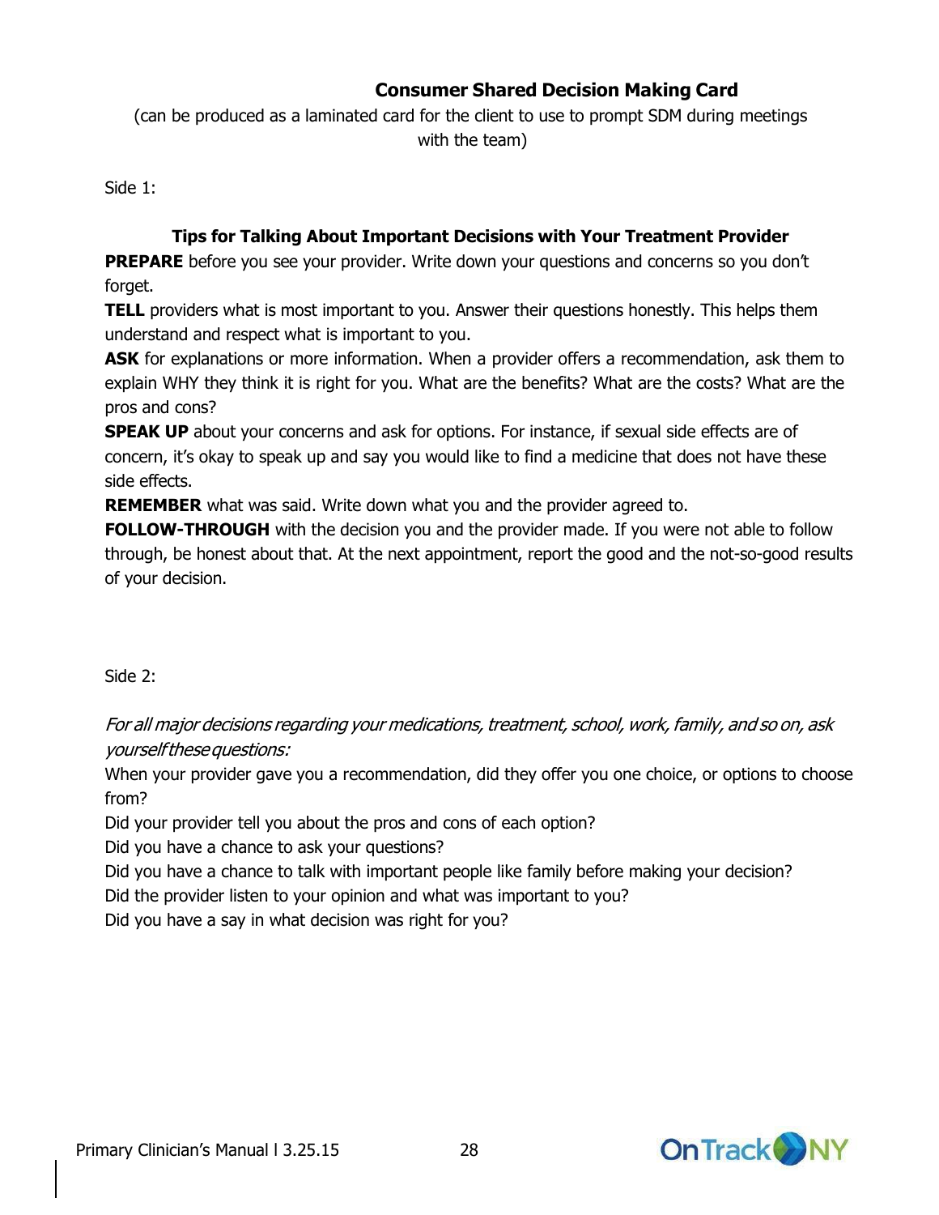## Consumer Shared Decision Making Card

(can be produced as a laminated card for the client to use to prompt SDM during meetings with the team)

Side 1:

### Tips for Talking About Important Decisions with Your Treatment Provider

**PREPARE** before you see your provider. Write down your questions and concerns so you don't forget.

**TELL** providers what is most important to you. Answer their questions honestly. This helps them understand and respect what is important to you.

**ASK** for explanations or more information. When a provider offers a recommendation, ask them to explain WHY they think it is right for you. What are the benefits? What are the costs? What are the pros and cons?

**SPEAK UP** about your concerns and ask for options. For instance, if sexual side effects are of concern, it's okay to speak up and say you would like to find a medicine that does not have these side effects.

**REMEMBER** what was said. Write down what you and the provider agreed to.

**FOLLOW-THROUGH** with the decision you and the provider made. If you were not able to follow through, be honest about that. At the next appointment, report the good and the not-so-good results of your decision.

Side 2:

*For all major decisions regarding your medications, treatment, school, work, family, and so on, ask yourself these questions:*

When your provider gave you a recommendation, did they offer you one choice, or options to choose from?

Did your provider tell you about the pros and cons of each option?

Did you have a chance to ask your questions?

Did you have a chance to talk with important people like family before making your decision?

Did the provider listen to your opinion and what was important to you?

Did you have a say in what decision was right for you?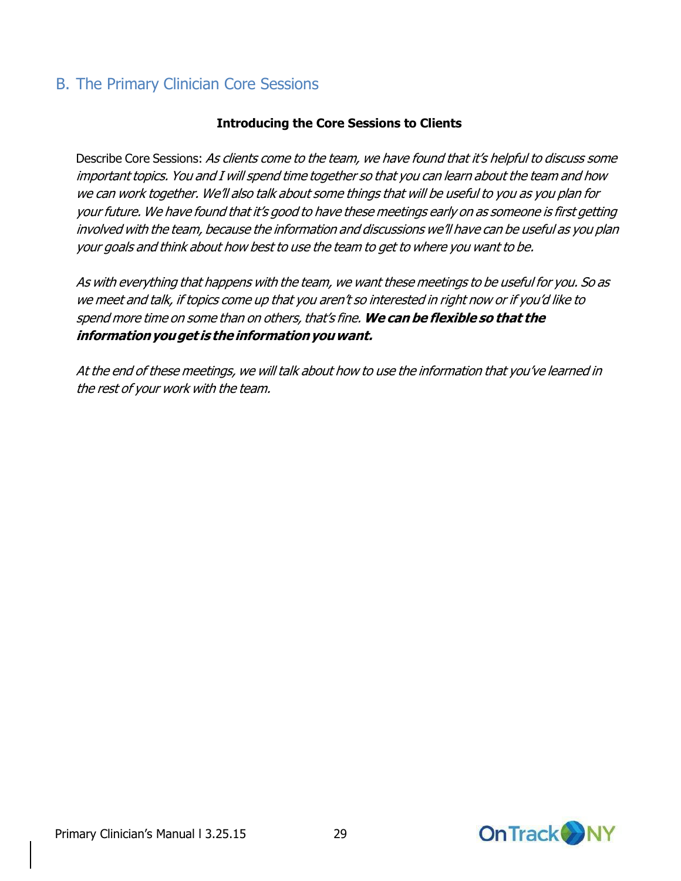## B. The Primary Clinician Core Sessions

**Introducing the Core Sessions to Clients**

Describe Core Sessions: *As clients come to the team, we have found that it's helpful to discuss some important topics. You and I will spend time together so that you can learn about the team and how we can work together. We'll also talk about some things that will be useful to you as you plan for your future. We have found that it's good to have these meetings early on as someone is first getting involved with the team, because the information and discussions we'll have can be useful as you plan your goals and think about how best to use the team to get to where you want to be.*

*As with everything that happens with the team, we want these meetings to be useful for you. So as we meet and talk, if topics come up that you aren't so interested in right now or if you'd like to spend more time on some than on others, that's fine.* ***We can be flexible so that the information you get is the information you want.***

*At the end of these meetings, we will talk about how to use the information that you've learned in the rest of your work with the team.*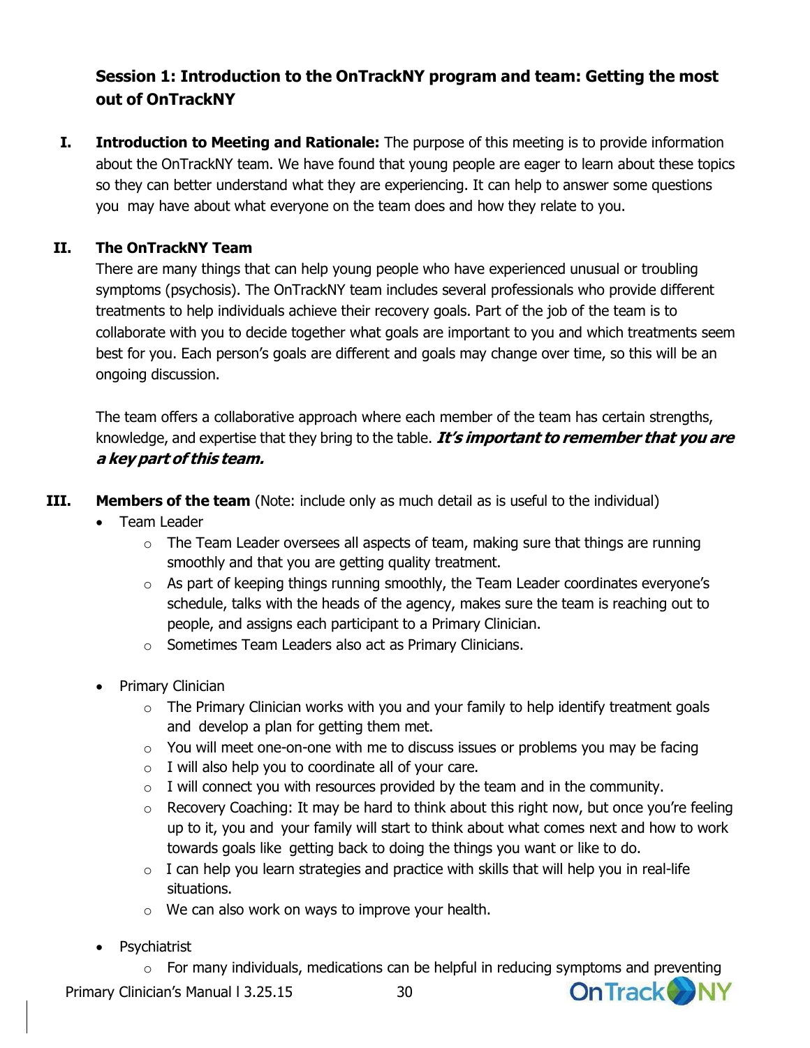## Session 1: Introduction to the OnTrackNY program and team: Getting the most out of OnTrackNY

**I. Introduction to Meeting and Rationale:** The purpose of this meeting is to provide information about the OnTrackNY team. We have found that young people are eager to learn about these topics so they can better understand what they are experiencing. It can help to answer some questions you may have about what everyone on the team does and how they relate to you.

**II. The OnTrackNY Team**

There are many things that can help young people who have experienced unusual or troubling symptoms (psychosis). The OnTrackNY team includes several professionals who provide different treatments to help individuals achieve their recovery goals. Part of the job of the team is to collaborate with you to decide together what goals are important to you and which treatments seem best for you. Each person's goals are different and goals may change over time, so this will be an ongoing discussion.

The team offers a collaborative approach where each member of the team has certain strengths, knowledge, and expertise that they bring to the table. ***It's important to remember that you are a key part of this team.***

**III. Members of the team** (Note: include only as much detail as is useful to the individual)

- Team Leader
  - The Team Leader oversees all aspects of team, making sure that things are running smoothly and that you are getting quality treatment.
  - As part of keeping things running smoothly, the Team Leader coordinates everyone's schedule, talks with the heads of the agency, makes sure the team is reaching out to people, and assigns each participant to a Primary Clinician.
  - Sometimes Team Leaders also act as Primary Clinicians.

- Primary Clinician
  - The Primary Clinician works with you and your family to help identify treatment goals and develop a plan for getting them met.
  - You will meet one-on-one with me to discuss issues or problems you may be facing
  - I will also help you to coordinate all of your care.
  - I will connect you with resources provided by the team and in the community.
  - Recovery Coaching: It may be hard to think about this right now, but once you're feeling up to it, you and your family will start to think about what comes next and how to work towards goals like getting back to doing the things you want or like to do.
  - I can help you learn strategies and practice with skills that will help you in real-life situations.
  - We can also work on ways to improve your health.

- Psychiatrist
  - For many individuals, medications can be helpful in reducing symptoms and preventing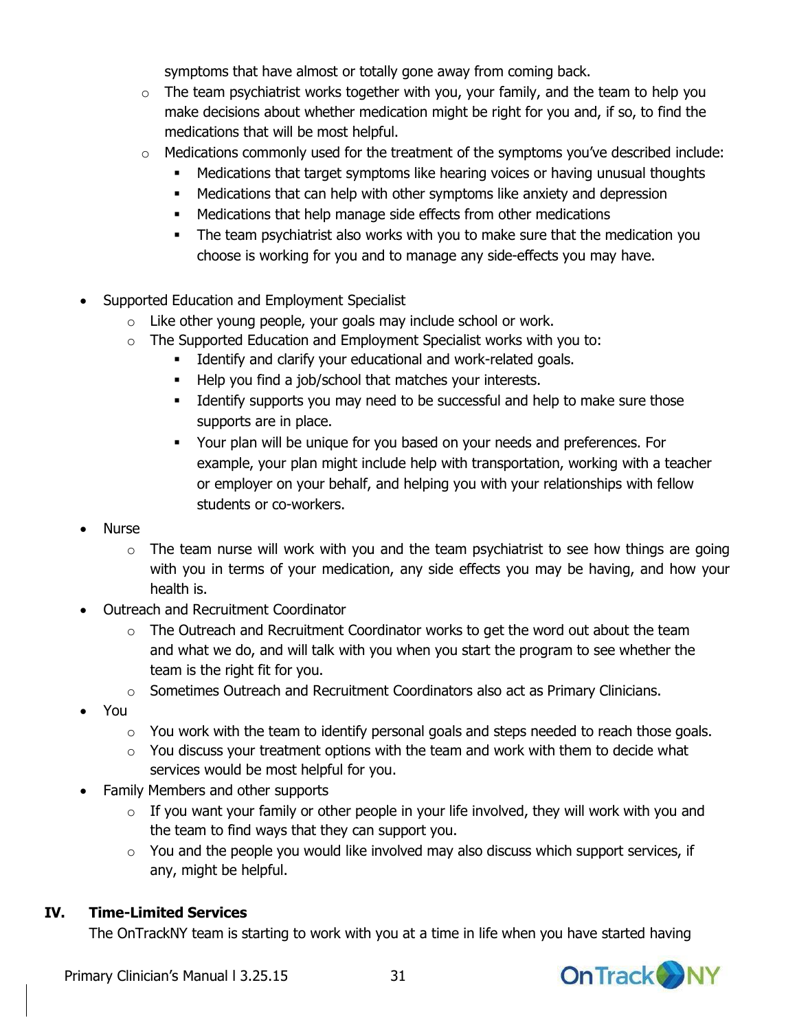symptoms that have almost or totally gone away from coming back.

    - The team psychiatrist works together with you, your family, and the team to help you make decisions about whether medication might be right for you and, if so, to find the medications that will be most helpful.
    - Medications commonly used for the treatment of the symptoms you've described include:
        - Medications that target symptoms like hearing voices or having unusual thoughts
        - Medications that can help with other symptoms like anxiety and depression
        - Medications that help manage side effects from other medications
        - The team psychiatrist also works with you to make sure that the medication you choose is working for you and to manage any side-effects you may have.

- Supported Education and Employment Specialist
    - Like other young people, your goals may include school or work.
    - The Supported Education and Employment Specialist works with you to:
        - Identify and clarify your educational and work-related goals.
        - Help you find a job/school that matches your interests.
        - Identify supports you may need to be successful and help to make sure those supports are in place.
        - Your plan will be unique for you based on your needs and preferences. For example, your plan might include help with transportation, working with a teacher or employer on your behalf, and helping you with your relationships with fellow students or co-workers.
- Nurse
    - The team nurse will work with you and the team psychiatrist to see how things are going with you in terms of your medication, any side effects you may be having, and how your health is.
- Outreach and Recruitment Coordinator
    - The Outreach and Recruitment Coordinator works to get the word out about the team and what we do, and will talk with you when you start the program to see whether the team is the right fit for you.
    - Sometimes Outreach and Recruitment Coordinators also act as Primary Clinicians.
- You
    - You work with the team to identify personal goals and steps needed to reach those goals.
    - You discuss your treatment options with the team and work with them to decide what services would be most helpful for you.
- Family Members and other supports
    - If you want your family or other people in your life involved, they will work with you and the team to find ways that they can support you.
    - You and the people you would like involved may also discuss which support services, if any, might be helpful.

## IV. Time-Limited Services

The OnTrackNY team is starting to work with you at a time in life when you have started having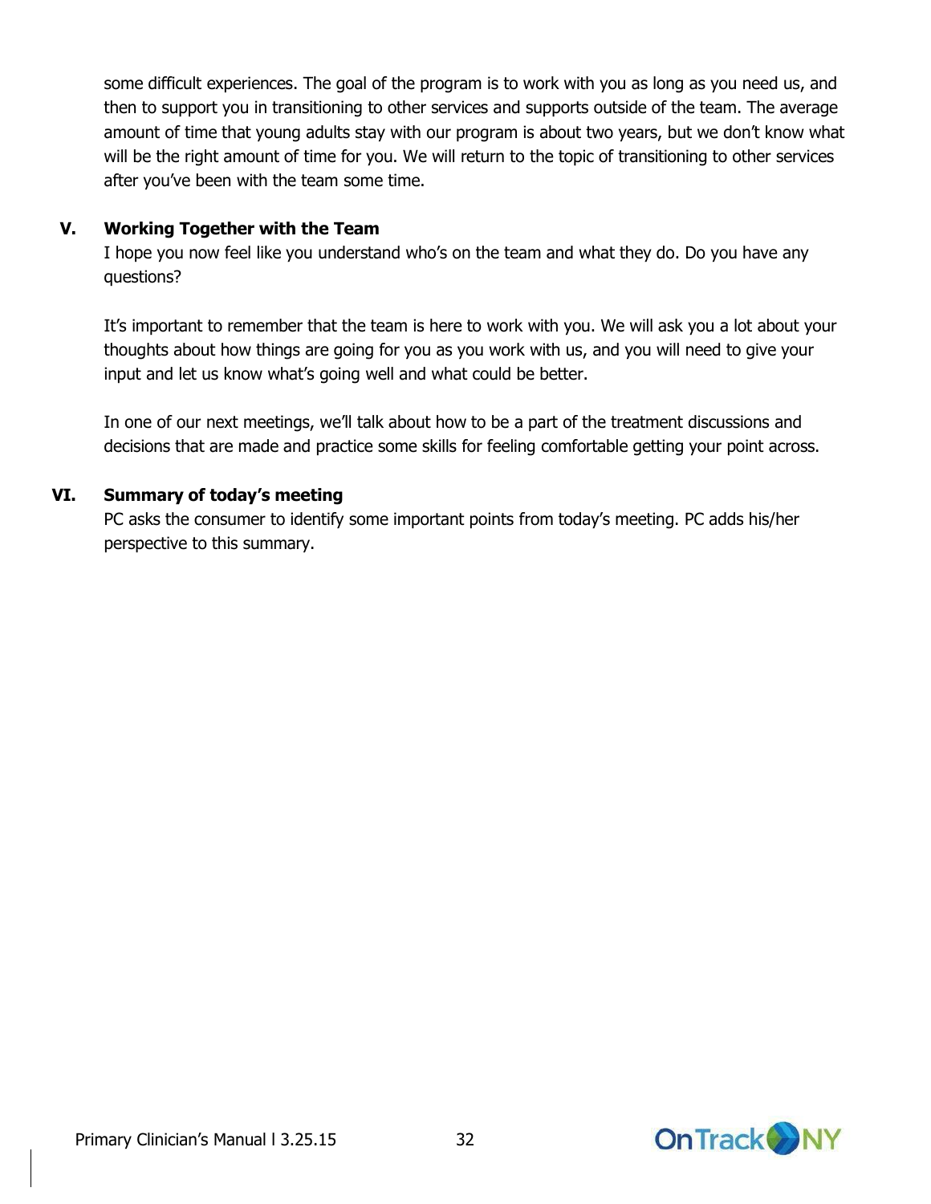some difficult experiences. The goal of the program is to work with you as long as you need us, and then to support you in transitioning to other services and supports outside of the team. The average amount of time that young adults stay with our program is about two years, but we don't know what will be the right amount of time for you. We will return to the topic of transitioning to other services after you've been with the team some time.

**V. Working Together with the Team**

I hope you now feel like you understand who's on the team and what they do. Do you have any questions?

It's important to remember that the team is here to work with you. We will ask you a lot about your thoughts about how things are going for you as you work with us, and you will need to give your input and let us know what's going well and what could be better.

In one of our next meetings, we'll talk about how to be a part of the treatment discussions and decisions that are made and practice some skills for feeling comfortable getting your point across.

**VI. Summary of today's meeting**

PC asks the consumer to identify some important points from today's meeting. PC adds his/her perspective to this summary.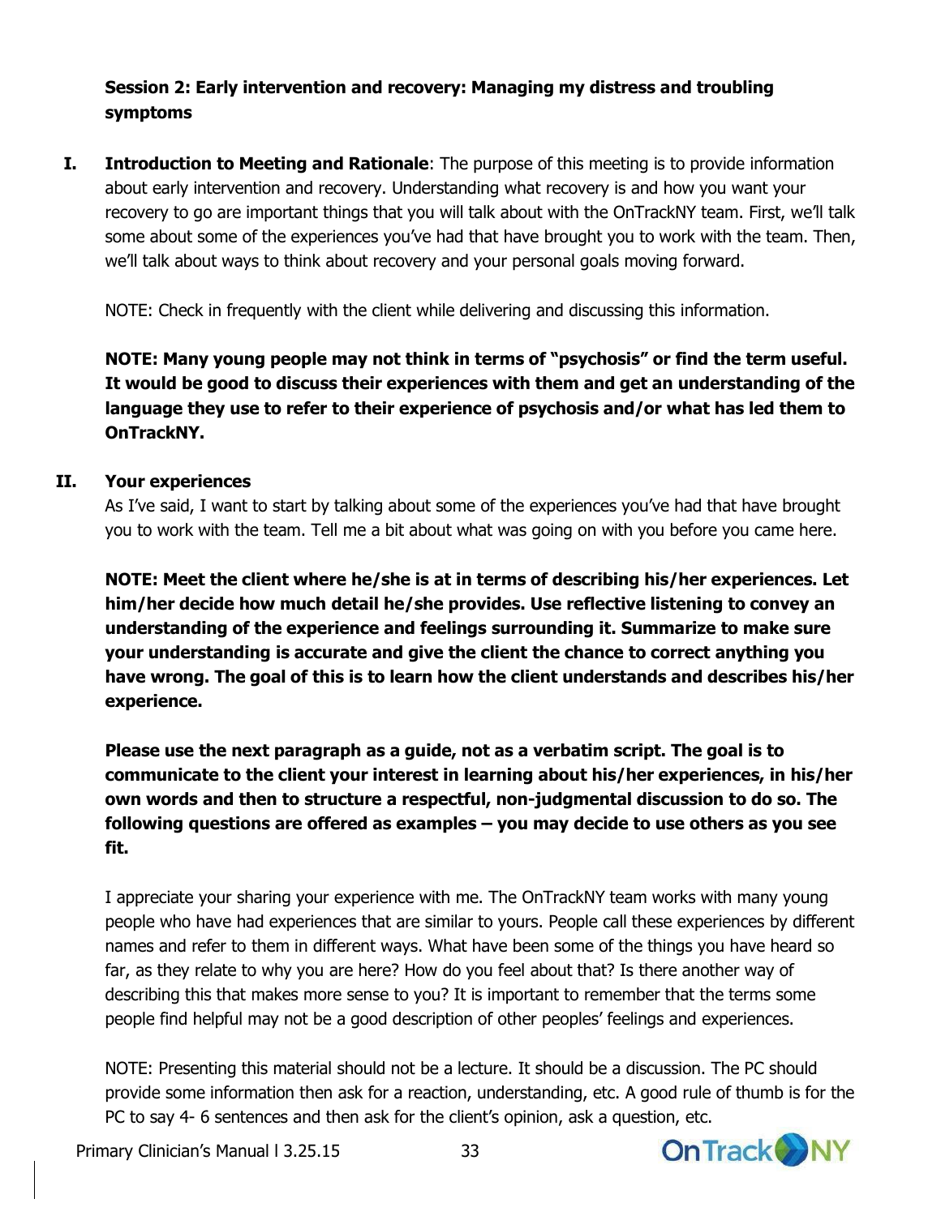**Session 2: Early intervention and recovery: Managing my distress and troubling symptoms**

I. **Introduction to Meeting and Rationale**: The purpose of this meeting is to provide information about early intervention and recovery. Understanding what recovery is and how you want your recovery to go are important things that you will talk about with the OnTrackNY team. First, we'll talk some about some of the experiences you've had that have brought you to work with the team. Then, we'll talk about ways to think about recovery and your personal goals moving forward.

NOTE: Check in frequently with the client while delivering and discussing this information.

**NOTE: Many young people may not think in terms of "psychosis" or find the term useful. It would be good to discuss their experiences with them and get an understanding of the language they use to refer to their experience of psychosis and/or what has led them to OnTrackNY.**

II. **Your experiences**

As I've said, I want to start by talking about some of the experiences you've had that have brought you to work with the team. Tell me a bit about what was going on with you before you came here.

**NOTE: Meet the client where he/she is at in terms of describing his/her experiences. Let him/her decide how much detail he/she provides. Use reflective listening to convey an understanding of the experience and feelings surrounding it. Summarize to make sure your understanding is accurate and give the client the chance to correct anything you have wrong. The goal of this is to learn how the client understands and describes his/her experience.**

**Please use the next paragraph as a guide, not as a verbatim script. The goal is to communicate to the client your interest in learning about his/her experiences, in his/her own words and then to structure a respectful, non-judgmental discussion to do so. The following questions are offered as examples – you may decide to use others as you see fit.**

I appreciate your sharing your experience with me. The OnTrackNY team works with many young people who have had experiences that are similar to yours. People call these experiences by different names and refer to them in different ways. What have been some of the things you have heard so far, as they relate to why you are here? How do you feel about that? Is there another way of describing this that makes more sense to you? It is important to remember that the terms some people find helpful may not be a good description of other peoples' feelings and experiences.

NOTE: Presenting this material should not be a lecture. It should be a discussion. The PC should provide some information then ask for a reaction, understanding, etc. A good rule of thumb is for the PC to say 4- 6 sentences and then ask for the client's opinion, ask a question, etc.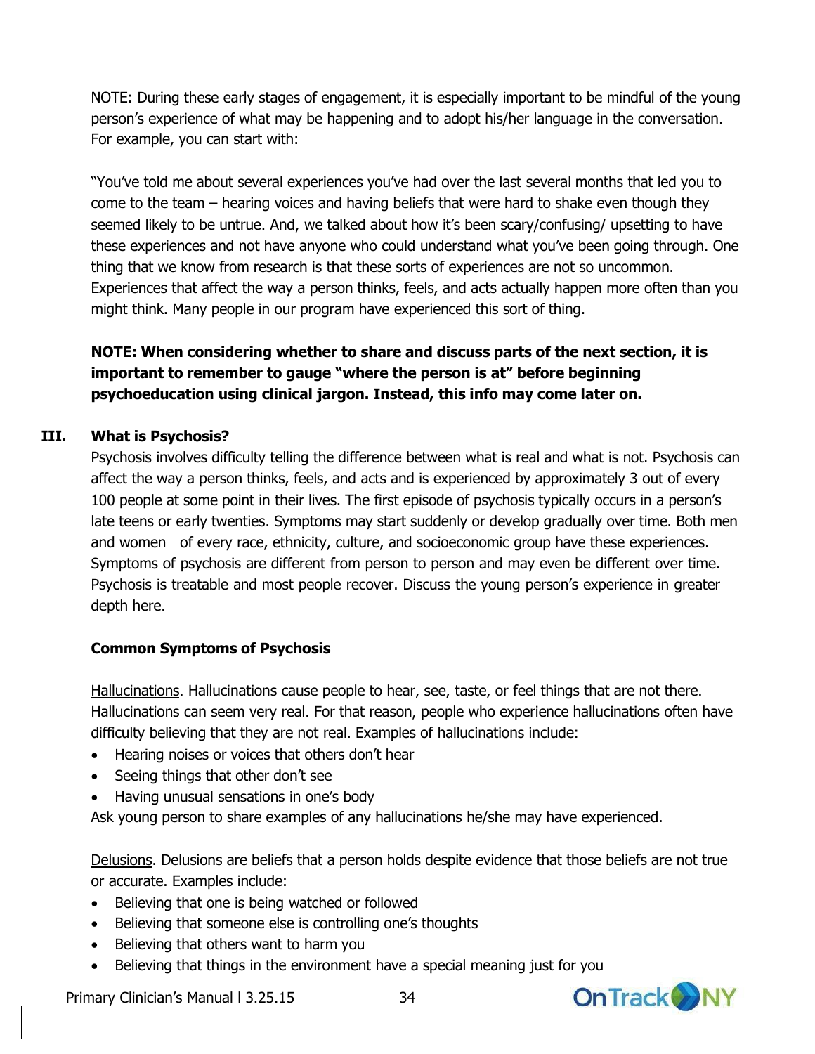NOTE: During these early stages of engagement, it is especially important to be mindful of the young person's experience of what may be happening and to adopt his/her language in the conversation. For example, you can start with:

"You've told me about several experiences you've had over the last several months that led you to come to the team – hearing voices and having beliefs that were hard to shake even though they seemed likely to be untrue. And, we talked about how it's been scary/confusing/ upsetting to have these experiences and not have anyone who could understand what you've been going through. One thing that we know from research is that these sorts of experiences are not so uncommon. Experiences that affect the way a person thinks, feels, and acts actually happen more often than you might think. Many people in our program have experienced this sort of thing.

**NOTE: When considering whether to share and discuss parts of the next section, it is important to remember to gauge "where the person is at" before beginning psychoeducation using clinical jargon. Instead, this info may come later on.**

## III. What is Psychosis?

Psychosis involves difficulty telling the difference between what is real and what is not. Psychosis can affect the way a person thinks, feels, and acts and is experienced by approximately 3 out of every 100 people at some point in their lives. The first episode of psychosis typically occurs in a person's late teens or early twenties. Symptoms may start suddenly or develop gradually over time. Both men and women of every race, ethnicity, culture, and socioeconomic group have these experiences. Symptoms of psychosis are different from person to person and may even be different over time. Psychosis is treatable and most people recover. Discuss the young person's experience in greater depth here.

**Common Symptoms of Psychosis**

Hallucinations. Hallucinations cause people to hear, see, taste, or feel things that are not there. Hallucinations can seem very real. For that reason, people who experience hallucinations often have difficulty believing that they are not real. Examples of hallucinations include:

- Hearing noises or voices that others don't hear
- Seeing things that other don't see
- Having unusual sensations in one's body

Ask young person to share examples of any hallucinations he/she may have experienced.

Delusions. Delusions are beliefs that a person holds despite evidence that those beliefs are not true or accurate. Examples include:

- Believing that one is being watched or followed
- Believing that someone else is controlling one's thoughts
- Believing that others want to harm you
- Believing that things in the environment have a special meaning just for you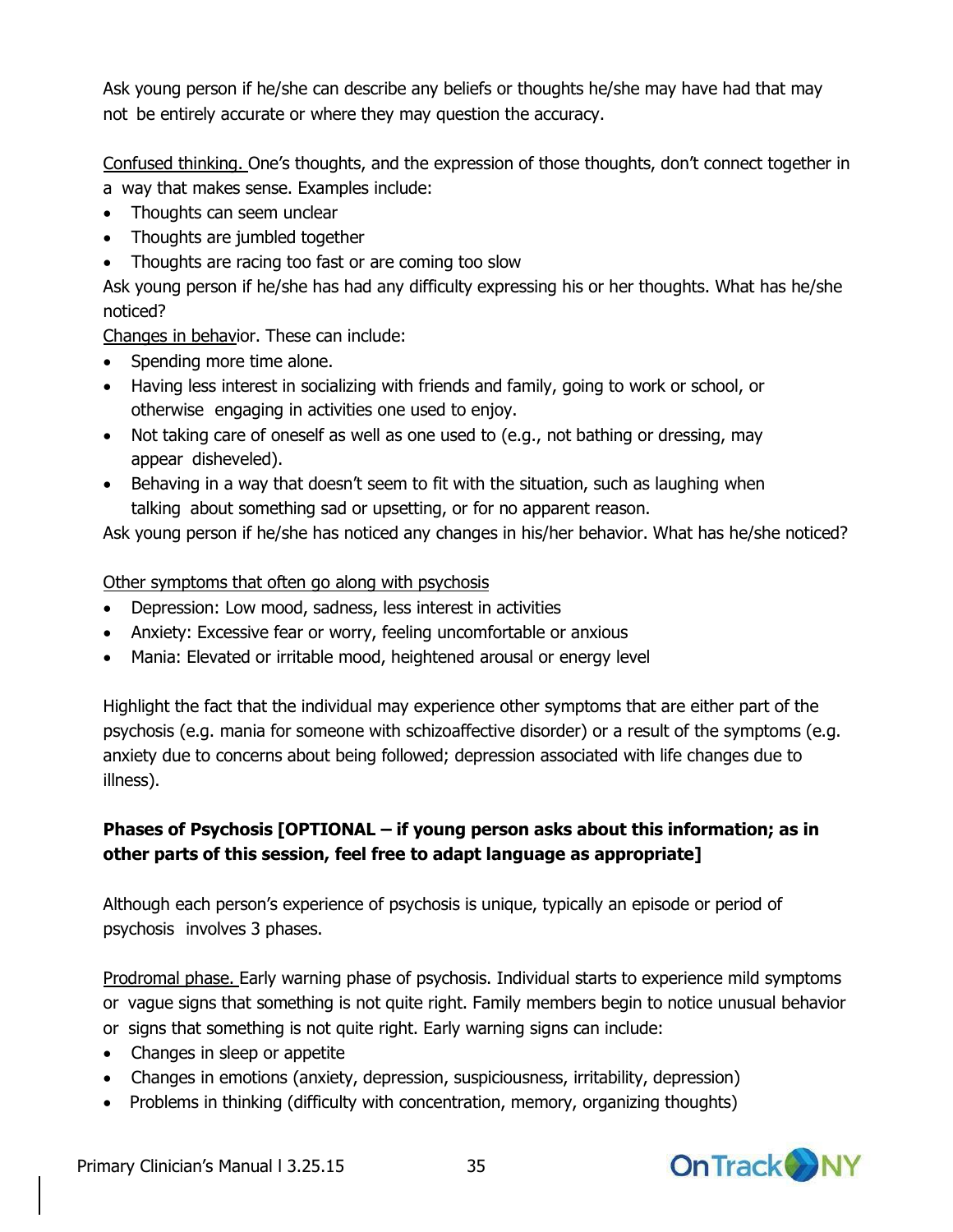Ask young person if he/she can describe any beliefs or thoughts he/she may have had that may not be entirely accurate or where they may question the accuracy.

<u>Confused thinking.</u> One's thoughts, and the expression of those thoughts, don't connect together in a way that makes sense. Examples include:

- Thoughts can seem unclear
- Thoughts are jumbled together
- Thoughts are racing too fast or are coming too slow

Ask young person if he/she has had any difficulty expressing his or her thoughts. What has he/she noticed?

<u>Changes in behavior</u>. These can include:

- Spending more time alone.
- Having less interest in socializing with friends and family, going to work or school, or otherwise engaging in activities one used to enjoy.
- Not taking care of oneself as well as one used to (e.g., not bathing or dressing, may appear disheveled).
- Behaving in a way that doesn't seem to fit with the situation, such as laughing when talking about something sad or upsetting, or for no apparent reason.

Ask young person if he/she has noticed any changes in his/her behavior. What has he/she noticed?

<u>Other symptoms that often go along with psychosis</u>

- Depression: Low mood, sadness, less interest in activities
- Anxiety: Excessive fear or worry, feeling uncomfortable or anxious
- Mania: Elevated or irritable mood, heightened arousal or energy level

Highlight the fact that the individual may experience other symptoms that are either part of the psychosis (e.g. mania for someone with schizoaffective disorder) or a result of the symptoms (e.g. anxiety due to concerns about being followed; depression associated with life changes due to illness).

**Phases of Psychosis [OPTIONAL – if young person asks about this information; as in other parts of this session, feel free to adapt language as appropriate]**

Although each person's experience of psychosis is unique, typically an episode or period of psychosis involves 3 phases.

<u>Prodromal phase.</u> Early warning phase of psychosis. Individual starts to experience mild symptoms or vague signs that something is not quite right. Family members begin to notice unusual behavior or signs that something is not quite right. Early warning signs can include:

- Changes in sleep or appetite
- Changes in emotions (anxiety, depression, suspiciousness, irritability, depression)
- Problems in thinking (difficulty with concentration, memory, organizing thoughts)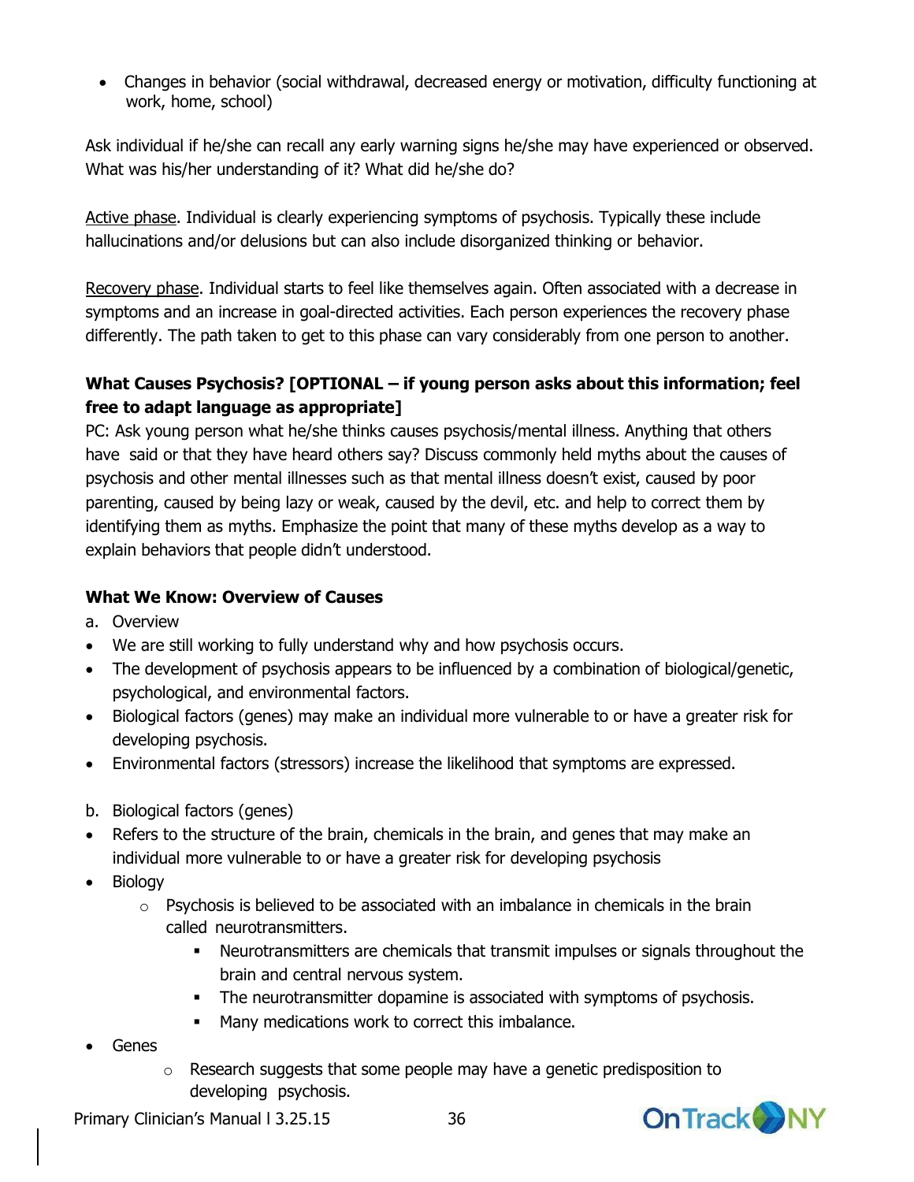- Changes in behavior (social withdrawal, decreased energy or motivation, difficulty functioning at work, home, school)

Ask individual if he/she can recall any early warning signs he/she may have experienced or observed. What was his/her understanding of it? What did he/she do?

Active phase. Individual is clearly experiencing symptoms of psychosis. Typically these include hallucinations and/or delusions but can also include disorganized thinking or behavior.

Recovery phase. Individual starts to feel like themselves again. Often associated with a decrease in symptoms and an increase in goal-directed activities. Each person experiences the recovery phase differently. The path taken to get to this phase can vary considerably from one person to another.

**What Causes Psychosis? [OPTIONAL – if young person asks about this information; feel free to adapt language as appropriate]**

PC: Ask young person what he/she thinks causes psychosis/mental illness. Anything that others have said or that they have heard others say? Discuss commonly held myths about the causes of psychosis and other mental illnesses such as that mental illness doesn't exist, caused by poor parenting, caused by being lazy or weak, caused by the devil, etc. and help to correct them by identifying them as myths. Emphasize the point that many of these myths develop as a way to explain behaviors that people didn't understood.

**What We Know: Overview of Causes**

a. Overview

- We are still working to fully understand why and how psychosis occurs.
- The development of psychosis appears to be influenced by a combination of biological/genetic, psychological, and environmental factors.
- Biological factors (genes) may make an individual more vulnerable to or have a greater risk for developing psychosis.
- Environmental factors (stressors) increase the likelihood that symptoms are expressed.

b. Biological factors (genes)

- Refers to the structure of the brain, chemicals in the brain, and genes that may make an individual more vulnerable to or have a greater risk for developing psychosis
- Biology
    - Psychosis is believed to be associated with an imbalance in chemicals in the brain called neurotransmitters.
        - Neurotransmitters are chemicals that transmit impulses or signals throughout the brain and central nervous system.
        - The neurotransmitter dopamine is associated with symptoms of psychosis.
        - Many medications work to correct this imbalance.
- Genes
    - Research suggests that some people may have a genetic predisposition to developing psychosis.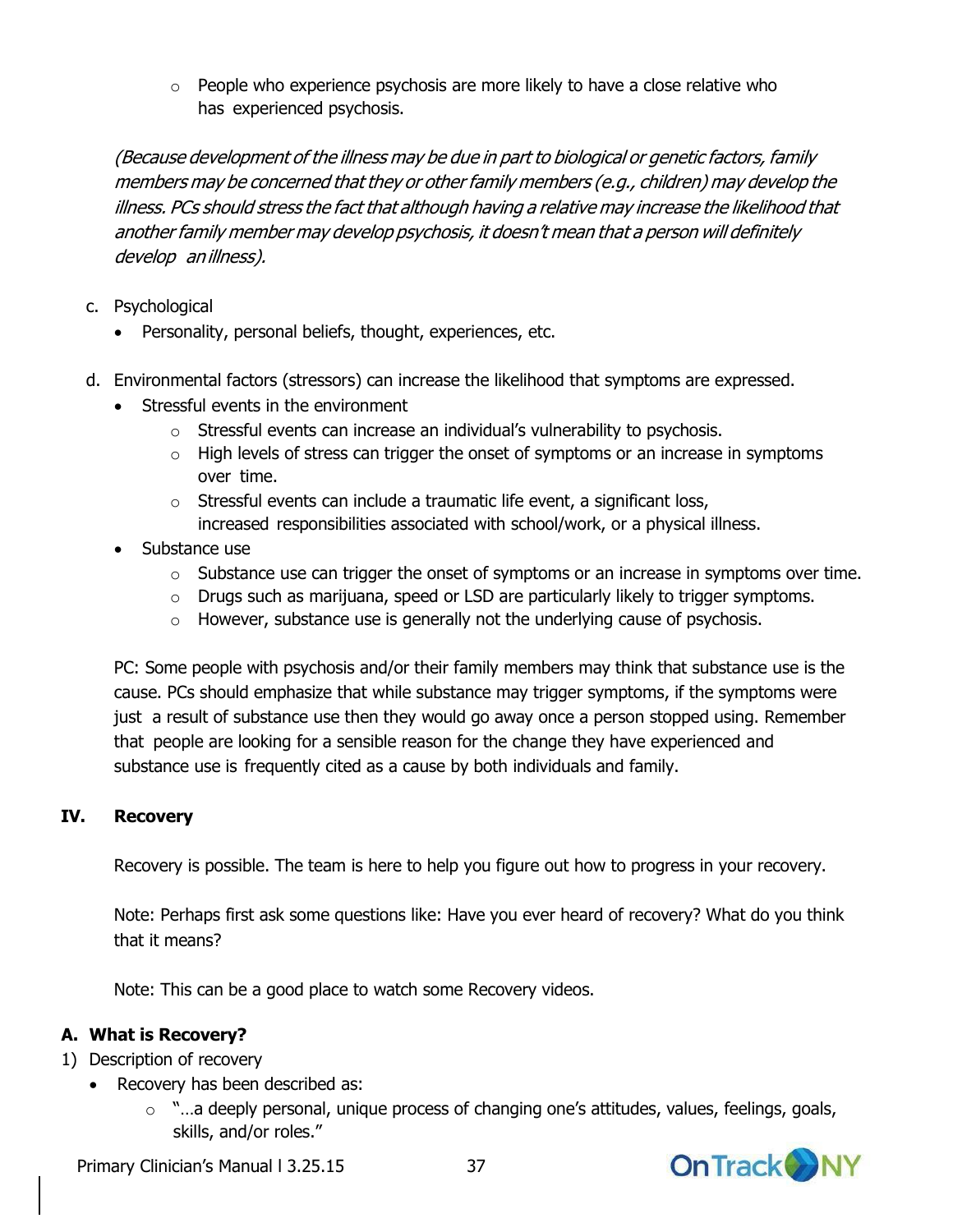- People who experience psychosis are more likely to have a close relative who has experienced psychosis.

*(Because development of the illness may be due in part to biological or genetic factors, family members may be concerned that they or other family members (e.g., children) may develop the illness. PCs should stress the fact that although having a relative may increase the likelihood that another family member may develop psychosis, it doesn't mean that a person will definitely develop an illness).*

c. Psychological
   - Personality, personal beliefs, thought, experiences, etc.

d. Environmental factors (stressors) can increase the likelihood that symptoms are expressed.
   - Stressful events in the environment
     - Stressful events can increase an individual's vulnerability to psychosis.
     - High levels of stress can trigger the onset of symptoms or an increase in symptoms over time.
     - Stressful events can include a traumatic life event, a significant loss, increased responsibilities associated with school/work, or a physical illness.
   - Substance use
     - Substance use can trigger the onset of symptoms or an increase in symptoms over time.
     - Drugs such as marijuana, speed or LSD are particularly likely to trigger symptoms.
     - However, substance use is generally not the underlying cause of psychosis.

PC: Some people with psychosis and/or their family members may think that substance use is the cause. PCs should emphasize that while substance may trigger symptoms, if the symptoms were just a result of substance use then they would go away once a person stopped using. Remember that people are looking for a sensible reason for the change they have experienced and substance use is frequently cited as a cause by both individuals and family.

## IV. Recovery

Recovery is possible. The team is here to help you figure out how to progress in your recovery.

Note: Perhaps first ask some questions like: Have you ever heard of recovery? What do you think that it means?

Note: This can be a good place to watch some Recovery videos.

### A. What is Recovery?

1) Description of recovery
   - Recovery has been described as:
     - "…a deeply personal, unique process of changing one's attitudes, values, feelings, goals, skills, and/or roles."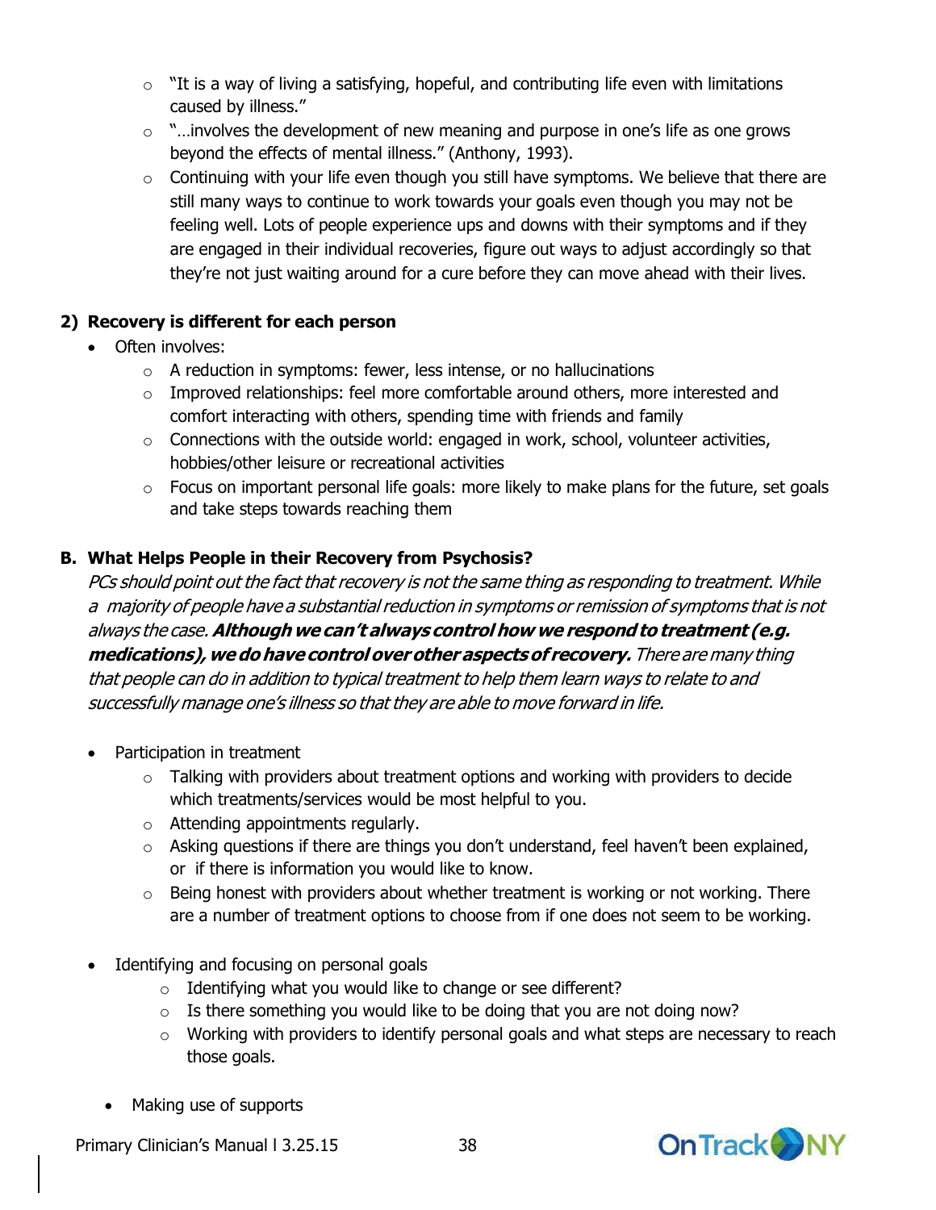- "It is a way of living a satisfying, hopeful, and contributing life even with limitations caused by illness."
- "…involves the development of new meaning and purpose in one's life as one grows beyond the effects of mental illness." (Anthony, 1993).
- Continuing with your life even though you still have symptoms. We believe that there are still many ways to continue to work towards your goals even though you may not be feeling well. Lots of people experience ups and downs with their symptoms and if they are engaged in their individual recoveries, figure out ways to adjust accordingly so that they're not just waiting around for a cure before they can move ahead with their lives.

**2) Recovery is different for each person**

- Often involves:
  - A reduction in symptoms: fewer, less intense, or no hallucinations
  - Improved relationships: feel more comfortable around others, more interested and comfort interacting with others, spending time with friends and family
  - Connections with the outside world: engaged in work, school, volunteer activities, hobbies/other leisure or recreational activities
  - Focus on important personal life goals: more likely to make plans for the future, set goals and take steps towards reaching them

**B. What Helps People in their Recovery from Psychosis?**

*PCs should point out the fact that recovery is not the same thing as responding to treatment. While a majority of people have a substantial reduction in symptoms or remission of symptoms that is not always the case.* ***Although we can't always control how we respond to treatment (e.g. medications), we do have control over other aspects of recovery.*** *There are many thing that people can do in addition to typical treatment to help them learn ways to relate to and successfully manage one's illness so that they are able to move forward in life.*

- Participation in treatment
  - Talking with providers about treatment options and working with providers to decide which treatments/services would be most helpful to you.
  - Attending appointments regularly.
  - Asking questions if there are things you don't understand, feel haven't been explained, or if there is information you would like to know.
  - Being honest with providers about whether treatment is working or not working. There are a number of treatment options to choose from if one does not seem to be working.

- Identifying and focusing on personal goals
  - Identifying what you would like to change or see different?
  - Is there something you would like to be doing that you are not doing now?
  - Working with providers to identify personal goals and what steps are necessary to reach those goals.

- Making use of supports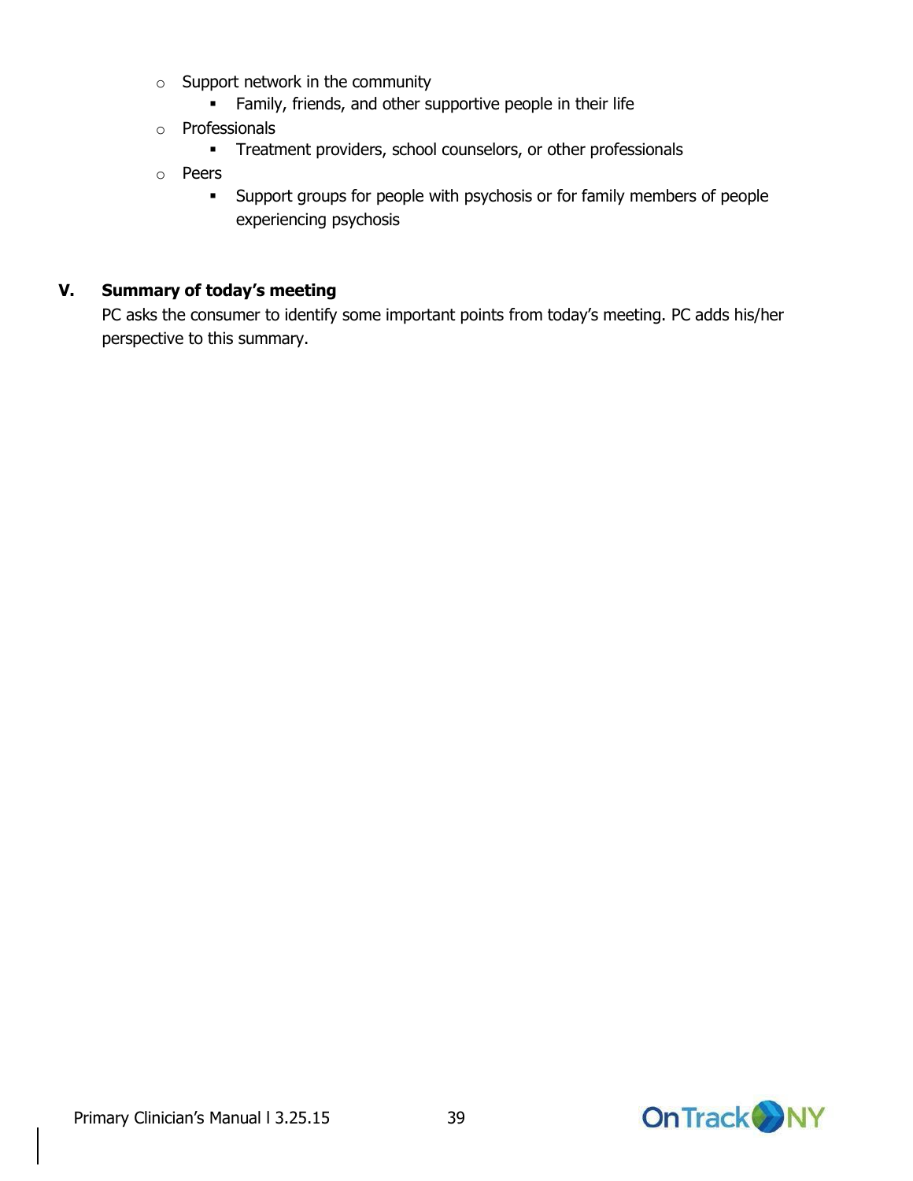- Support network in the community
  - Family, friends, and other supportive people in their life
- Professionals
  - Treatment providers, school counselors, or other professionals
- Peers
  - Support groups for people with psychosis or for family members of people experiencing psychosis

**V. Summary of today's meeting**

PC asks the consumer to identify some important points from today's meeting. PC adds his/her perspective to this summary.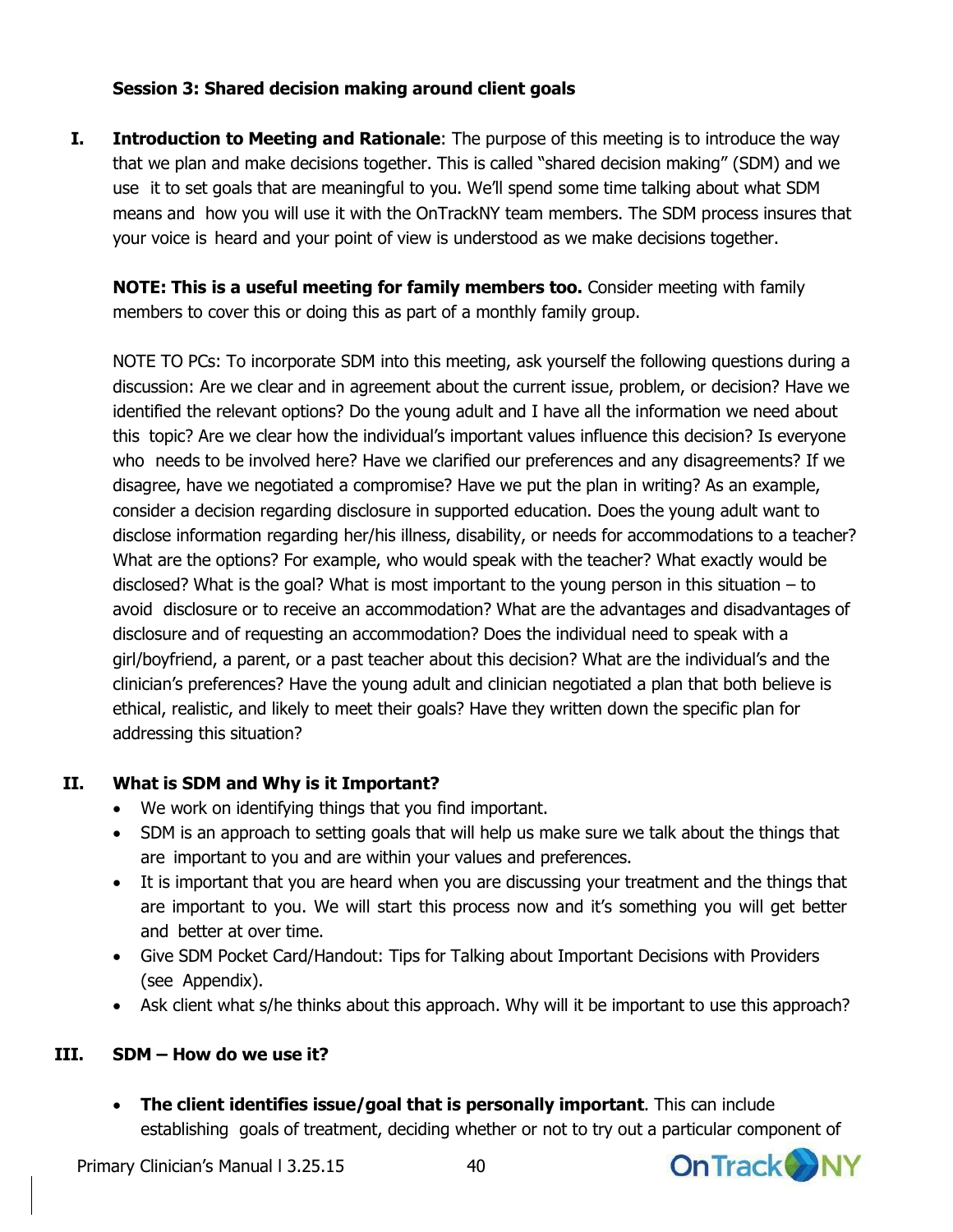**Session 3: Shared decision making around client goals**

I. **Introduction to Meeting and Rationale**: The purpose of this meeting is to introduce the way that we plan and make decisions together. This is called "shared decision making" (SDM) and we use it to set goals that are meaningful to you. We'll spend some time talking about what SDM means and how you will use it with the OnTrackNY team members. The SDM process insures that your voice is heard and your point of view is understood as we make decisions together.

**NOTE: This is a useful meeting for family members too.** Consider meeting with family members to cover this or doing this as part of a monthly family group.

NOTE TO PCs: To incorporate SDM into this meeting, ask yourself the following questions during a discussion: Are we clear and in agreement about the current issue, problem, or decision? Have we identified the relevant options? Do the young adult and I have all the information we need about this topic? Are we clear how the individual's important values influence this decision? Is everyone who needs to be involved here? Have we clarified our preferences and any disagreements? If we disagree, have we negotiated a compromise? Have we put the plan in writing? As an example, consider a decision regarding disclosure in supported education. Does the young adult want to disclose information regarding her/his illness, disability, or needs for accommodations to a teacher? What are the options? For example, who would speak with the teacher? What exactly would be disclosed? What is the goal? What is most important to the young person in this situation – to avoid disclosure or to receive an accommodation? What are the advantages and disadvantages of disclosure and of requesting an accommodation? Does the individual need to speak with a girl/boyfriend, a parent, or a past teacher about this decision? What are the individual's and the clinician's preferences? Have the young adult and clinician negotiated a plan that both believe is ethical, realistic, and likely to meet their goals? Have they written down the specific plan for addressing this situation?

II. **What is SDM and Why is it Important?**

- We work on identifying things that you find important.
- SDM is an approach to setting goals that will help us make sure we talk about the things that are important to you and are within your values and preferences.
- It is important that you are heard when you are discussing your treatment and the things that are important to you. We will start this process now and it's something you will get better and better at over time.
- Give SDM Pocket Card/Handout: Tips for Talking about Important Decisions with Providers (see Appendix).
- Ask client what s/he thinks about this approach. Why will it be important to use this approach?

III. **SDM – How do we use it?**

- **The client identifies issue/goal that is personally important**. This can include establishing goals of treatment, deciding whether or not to try out a particular component of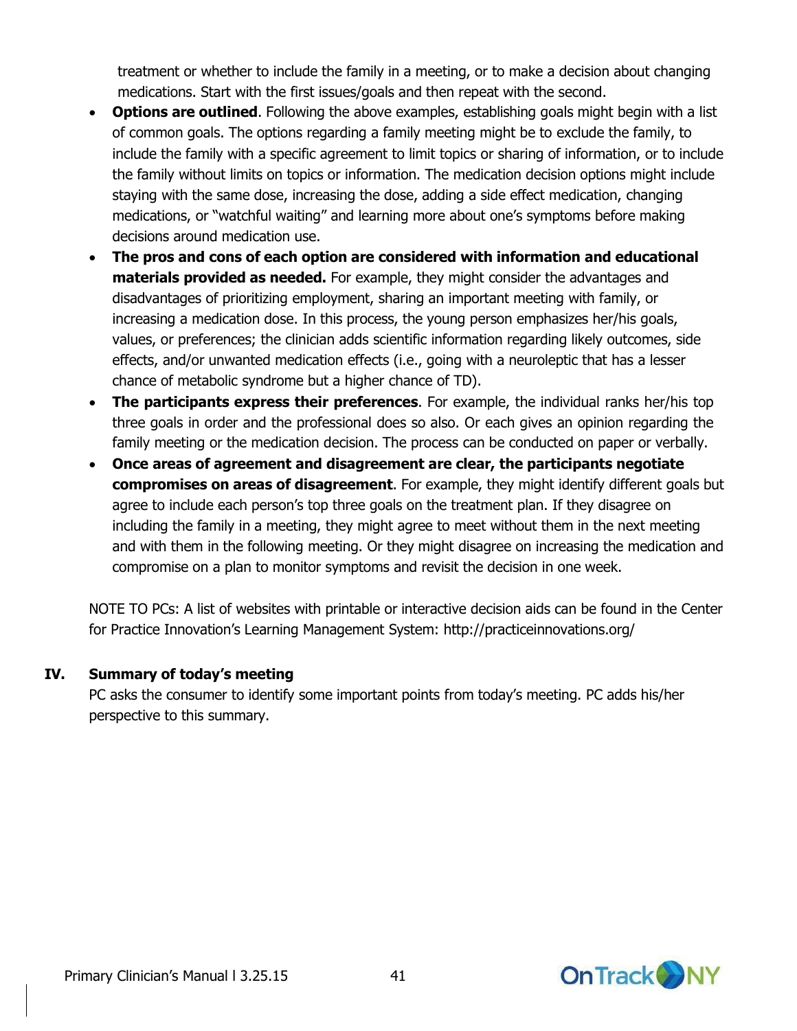treatment or whether to include the family in a meeting, or to make a decision about changing medications. Start with the first issues/goals and then repeat with the second.

- **Options are outlined**. Following the above examples, establishing goals might begin with a list of common goals. The options regarding a family meeting might be to exclude the family, to include the family with a specific agreement to limit topics or sharing of information, or to include the family without limits on topics or information. The medication decision options might include staying with the same dose, increasing the dose, adding a side effect medication, changing medications, or "watchful waiting" and learning more about one's symptoms before making decisions around medication use.
- **The pros and cons of each option are considered with information and educational materials provided as needed.** For example, they might consider the advantages and disadvantages of prioritizing employment, sharing an important meeting with family, or increasing a medication dose. In this process, the young person emphasizes her/his goals, values, or preferences; the clinician adds scientific information regarding likely outcomes, side effects, and/or unwanted medication effects (i.e., going with a neuroleptic that has a lesser chance of metabolic syndrome but a higher chance of TD).
- **The participants express their preferences**. For example, the individual ranks her/his top three goals in order and the professional does so also. Or each gives an opinion regarding the family meeting or the medication decision. The process can be conducted on paper or verbally.
- **Once areas of agreement and disagreement are clear, the participants negotiate compromises on areas of disagreement**. For example, they might identify different goals but agree to include each person's top three goals on the treatment plan. If they disagree on including the family in a meeting, they might agree to meet without them in the next meeting and with them in the following meeting. Or they might disagree on increasing the medication and compromise on a plan to monitor symptoms and revisit the decision in one week.

NOTE TO PCs: A list of websites with printable or interactive decision aids can be found in the Center for Practice Innovation's Learning Management System: http://practiceinnovations.org/

## IV. Summary of today's meeting

PC asks the consumer to identify some important points from today's meeting. PC adds his/her perspective to this summary.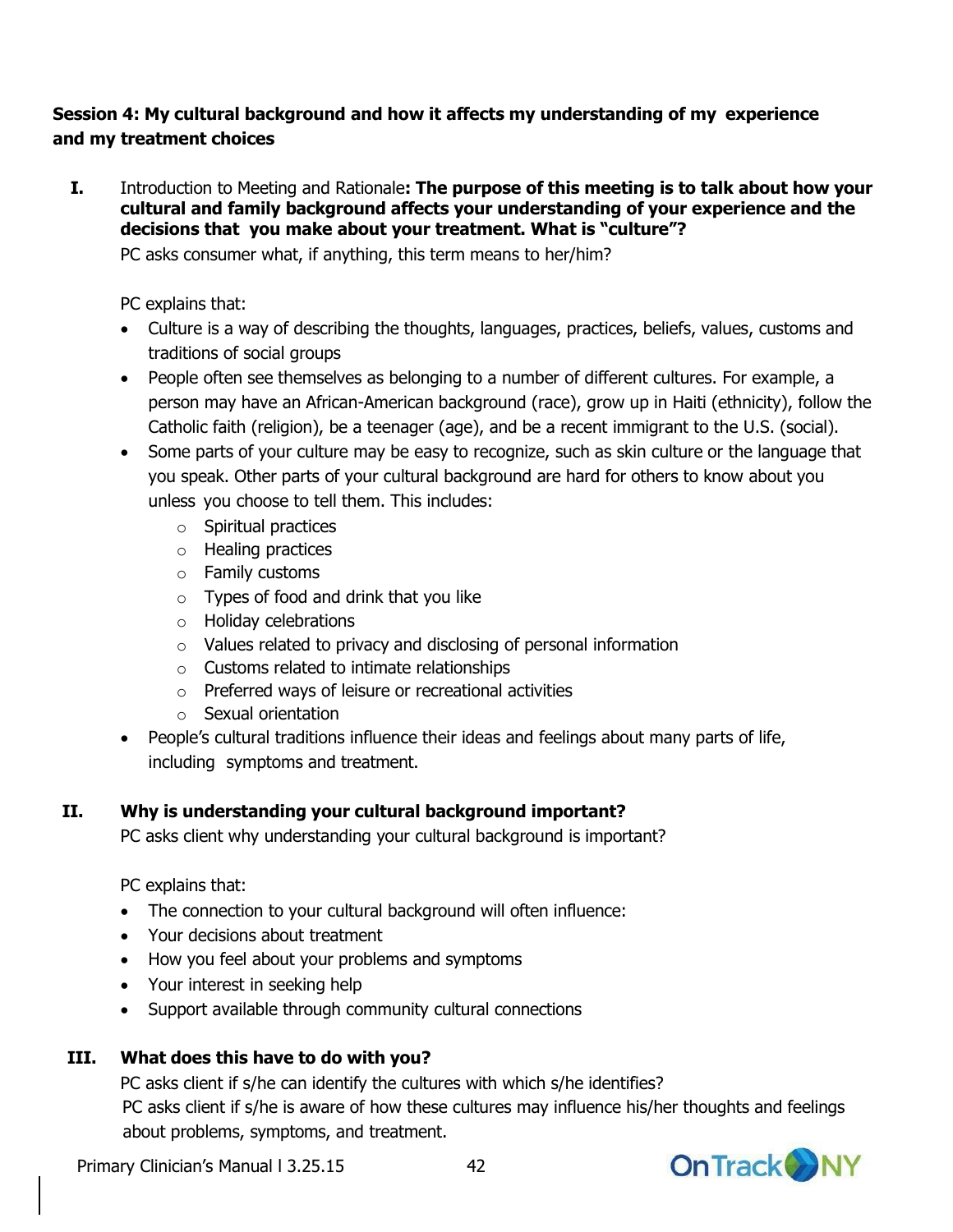**Session 4: My cultural background and how it affects my understanding of my experience and my treatment choices**

**I.** Introduction to Meeting and Rationale**: The purpose of this meeting is to talk about how your cultural and family background affects your understanding of your experience and the decisions that you make about your treatment. What is "culture"?**

PC asks consumer what, if anything, this term means to her/him?

PC explains that:

- Culture is a way of describing the thoughts, languages, practices, beliefs, values, customs and traditions of social groups
- People often see themselves as belonging to a number of different cultures. For example, a person may have an African-American background (race), grow up in Haiti (ethnicity), follow the Catholic faith (religion), be a teenager (age), and be a recent immigrant to the U.S. (social).
- Some parts of your culture may be easy to recognize, such as skin culture or the language that you speak. Other parts of your cultural background are hard for others to know about you unless you choose to tell them. This includes:
  - Spiritual practices
  - Healing practices
  - Family customs
  - Types of food and drink that you like
  - Holiday celebrations
  - Values related to privacy and disclosing of personal information
  - Customs related to intimate relationships
  - Preferred ways of leisure or recreational activities
  - Sexual orientation
- People's cultural traditions influence their ideas and feelings about many parts of life, including symptoms and treatment.

**II. Why is understanding your cultural background important?**

PC asks client why understanding your cultural background is important?

PC explains that:

- The connection to your cultural background will often influence:
- Your decisions about treatment
- How you feel about your problems and symptoms
- Your interest in seeking help
- Support available through community cultural connections

**III. What does this have to do with you?**

PC asks client if s/he can identify the cultures with which s/he identifies?

PC asks client if s/he is aware of how these cultures may influence his/her thoughts and feelings about problems, symptoms, and treatment.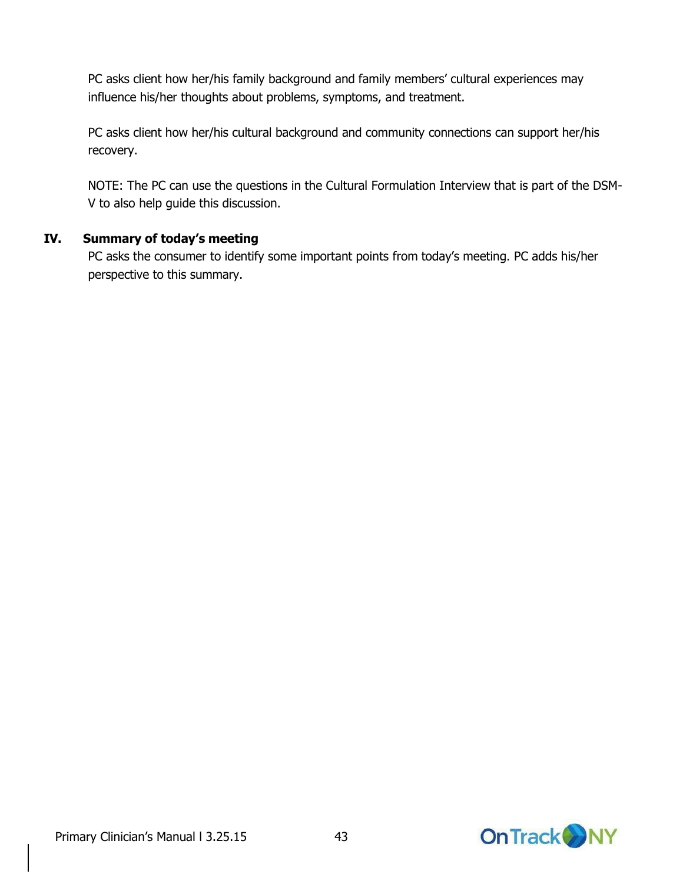PC asks client how her/his family background and family members' cultural experiences may influence his/her thoughts about problems, symptoms, and treatment.

PC asks client how her/his cultural background and community connections can support her/his recovery.

NOTE: The PC can use the questions in the Cultural Formulation Interview that is part of the DSM-V to also help guide this discussion.

**IV. Summary of today's meeting**

PC asks the consumer to identify some important points from today's meeting. PC adds his/her perspective to this summary.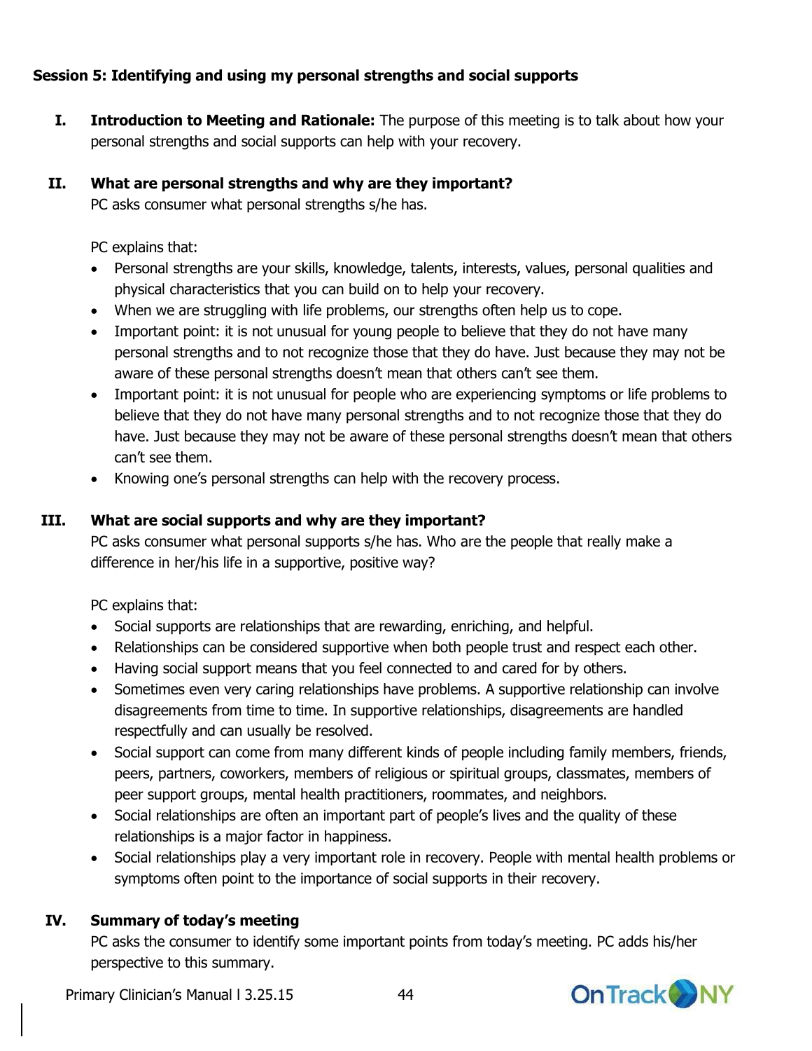**Session 5: Identifying and using my personal strengths and social supports**

**I. Introduction to Meeting and Rationale:** The purpose of this meeting is to talk about how your personal strengths and social supports can help with your recovery.

**II. What are personal strengths and why are they important?**

PC asks consumer what personal strengths s/he has.

PC explains that:

- Personal strengths are your skills, knowledge, talents, interests, values, personal qualities and physical characteristics that you can build on to help your recovery.
- When we are struggling with life problems, our strengths often help us to cope.
- Important point: it is not unusual for young people to believe that they do not have many personal strengths and to not recognize those that they do have. Just because they may not be aware of these personal strengths doesn't mean that others can't see them.
- Important point: it is not unusual for people who are experiencing symptoms or life problems to believe that they do not have many personal strengths and to not recognize those that they do have. Just because they may not be aware of these personal strengths doesn't mean that others can't see them.
- Knowing one's personal strengths can help with the recovery process.

**III. What are social supports and why are they important?**

PC asks consumer what personal supports s/he has. Who are the people that really make a difference in her/his life in a supportive, positive way?

PC explains that:

- Social supports are relationships that are rewarding, enriching, and helpful.
- Relationships can be considered supportive when both people trust and respect each other.
- Having social support means that you feel connected to and cared for by others.
- Sometimes even very caring relationships have problems. A supportive relationship can involve disagreements from time to time. In supportive relationships, disagreements are handled respectfully and can usually be resolved.
- Social support can come from many different kinds of people including family members, friends, peers, partners, coworkers, members of religious or spiritual groups, classmates, members of peer support groups, mental health practitioners, roommates, and neighbors.
- Social relationships are often an important part of people's lives and the quality of these relationships is a major factor in happiness.
- Social relationships play a very important role in recovery. People with mental health problems or symptoms often point to the importance of social supports in their recovery.

**IV. Summary of today's meeting**

PC asks the consumer to identify some important points from today's meeting. PC adds his/her perspective to this summary.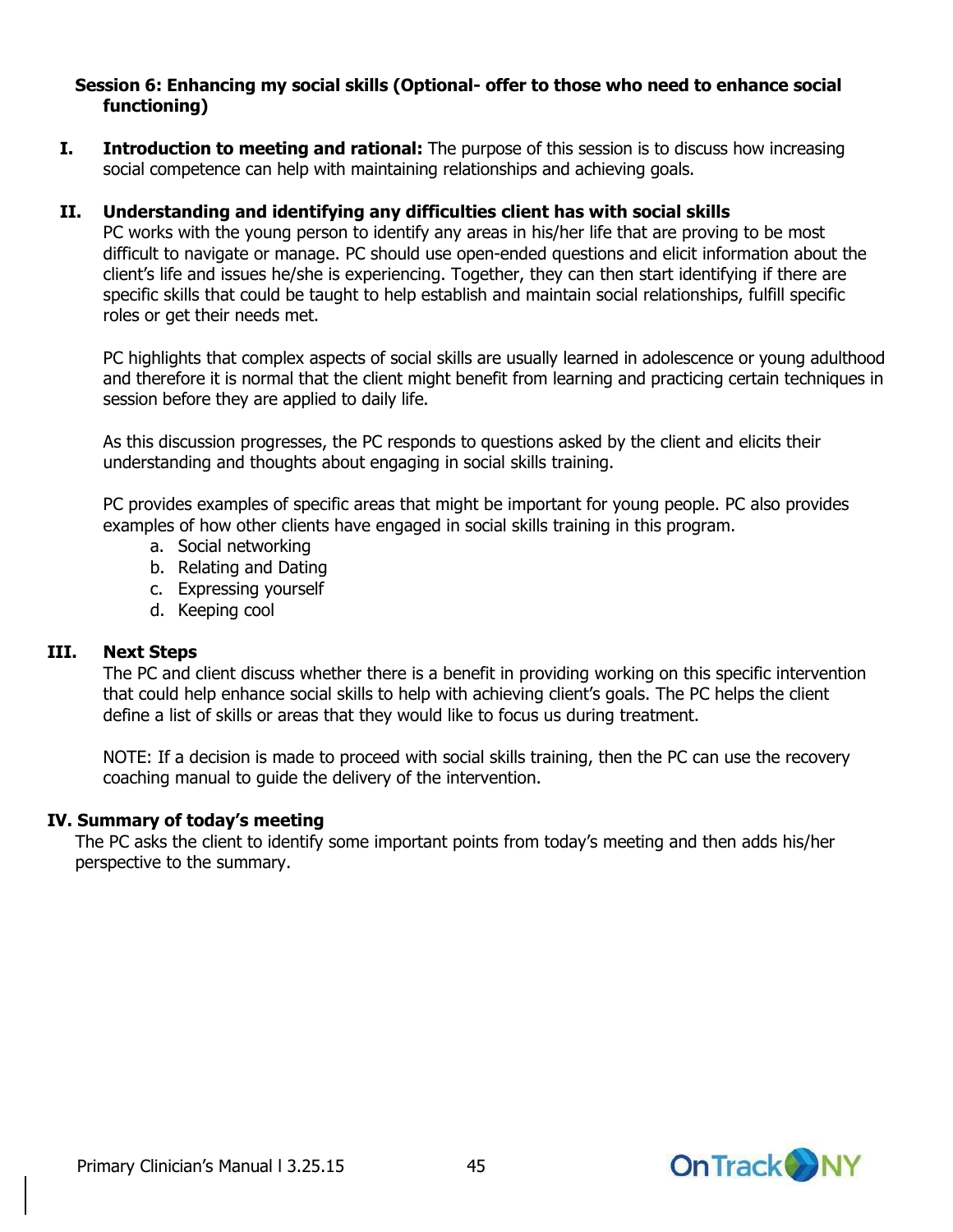## Session 6: Enhancing my social skills (Optional- offer to those who need to enhance social functioning)

**I. Introduction to meeting and rational:** The purpose of this session is to discuss how increasing social competence can help with maintaining relationships and achieving goals.

**II. Understanding and identifying any difficulties client has with social skills**

PC works with the young person to identify any areas in his/her life that are proving to be most difficult to navigate or manage. PC should use open-ended questions and elicit information about the client's life and issues he/she is experiencing. Together, they can then start identifying if there are specific skills that could be taught to help establish and maintain social relationships, fulfill specific roles or get their needs met.

PC highlights that complex aspects of social skills are usually learned in adolescence or young adulthood and therefore it is normal that the client might benefit from learning and practicing certain techniques in session before they are applied to daily life.

As this discussion progresses, the PC responds to questions asked by the client and elicits their understanding and thoughts about engaging in social skills training.

PC provides examples of specific areas that might be important for young people. PC also provides examples of how other clients have engaged in social skills training in this program.

a. Social networking
b. Relating and Dating
c. Expressing yourself
d. Keeping cool

**III. Next Steps**

The PC and client discuss whether there is a benefit in providing working on this specific intervention that could help enhance social skills to help with achieving client's goals. The PC helps the client define a list of skills or areas that they would like to focus us during treatment.

NOTE: If a decision is made to proceed with social skills training, then the PC can use the recovery coaching manual to guide the delivery of the intervention.

**IV. Summary of today's meeting**

The PC asks the client to identify some important points from today's meeting and then adds his/her perspective to the summary.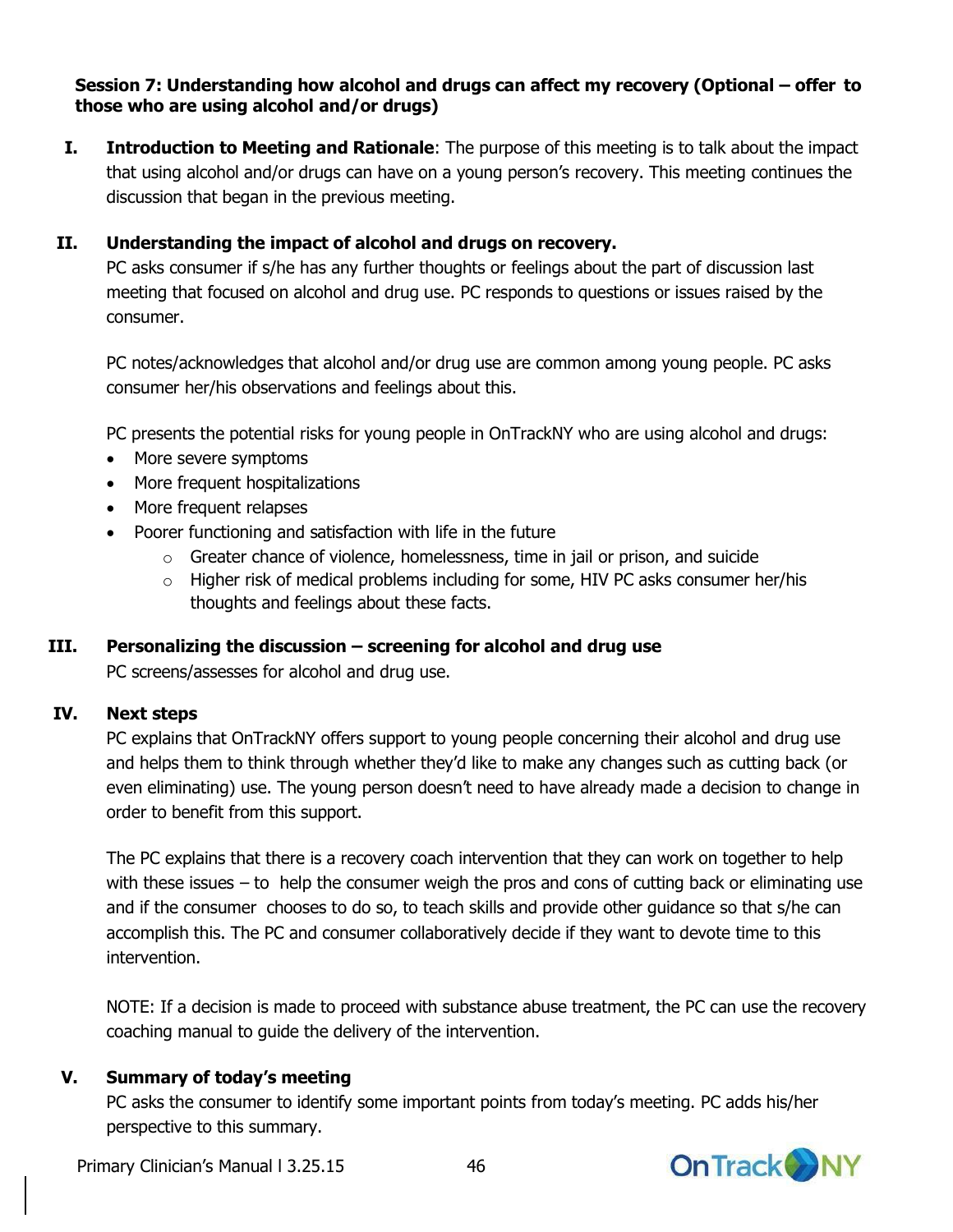**Session 7: Understanding how alcohol and drugs can affect my recovery (Optional – offer to those who are using alcohol and/or drugs)**

I. **Introduction to Meeting and Rationale**: The purpose of this meeting is to talk about the impact that using alcohol and/or drugs can have on a young person's recovery. This meeting continues the discussion that began in the previous meeting.

II. **Understanding the impact of alcohol and drugs on recovery.**

PC asks consumer if s/he has any further thoughts or feelings about the part of discussion last meeting that focused on alcohol and drug use. PC responds to questions or issues raised by the consumer.

PC notes/acknowledges that alcohol and/or drug use are common among young people. PC asks consumer her/his observations and feelings about this.

PC presents the potential risks for young people in OnTrackNY who are using alcohol and drugs:

- More severe symptoms
- More frequent hospitalizations
- More frequent relapses
- Poorer functioning and satisfaction with life in the future
    - Greater chance of violence, homelessness, time in jail or prison, and suicide
    - Higher risk of medical problems including for some, HIV PC asks consumer her/his thoughts and feelings about these facts.

III. **Personalizing the discussion – screening for alcohol and drug use**

PC screens/assesses for alcohol and drug use.

IV. **Next steps**

PC explains that OnTrackNY offers support to young people concerning their alcohol and drug use and helps them to think through whether they'd like to make any changes such as cutting back (or even eliminating) use. The young person doesn't need to have already made a decision to change in order to benefit from this support.

The PC explains that there is a recovery coach intervention that they can work on together to help with these issues – to help the consumer weigh the pros and cons of cutting back or eliminating use and if the consumer chooses to do so, to teach skills and provide other guidance so that s/he can accomplish this. The PC and consumer collaboratively decide if they want to devote time to this intervention.

NOTE: If a decision is made to proceed with substance abuse treatment, the PC can use the recovery coaching manual to guide the delivery of the intervention.

V. **Summary of today's meeting**

PC asks the consumer to identify some important points from today's meeting. PC adds his/her perspective to this summary.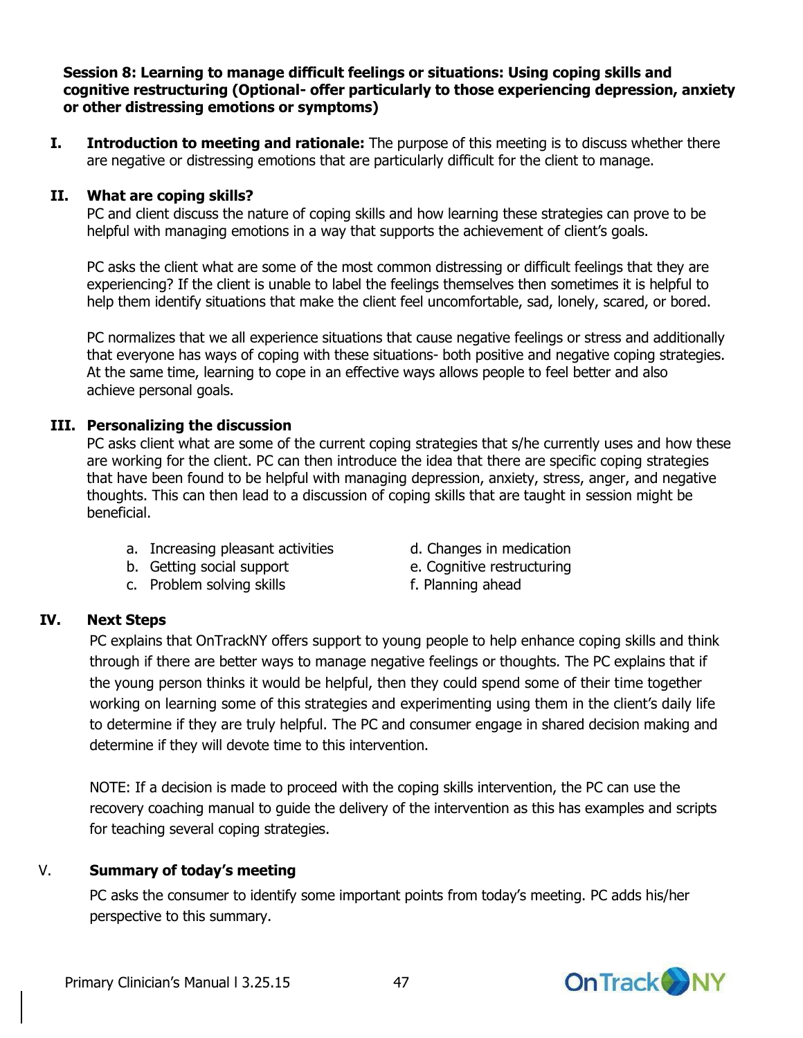**Session 8: Learning to manage difficult feelings or situations: Using coping skills and cognitive restructuring (Optional- offer particularly to those experiencing depression, anxiety or other distressing emotions or symptoms)**

**I. Introduction to meeting and rationale:** The purpose of this meeting is to discuss whether there are negative or distressing emotions that are particularly difficult for the client to manage.

**II. What are coping skills?**

PC and client discuss the nature of coping skills and how learning these strategies can prove to be helpful with managing emotions in a way that supports the achievement of client's goals.

PC asks the client what are some of the most common distressing or difficult feelings that they are experiencing? If the client is unable to label the feelings themselves then sometimes it is helpful to help them identify situations that make the client feel uncomfortable, sad, lonely, scared, or bored.

PC normalizes that we all experience situations that cause negative feelings or stress and additionally that everyone has ways of coping with these situations- both positive and negative coping strategies. At the same time, learning to cope in an effective ways allows people to feel better and also achieve personal goals.

**III. Personalizing the discussion**

PC asks client what are some of the current coping strategies that s/he currently uses and how these are working for the client. PC can then introduce the idea that there are specific coping strategies that have been found to be helpful with managing depression, anxiety, stress, anger, and negative thoughts. This can then lead to a discussion of coping skills that are taught in session might be beneficial.

a. Increasing pleasant activities
b. Getting social support
c. Problem solving skills
d. Changes in medication
e. Cognitive restructuring
f. Planning ahead

**IV. Next Steps**

PC explains that OnTrackNY offers support to young people to help enhance coping skills and think through if there are better ways to manage negative feelings or thoughts. The PC explains that if the young person thinks it would be helpful, then they could spend some of their time together working on learning some of this strategies and experimenting using them in the client's daily life to determine if they are truly helpful. The PC and consumer engage in shared decision making and determine if they will devote time to this intervention.

NOTE: If a decision is made to proceed with the coping skills intervention, the PC can use the recovery coaching manual to guide the delivery of the intervention as this has examples and scripts for teaching several coping strategies.

**V. Summary of today's meeting**

PC asks the consumer to identify some important points from today's meeting. PC adds his/her perspective to this summary.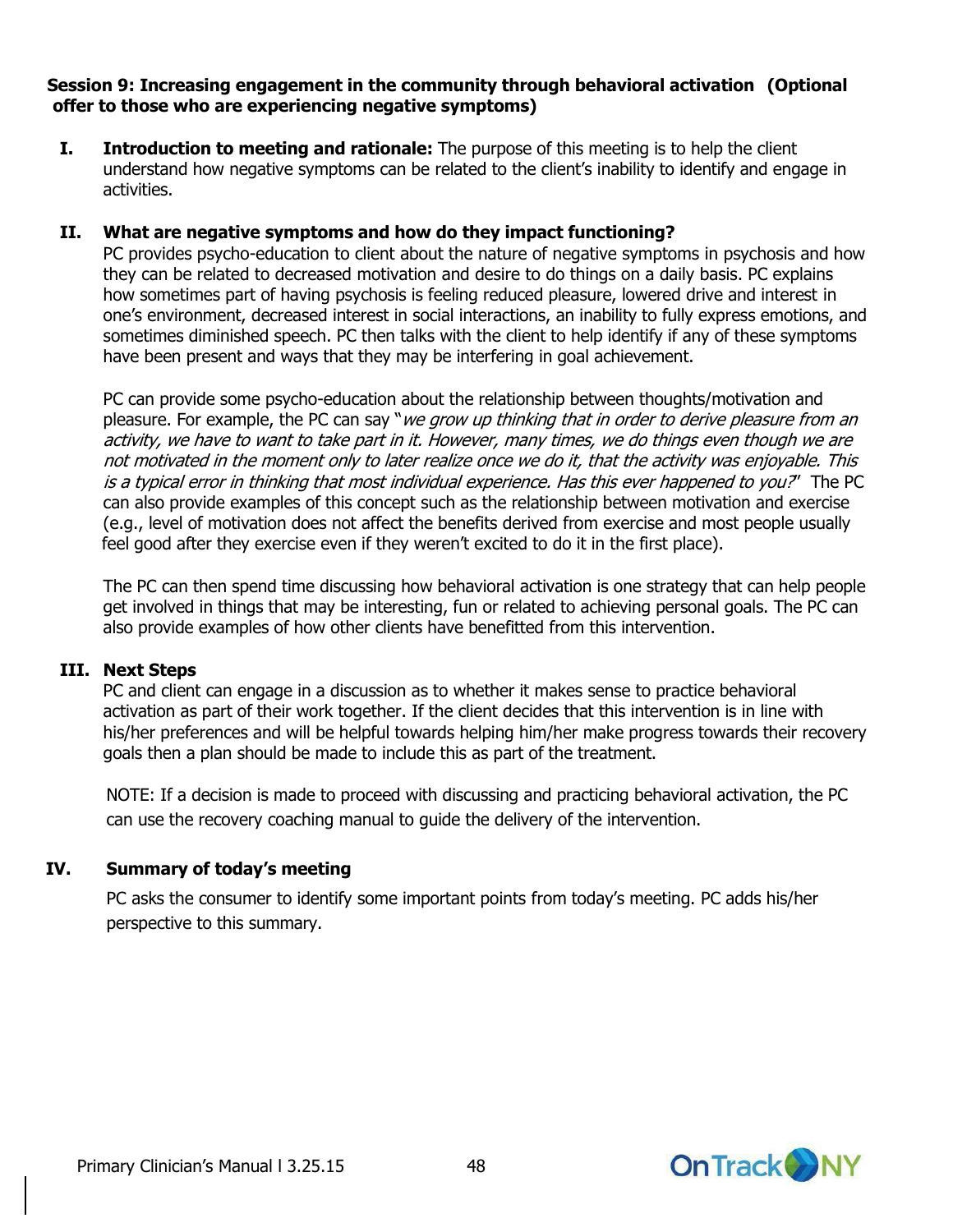**Session 9: Increasing engagement in the community through behavioral activation (Optional offer to those who are experiencing negative symptoms)**

**I. Introduction to meeting and rationale:** The purpose of this meeting is to help the client understand how negative symptoms can be related to the client's inability to identify and engage in activities.

**II. What are negative symptoms and how do they impact functioning?**

PC provides psycho-education to client about the nature of negative symptoms in psychosis and how they can be related to decreased motivation and desire to do things on a daily basis. PC explains how sometimes part of having psychosis is feeling reduced pleasure, lowered drive and interest in one's environment, decreased interest in social interactions, an inability to fully express emotions, and sometimes diminished speech. PC then talks with the client to help identify if any of these symptoms have been present and ways that they may be interfering in goal achievement.

PC can provide some psycho-education about the relationship between thoughts/motivation and pleasure. For example, the PC can say "*we grow up thinking that in order to derive pleasure from an activity, we have to want to take part in it. However, many times, we do things even though we are not motivated in the moment only to later realize once we do it, that the activity was enjoyable. This is a typical error in thinking that most individual experience. Has this ever happened to you?*" The PC can also provide examples of this concept such as the relationship between motivation and exercise (e.g., level of motivation does not affect the benefits derived from exercise and most people usually feel good after they exercise even if they weren't excited to do it in the first place).

The PC can then spend time discussing how behavioral activation is one strategy that can help people get involved in things that may be interesting, fun or related to achieving personal goals. The PC can also provide examples of how other clients have benefitted from this intervention.

**III. Next Steps**

PC and client can engage in a discussion as to whether it makes sense to practice behavioral activation as part of their work together. If the client decides that this intervention is in line with his/her preferences and will be helpful towards helping him/her make progress towards their recovery goals then a plan should be made to include this as part of the treatment.

NOTE: If a decision is made to proceed with discussing and practicing behavioral activation, the PC can use the recovery coaching manual to guide the delivery of the intervention.

**IV. Summary of today's meeting**

PC asks the consumer to identify some important points from today's meeting. PC adds his/her perspective to this summary.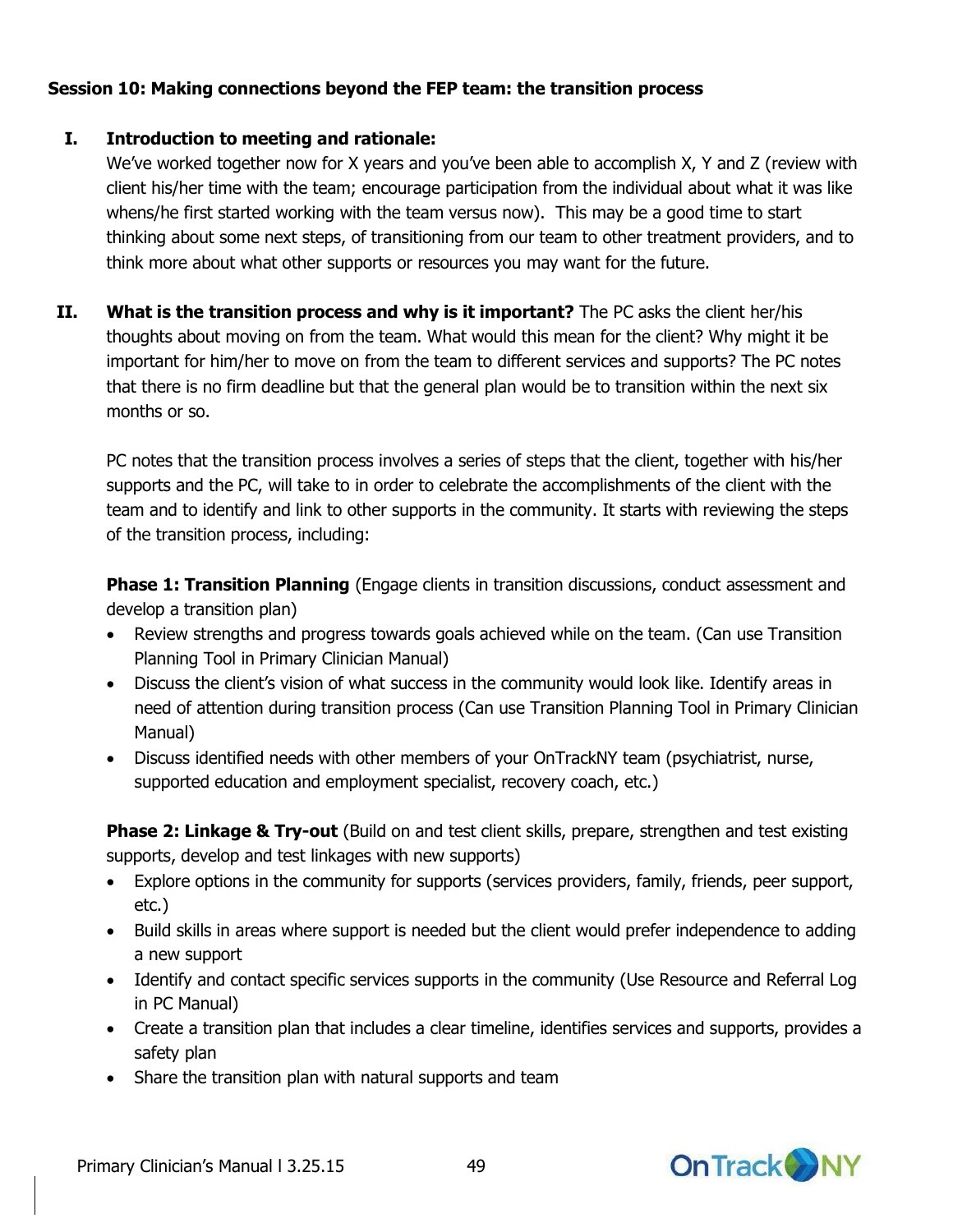**Session 10: Making connections beyond the FEP team: the transition process**

I. **Introduction to meeting and rationale:**
We've worked together now for X years and you've been able to accomplish X, Y and Z (review with client his/her time with the team; encourage participation from the individual about what it was like whens/he first started working with the team versus now). This may be a good time to start thinking about some next steps, of transitioning from our team to other treatment providers, and to think more about what other supports or resources you may want for the future.

II. **What is the transition process and why is it important?** The PC asks the client her/his thoughts about moving on from the team. What would this mean for the client? Why might it be important for him/her to move on from the team to different services and supports? The PC notes that there is no firm deadline but that the general plan would be to transition within the next six months or so.

PC notes that the transition process involves a series of steps that the client, together with his/her supports and the PC, will take to in order to celebrate the accomplishments of the client with the team and to identify and link to other supports in the community. It starts with reviewing the steps of the transition process, including:

**Phase 1: Transition Planning** (Engage clients in transition discussions, conduct assessment and develop a transition plan)

- Review strengths and progress towards goals achieved while on the team. (Can use Transition Planning Tool in Primary Clinician Manual)
- Discuss the client's vision of what success in the community would look like. Identify areas in need of attention during transition process (Can use Transition Planning Tool in Primary Clinician Manual)
- Discuss identified needs with other members of your OnTrackNY team (psychiatrist, nurse, supported education and employment specialist, recovery coach, etc.)

**Phase 2: Linkage & Try-out** (Build on and test client skills, prepare, strengthen and test existing supports, develop and test linkages with new supports)

- Explore options in the community for supports (services providers, family, friends, peer support, etc.)
- Build skills in areas where support is needed but the client would prefer independence to adding a new support
- Identify and contact specific services supports in the community (Use Resource and Referral Log in PC Manual)
- Create a transition plan that includes a clear timeline, identifies services and supports, provides a safety plan
- Share the transition plan with natural supports and team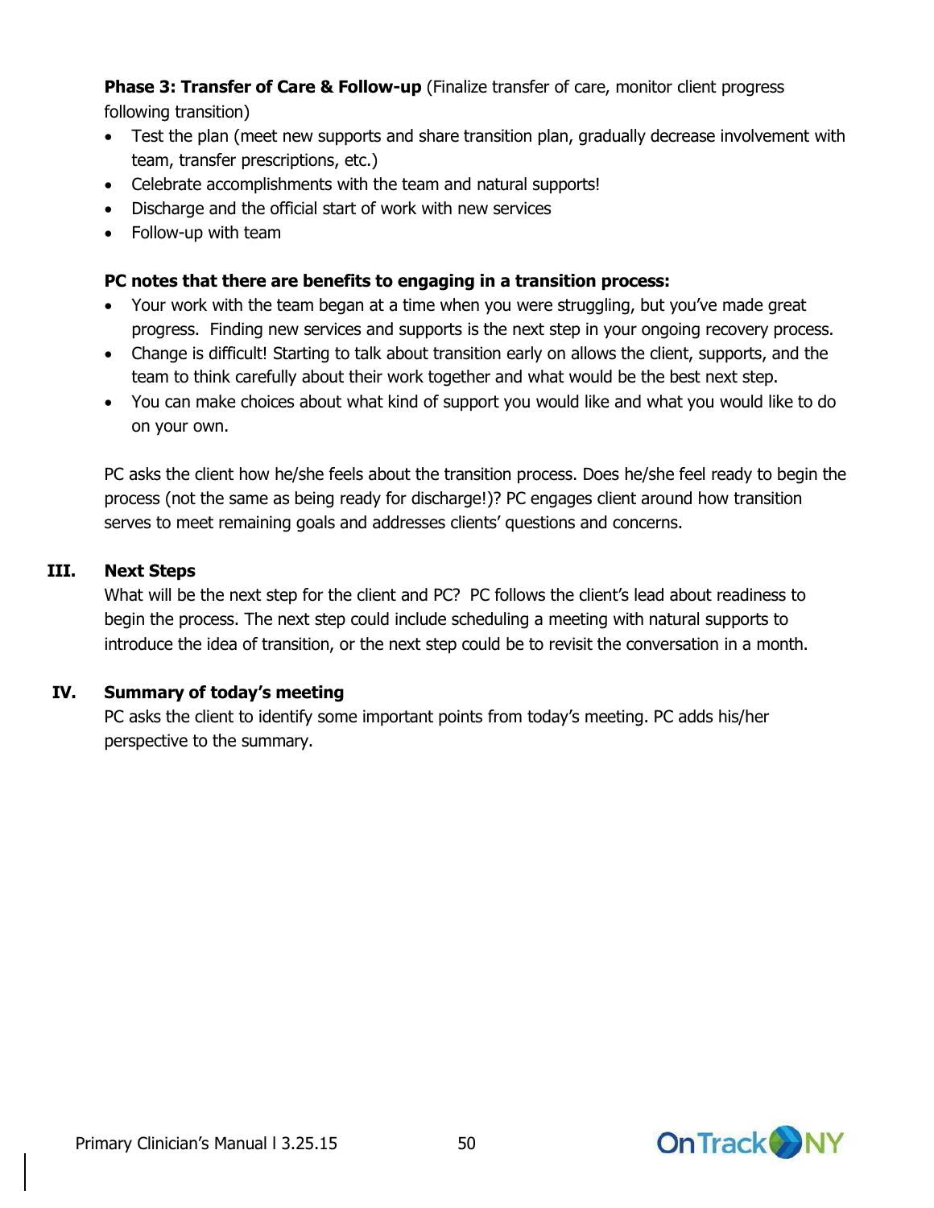**Phase 3: Transfer of Care & Follow-up** (Finalize transfer of care, monitor client progress following transition)

- Test the plan (meet new supports and share transition plan, gradually decrease involvement with team, transfer prescriptions, etc.)
- Celebrate accomplishments with the team and natural supports!
- Discharge and the official start of work with new services
- Follow-up with team

**PC notes that there are benefits to engaging in a transition process:**

- Your work with the team began at a time when you were struggling, but you've made great progress. Finding new services and supports is the next step in your ongoing recovery process.
- Change is difficult! Starting to talk about transition early on allows the client, supports, and the team to think carefully about their work together and what would be the best next step.
- You can make choices about what kind of support you would like and what you would like to do on your own.

PC asks the client how he/she feels about the transition process. Does he/she feel ready to begin the process (not the same as being ready for discharge!)? PC engages client around how transition serves to meet remaining goals and addresses clients' questions and concerns.

## III. Next Steps

What will be the next step for the client and PC? PC follows the client's lead about readiness to begin the process. The next step could include scheduling a meeting with natural supports to introduce the idea of transition, or the next step could be to revisit the conversation in a month.

## IV. Summary of today's meeting

PC asks the client to identify some important points from today's meeting. PC adds his/her perspective to the summary.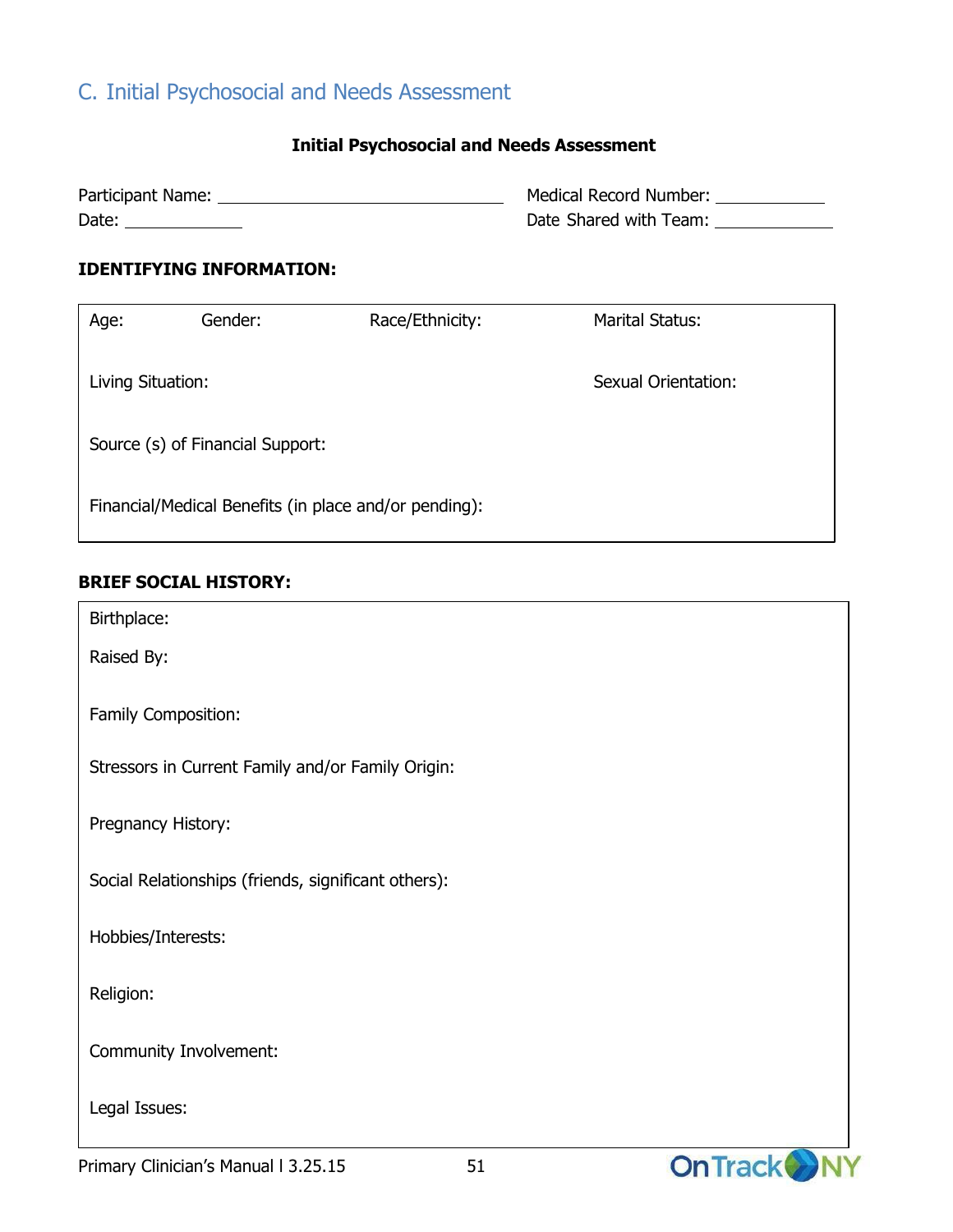## C. Initial Psychosocial and Needs Assessment

**Initial Psychosocial and Needs Assessment**

Participant Name: ______________________________ Medical Record Number: ____________

Date: ____________ Date Shared with Team: ____________

**IDENTIFYING INFORMATION:**

| Age: | Gender: | Race/Ethnicity: | Marital Status: |
|---|---|---|---|
| Living Situation: | | | Sexual Orientation: |
| Source (s) of Financial Support: | | | |
| Financial/Medical Benefits (in place and/or pending): | | | |

**BRIEF SOCIAL HISTORY:**

Birthplace:

Raised By:

Family Composition:

Stressors in Current Family and/or Family Origin:

Pregnancy History:

Social Relationships (friends, significant others):

Hobbies/Interests:

Religion:

Community Involvement:

Legal Issues: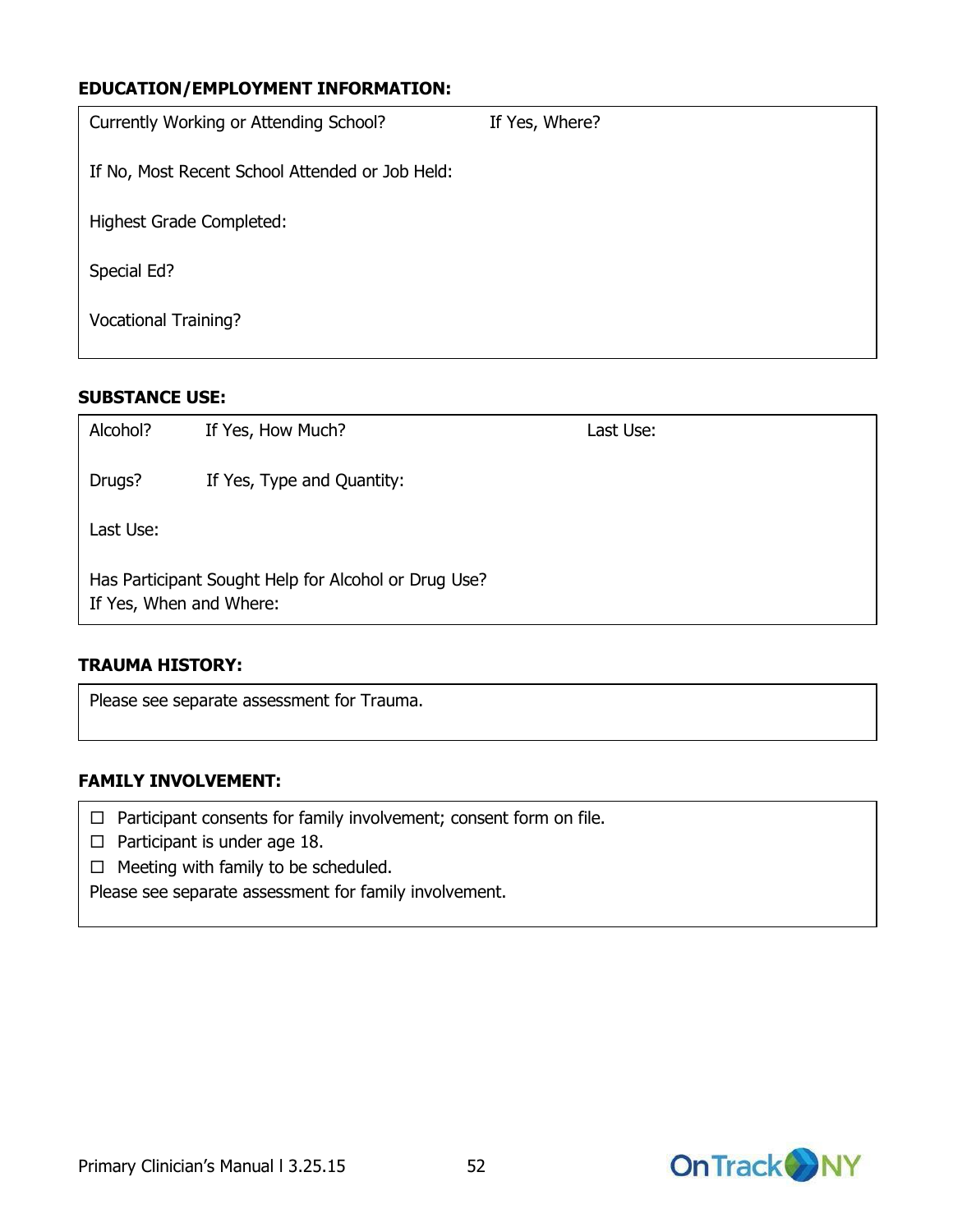**EDUCATION/EMPLOYMENT INFORMATION:**

Currently Working or Attending School? If Yes, Where?

If No, Most Recent School Attended or Job Held:

Highest Grade Completed:

Special Ed?

Vocational Training?

**SUBSTANCE USE:**

Alcohol? If Yes, How Much? Last Use:

Drugs? If Yes, Type and Quantity:

Last Use:

Has Participant Sought Help for Alcohol or Drug Use?
If Yes, When and Where:

**TRAUMA HISTORY:**

Please see separate assessment for Trauma.

**FAMILY INVOLVEMENT:**

☐ Participant consents for family involvement; consent form on file.
☐ Participant is under age 18.
☐ Meeting with family to be scheduled.
Please see separate assessment for family involvement.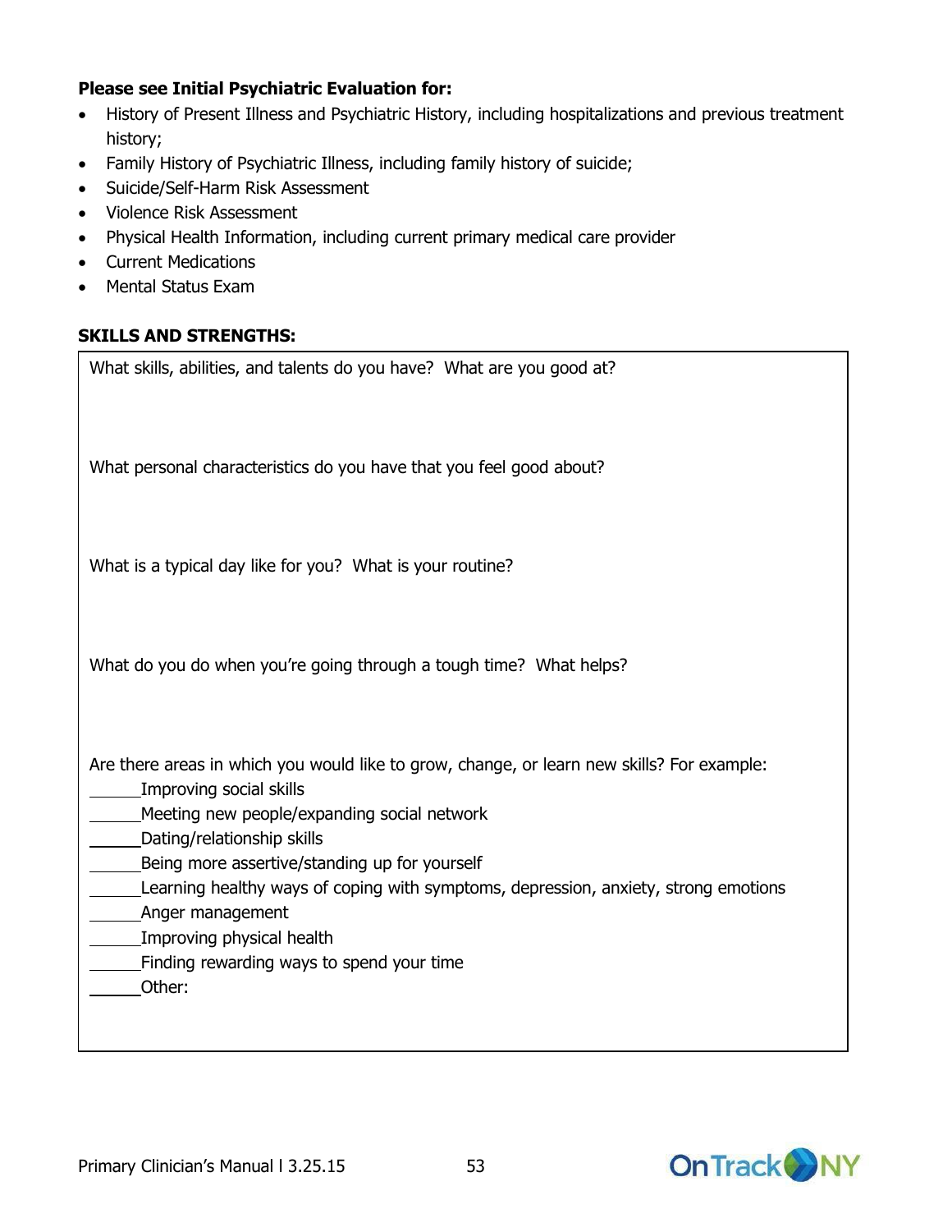**Please see Initial Psychiatric Evaluation for:**

- History of Present Illness and Psychiatric History, including hospitalizations and previous treatment history;
- Family History of Psychiatric Illness, including family history of suicide;
- Suicide/Self-Harm Risk Assessment
- Violence Risk Assessment
- Physical Health Information, including current primary medical care provider
- Current Medications
- Mental Status Exam

**SKILLS AND STRENGTHS:**

What skills, abilities, and talents do you have? What are you good at?

What personal characteristics do you have that you feel good about?

What is a typical day like for you? What is your routine?

What do you do when you're going through a tough time? What helps?

Are there areas in which you would like to grow, change, or learn new skills? For example:

______Improving social skills
______Meeting new people/expanding social network
______Dating/relationship skills
______Being more assertive/standing up for yourself
______Learning healthy ways of coping with symptoms, depression, anxiety, strong emotions
______Anger management
______Improving physical health
______Finding rewarding ways to spend your time
______Other: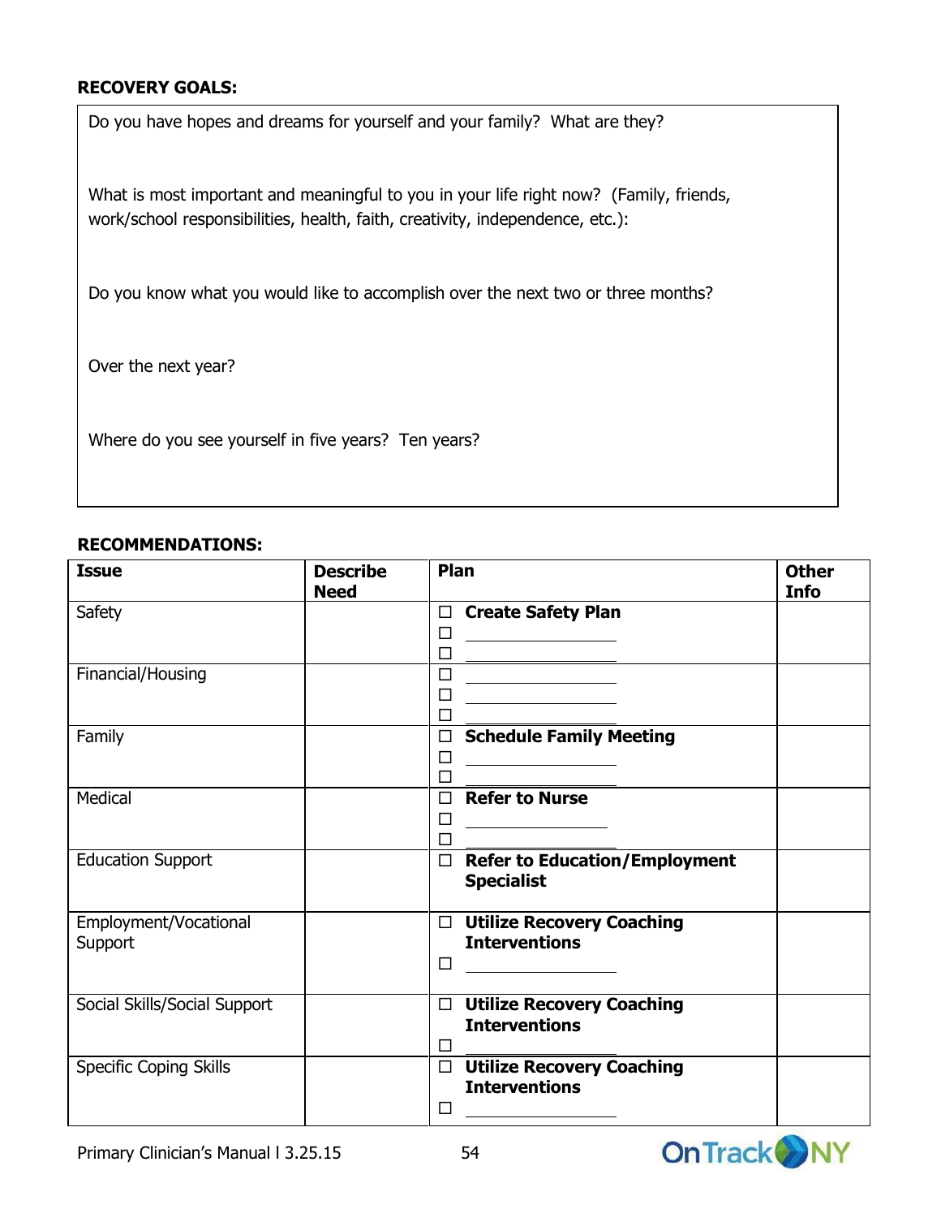**RECOVERY GOALS:**

Do you have hopes and dreams for yourself and your family? What are they?

What is most important and meaningful to you in your life right now? (Family, friends, work/school responsibilities, health, faith, creativity, independence, etc.):

Do you know what you would like to accomplish over the next two or three months?

Over the next year?

Where do you see yourself in five years? Ten years?

**RECOMMENDATIONS:**

| **Issue** | **Describe Need** | **Plan** | **Other Info** |
|---|---|---|---|
| Safety | | ☐ **Create Safety Plan**<br>☐ ________________<br>☐ ________________ | |
| Financial/Housing | | ☐ ________________<br>☐ ________________<br>☐ ________________ | |
| Family | | ☐ **Schedule Family Meeting**<br>☐ ________________<br>☐ ________________ | |
| Medical | | ☐ **Refer to Nurse**<br>☐ ________________<br>☐ ________________ | |
| Education Support | | ☐ **Refer to Education/Employment Specialist** | |
| Employment/Vocational Support | | ☐ **Utilize Recovery Coaching Interventions**<br>☐ ________________ | |
| Social Skills/Social Support | | ☐ **Utilize Recovery Coaching Interventions**<br>☐ ________________ | |
| Specific Coping Skills | | ☐ **Utilize Recovery Coaching Interventions**<br>☐ ________________ | |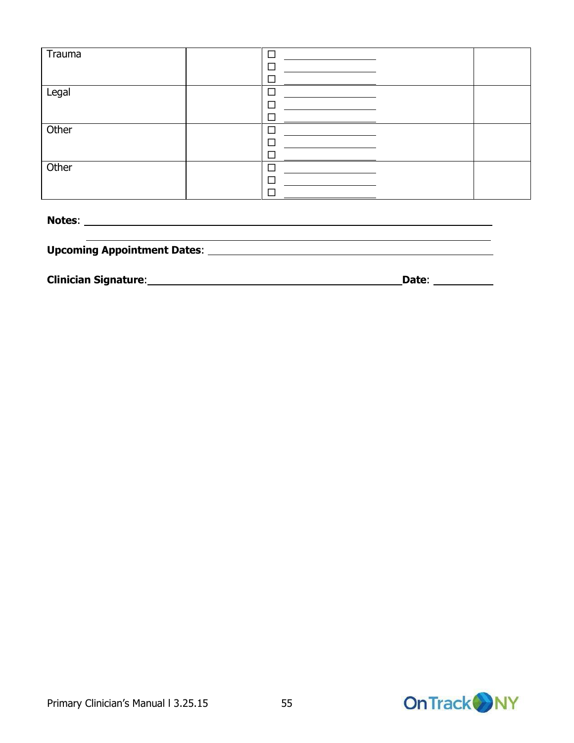| | | | |
|---|---|---|---|
| Trauma | | ☐ \_\_\_\_\_\_\_\_\_\_<br>☐ \_\_\_\_\_\_\_\_\_\_<br>☐ \_\_\_\_\_\_\_\_\_\_ | |
| Legal | | ☐ \_\_\_\_\_\_\_\_\_\_<br>☐ \_\_\_\_\_\_\_\_\_\_<br>☐ \_\_\_\_\_\_\_\_\_\_ | |
| Other | | ☐ \_\_\_\_\_\_\_\_\_\_<br>☐ \_\_\_\_\_\_\_\_\_\_<br>☐ \_\_\_\_\_\_\_\_\_\_ | |
| Other | | ☐ \_\_\_\_\_\_\_\_\_\_<br>☐ \_\_\_\_\_\_\_\_\_\_<br>☐ \_\_\_\_\_\_\_\_\_\_ | |

**Notes**: \_\_\_\_\_\_\_\_\_\_\_\_\_\_\_\_\_\_\_\_\_\_\_\_\_\_\_\_\_\_\_\_\_\_\_\_\_\_\_\_\_\_\_\_\_\_\_\_\_\_\_\_\_\_\_\_

\_\_\_\_\_\_\_\_\_\_\_\_\_\_\_\_\_\_\_\_\_\_\_\_\_\_\_\_\_\_\_\_\_\_\_\_\_\_\_\_\_\_\_\_\_\_\_\_\_\_\_\_\_\_\_\_

**Upcoming Appointment Dates**: \_\_\_\_\_\_\_\_\_\_\_\_\_\_\_\_\_\_\_\_\_\_\_\_\_\_\_\_\_\_\_\_\_\_\_\_\_\_\_\_

**Clinician Signature**: \_\_\_\_\_\_\_\_\_\_\_\_\_\_\_\_\_\_\_\_\_\_\_\_\_\_\_\_\_\_\_\_\_\_\_\_ **Date**: \_\_\_\_\_\_\_\_\_\_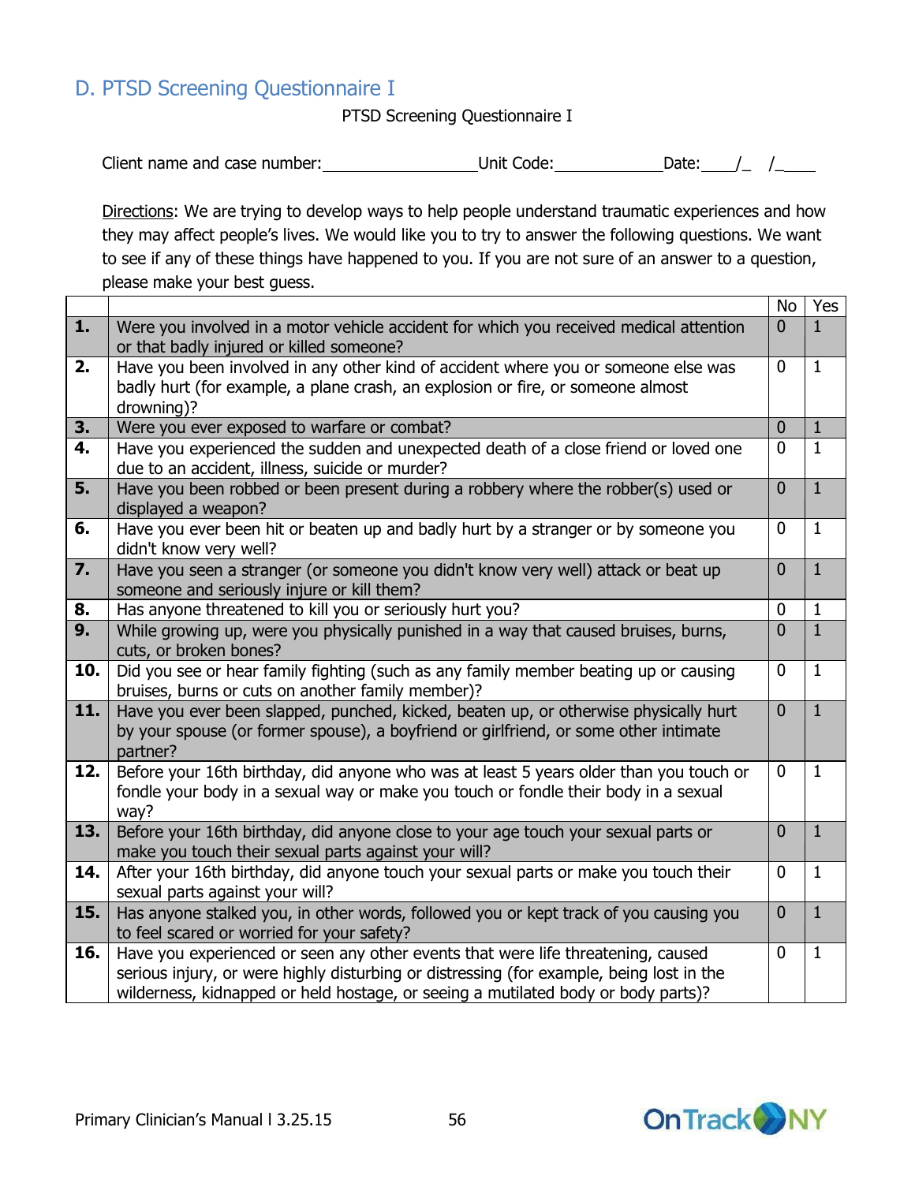## D. PTSD Screening Questionnaire I

PTSD Screening Questionnaire I

Client name and case number:__________________Unit Code:_____________Date:____/_  /_____

Directions: We are trying to develop ways to help people understand traumatic experiences and how they may affect people's lives. We would like you to try to answer the following questions. We want to see if any of these things have happened to you. If you are not sure of an answer to a question, please make your best guess.

| | | No | Yes |
|---|---|---|---|
| **1.** | Were you involved in a motor vehicle accident for which you received medical attention or that badly injured or killed someone? | 0 | 1 |
| **2.** | Have you been involved in any other kind of accident where you or someone else was badly hurt (for example, a plane crash, an explosion or fire, or someone almost drowning)? | 0 | 1 |
| **3.** | Were you ever exposed to warfare or combat? | 0 | 1 |
| **4.** | Have you experienced the sudden and unexpected death of a close friend or loved one due to an accident, illness, suicide or murder? | 0 | 1 |
| **5.** | Have you been robbed or been present during a robbery where the robber(s) used or displayed a weapon? | 0 | 1 |
| **6.** | Have you ever been hit or beaten up and badly hurt by a stranger or by someone you didn't know very well? | 0 | 1 |
| **7.** | Have you seen a stranger (or someone you didn't know very well) attack or beat up someone and seriously injure or kill them? | 0 | 1 |
| **8.** | Has anyone threatened to kill you or seriously hurt you? | 0 | 1 |
| **9.** | While growing up, were you physically punished in a way that caused bruises, burns, cuts, or broken bones? | 0 | 1 |
| **10.** | Did you see or hear family fighting (such as any family member beating up or causing bruises, burns or cuts on another family member)? | 0 | 1 |
| **11.** | Have you ever been slapped, punched, kicked, beaten up, or otherwise physically hurt by your spouse (or former spouse), a boyfriend or girlfriend, or some other intimate partner? | 0 | 1 |
| **12.** | Before your 16th birthday, did anyone who was at least 5 years older than you touch or fondle your body in a sexual way or make you touch or fondle their body in a sexual way? | 0 | 1 |
| **13.** | Before your 16th birthday, did anyone close to your age touch your sexual parts or make you touch their sexual parts against your will? | 0 | 1 |
| **14.** | After your 16th birthday, did anyone touch your sexual parts or make you touch their sexual parts against your will? | 0 | 1 |
| **15.** | Has anyone stalked you, in other words, followed you or kept track of you causing you to feel scared or worried for your safety? | 0 | 1 |
| **16.** | Have you experienced or seen any other events that were life threatening, caused serious injury, or were highly disturbing or distressing (for example, being lost in the wilderness, kidnapped or held hostage, or seeing a mutilated body or body parts)? | 0 | 1 |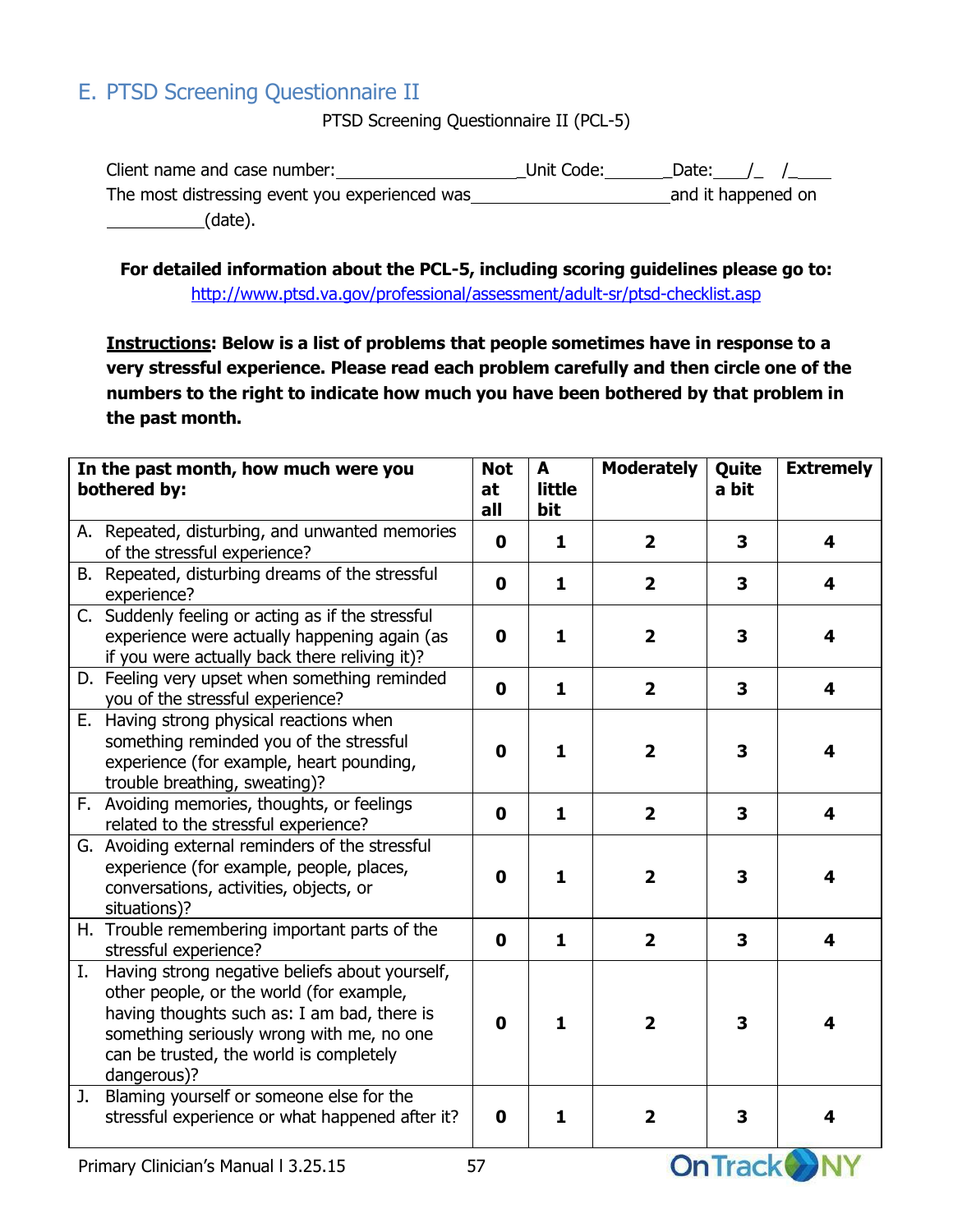## E. PTSD Screening Questionnaire II

PTSD Screening Questionnaire II (PCL-5)

Client name and case number:____________________Unit Code:_______Date:___/_  /____

The most distressing event you experienced was_____________________and it happened on __________(date).

**For detailed information about the PCL-5, including scoring guidelines please go to:** http://www.ptsd.va.gov/professional/assessment/adult-sr/ptsd-checklist.asp

**Instructions: Below is a list of problems that people sometimes have in response to a very stressful experience. Please read each problem carefully and then circle one of the numbers to the right to indicate how much you have been bothered by that problem in the past month.**

| In the past month, how much were you bothered by: | Not at all | A little bit | Moderately | Quite a bit | Extremely |
|---|---|---|---|---|---|
| A. Repeated, disturbing, and unwanted memories of the stressful experience? | 0 | 1 | 2 | 3 | 4 |
| B. Repeated, disturbing dreams of the stressful experience? | 0 | 1 | 2 | 3 | 4 |
| C. Suddenly feeling or acting as if the stressful experience were actually happening again (as if you were actually back there reliving it)? | 0 | 1 | 2 | 3 | 4 |
| D. Feeling very upset when something reminded you of the stressful experience? | 0 | 1 | 2 | 3 | 4 |
| E. Having strong physical reactions when something reminded you of the stressful experience (for example, heart pounding, trouble breathing, sweating)? | 0 | 1 | 2 | 3 | 4 |
| F. Avoiding memories, thoughts, or feelings related to the stressful experience? | 0 | 1 | 2 | 3 | 4 |
| G. Avoiding external reminders of the stressful experience (for example, people, places, conversations, activities, objects, or situations)? | 0 | 1 | 2 | 3 | 4 |
| H. Trouble remembering important parts of the stressful experience? | 0 | 1 | 2 | 3 | 4 |
| I. Having strong negative beliefs about yourself, other people, or the world (for example, having thoughts such as: I am bad, there is something seriously wrong with me, no one can be trusted, the world is completely dangerous)? | 0 | 1 | 2 | 3 | 4 |
| J. Blaming yourself or someone else for the stressful experience or what happened after it? | 0 | 1 | 2 | 3 | 4 |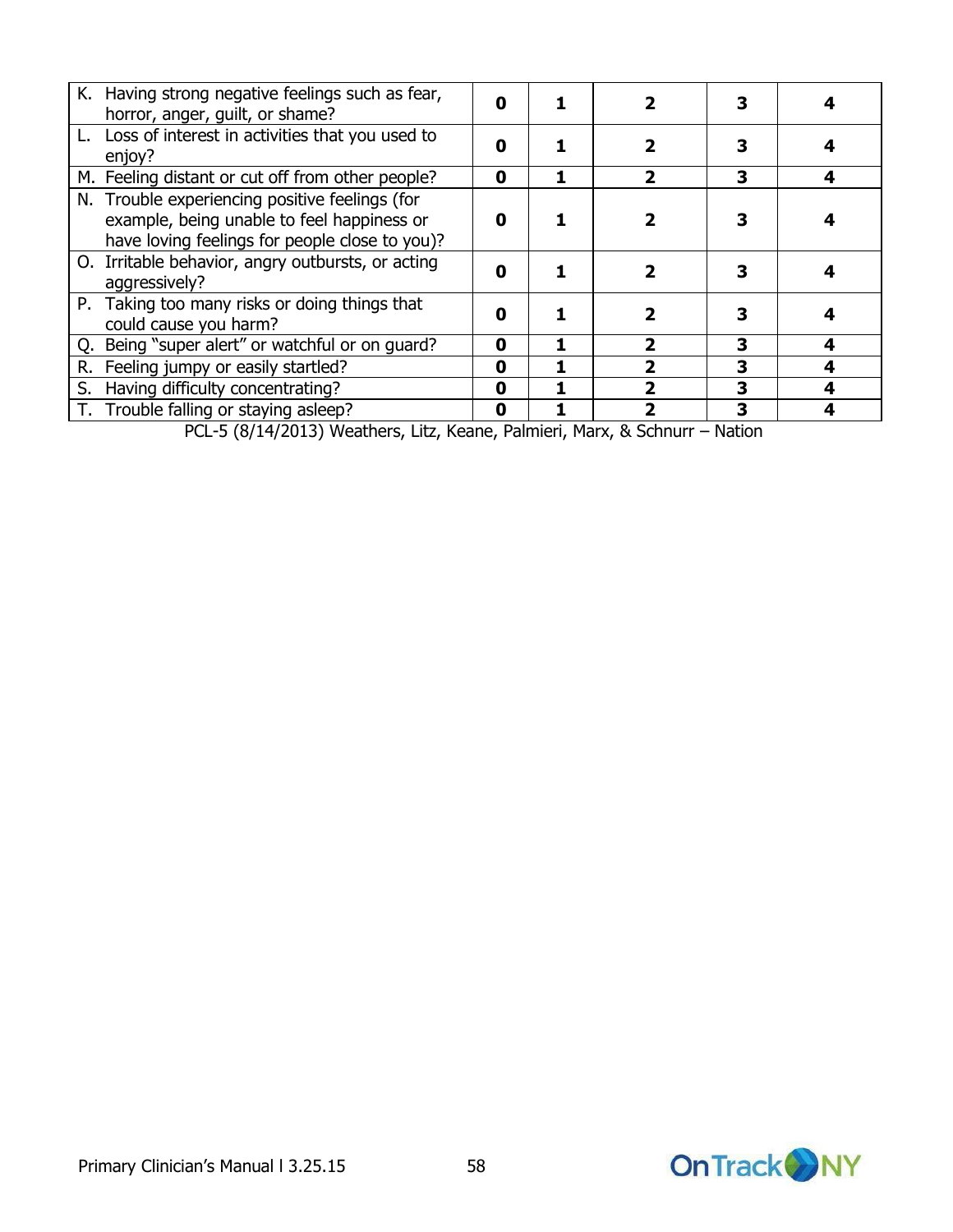| | | | | | |
|---|---|---|---|---|---|
| K. Having strong negative feelings such as fear, horror, anger, guilt, or shame? | **0** | **1** | **2** | **3** | **4** |
| L. Loss of interest in activities that you used to enjoy? | **0** | **1** | **2** | **3** | **4** |
| M. Feeling distant or cut off from other people? | **0** | **1** | **2** | **3** | **4** |
| N. Trouble experiencing positive feelings (for example, being unable to feel happiness or have loving feelings for people close to you)? | **0** | **1** | **2** | **3** | **4** |
| O. Irritable behavior, angry outbursts, or acting aggressively? | **0** | **1** | **2** | **3** | **4** |
| P. Taking too many risks or doing things that could cause you harm? | **0** | **1** | **2** | **3** | **4** |
| Q. Being "super alert" or watchful or on guard? | **0** | **1** | **2** | **3** | **4** |
| R. Feeling jumpy or easily startled? | **0** | **1** | **2** | **3** | **4** |
| S. Having difficulty concentrating? | **0** | **1** | **2** | **3** | **4** |
| T. Trouble falling or staying asleep? | **0** | **1** | **2** | **3** | **4** |

PCL-5 (8/14/2013) Weathers, Litz, Keane, Palmieri, Marx, & Schnurr – Nation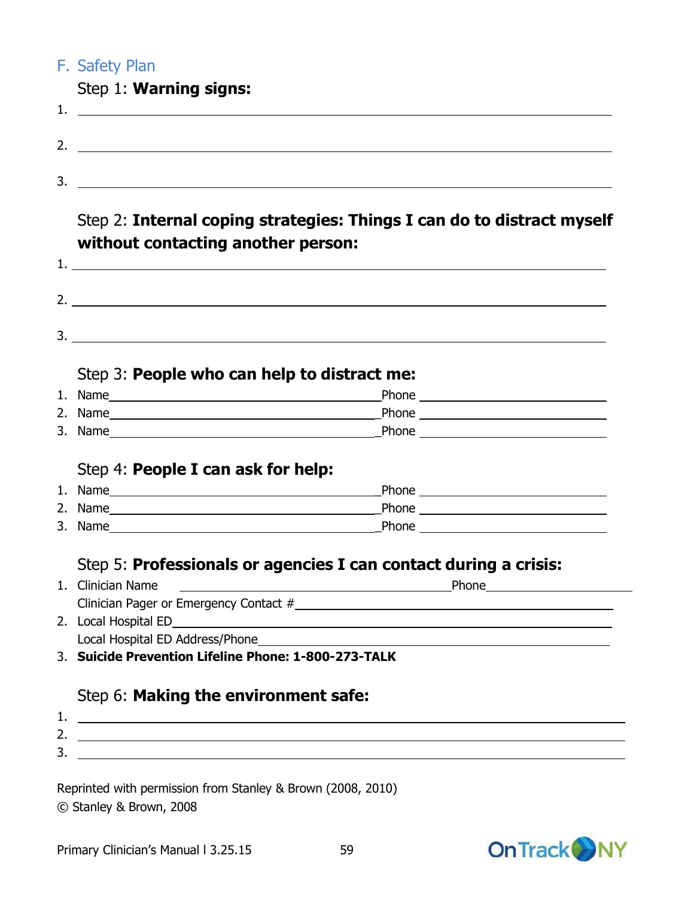## F. Safety Plan

Step 1: **Warning signs:**

1. \_\_\_\_\_\_\_\_\_\_\_\_\_\_\_\_\_\_\_\_\_\_\_\_\_\_\_\_\_\_\_\_\_\_\_\_\_\_\_\_

2. \_\_\_\_\_\_\_\_\_\_\_\_\_\_\_\_\_\_\_\_\_\_\_\_\_\_\_\_\_\_\_\_\_\_\_\_\_\_\_\_

3. \_\_\_\_\_\_\_\_\_\_\_\_\_\_\_\_\_\_\_\_\_\_\_\_\_\_\_\_\_\_\_\_\_\_\_\_\_\_\_\_

Step 2: **Internal coping strategies: Things I can do to distract myself without contacting another person:**

1. \_\_\_\_\_\_\_\_\_\_\_\_\_\_\_\_\_\_\_\_\_\_\_\_\_\_\_\_\_\_\_\_\_\_\_\_\_\_\_\_

2. \_\_\_\_\_\_\_\_\_\_\_\_\_\_\_\_\_\_\_\_\_\_\_\_\_\_\_\_\_\_\_\_\_\_\_\_\_\_\_\_

3. \_\_\_\_\_\_\_\_\_\_\_\_\_\_\_\_\_\_\_\_\_\_\_\_\_\_\_\_\_\_\_\_\_\_\_\_\_\_\_\_

Step 3: **People who can help to distract me:**

1. Name\_\_\_\_\_\_\_\_\_\_\_\_\_\_\_\_\_\_\_\_\_\_\_\_\_\_Phone \_\_\_\_\_\_\_\_\_\_\_\_\_\_\_\_
2. Name\_\_\_\_\_\_\_\_\_\_\_\_\_\_\_\_\_\_\_\_\_\_\_\_\_\_Phone \_\_\_\_\_\_\_\_\_\_\_\_\_\_\_\_
3. Name\_\_\_\_\_\_\_\_\_\_\_\_\_\_\_\_\_\_\_\_\_\_\_\_\_\_Phone \_\_\_\_\_\_\_\_\_\_\_\_\_\_\_\_

Step 4: **People I can ask for help:**

1. Name\_\_\_\_\_\_\_\_\_\_\_\_\_\_\_\_\_\_\_\_\_\_\_\_\_\_Phone \_\_\_\_\_\_\_\_\_\_\_\_\_\_\_\_
2. Name\_\_\_\_\_\_\_\_\_\_\_\_\_\_\_\_\_\_\_\_\_\_\_\_\_\_Phone \_\_\_\_\_\_\_\_\_\_\_\_\_\_\_\_
3. Name\_\_\_\_\_\_\_\_\_\_\_\_\_\_\_\_\_\_\_\_\_\_\_\_\_\_Phone \_\_\_\_\_\_\_\_\_\_\_\_\_\_\_\_

Step 5: **Professionals or agencies I can contact during a crisis:**

1. Clinician Name \_\_\_\_\_\_\_\_\_\_\_\_\_\_\_\_\_\_\_\_\_\_\_\_\_\_Phone\_\_\_\_\_\_\_\_\_\_\_\_\_\_\_\_
   Clinician Pager or Emergency Contact #\_\_\_\_\_\_\_\_\_\_\_\_\_\_\_\_\_\_\_\_\_\_\_\_\_\_
2. Local Hospital ED\_\_\_\_\_\_\_\_\_\_\_\_\_\_\_\_\_\_\_\_\_\_\_\_\_\_\_\_\_\_\_\_\_\_\_\_
   Local Hospital ED Address/Phone\_\_\_\_\_\_\_\_\_\_\_\_\_\_\_\_\_\_\_\_\_\_\_\_\_\_
3. **Suicide Prevention Lifeline Phone: 1-800-273-TALK**

Step 6: **Making the environment safe:**

1. \_\_\_\_\_\_\_\_\_\_\_\_\_\_\_\_\_\_\_\_\_\_\_\_\_\_\_\_\_\_\_\_\_\_\_\_\_\_\_\_
2. \_\_\_\_\_\_\_\_\_\_\_\_\_\_\_\_\_\_\_\_\_\_\_\_\_\_\_\_\_\_\_\_\_\_\_\_\_\_\_\_
3. \_\_\_\_\_\_\_\_\_\_\_\_\_\_\_\_\_\_\_\_\_\_\_\_\_\_\_\_\_\_\_\_\_\_\_\_\_\_\_\_

Reprinted with permission from Stanley & Brown (2008, 2010)
© Stanley & Brown, 2008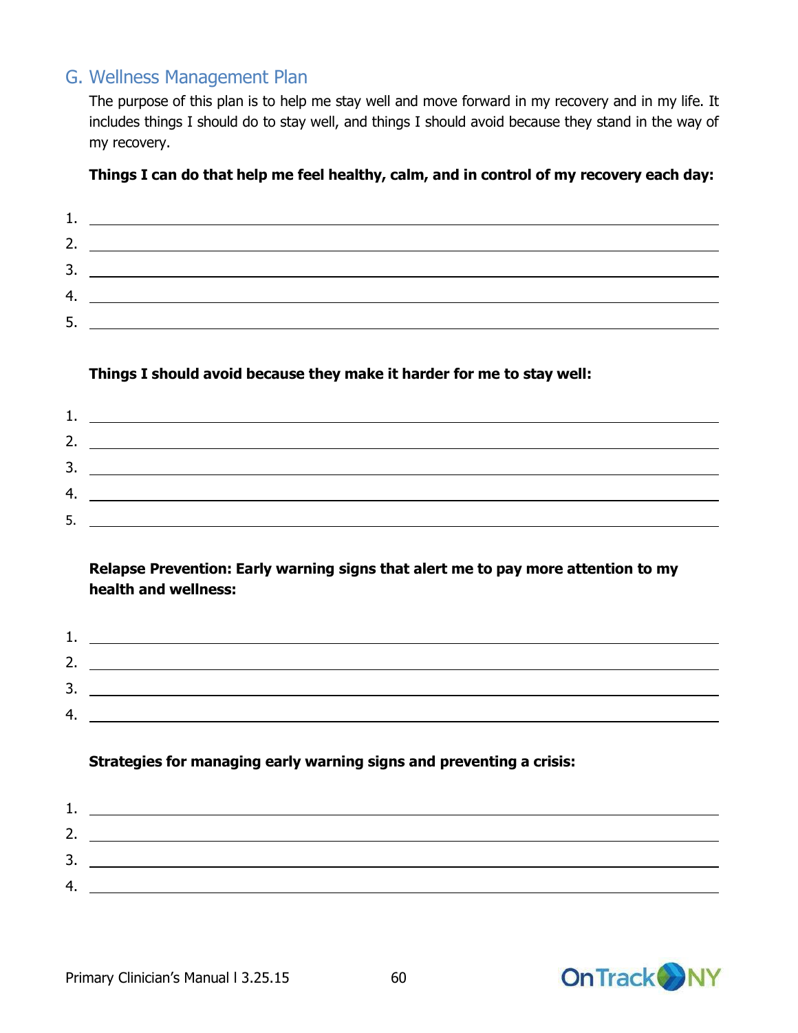## G. Wellness Management Plan

The purpose of this plan is to help me stay well and move forward in my recovery and in my life. It includes things I should do to stay well, and things I should avoid because they stand in the way of my recovery.

**Things I can do that help me feel healthy, calm, and in control of my recovery each day:**

1. \_\_\_\_\_\_\_\_\_\_\_\_\_\_\_\_\_\_\_\_\_\_\_\_\_\_\_\_\_\_\_\_\_\_\_\_\_\_\_\_
2. \_\_\_\_\_\_\_\_\_\_\_\_\_\_\_\_\_\_\_\_\_\_\_\_\_\_\_\_\_\_\_\_\_\_\_\_\_\_\_\_
3. \_\_\_\_\_\_\_\_\_\_\_\_\_\_\_\_\_\_\_\_\_\_\_\_\_\_\_\_\_\_\_\_\_\_\_\_\_\_\_\_
4. \_\_\_\_\_\_\_\_\_\_\_\_\_\_\_\_\_\_\_\_\_\_\_\_\_\_\_\_\_\_\_\_\_\_\_\_\_\_\_\_
5. \_\_\_\_\_\_\_\_\_\_\_\_\_\_\_\_\_\_\_\_\_\_\_\_\_\_\_\_\_\_\_\_\_\_\_\_\_\_\_\_

**Things I should avoid because they make it harder for me to stay well:**

1. \_\_\_\_\_\_\_\_\_\_\_\_\_\_\_\_\_\_\_\_\_\_\_\_\_\_\_\_\_\_\_\_\_\_\_\_\_\_\_\_
2. \_\_\_\_\_\_\_\_\_\_\_\_\_\_\_\_\_\_\_\_\_\_\_\_\_\_\_\_\_\_\_\_\_\_\_\_\_\_\_\_
3. \_\_\_\_\_\_\_\_\_\_\_\_\_\_\_\_\_\_\_\_\_\_\_\_\_\_\_\_\_\_\_\_\_\_\_\_\_\_\_\_
4. \_\_\_\_\_\_\_\_\_\_\_\_\_\_\_\_\_\_\_\_\_\_\_\_\_\_\_\_\_\_\_\_\_\_\_\_\_\_\_\_
5. \_\_\_\_\_\_\_\_\_\_\_\_\_\_\_\_\_\_\_\_\_\_\_\_\_\_\_\_\_\_\_\_\_\_\_\_\_\_\_\_

**Relapse Prevention: Early warning signs that alert me to pay more attention to my health and wellness:**

1. \_\_\_\_\_\_\_\_\_\_\_\_\_\_\_\_\_\_\_\_\_\_\_\_\_\_\_\_\_\_\_\_\_\_\_\_\_\_\_\_
2. \_\_\_\_\_\_\_\_\_\_\_\_\_\_\_\_\_\_\_\_\_\_\_\_\_\_\_\_\_\_\_\_\_\_\_\_\_\_\_\_
3. \_\_\_\_\_\_\_\_\_\_\_\_\_\_\_\_\_\_\_\_\_\_\_\_\_\_\_\_\_\_\_\_\_\_\_\_\_\_\_\_
4. \_\_\_\_\_\_\_\_\_\_\_\_\_\_\_\_\_\_\_\_\_\_\_\_\_\_\_\_\_\_\_\_\_\_\_\_\_\_\_\_

**Strategies for managing early warning signs and preventing a crisis:**

1. \_\_\_\_\_\_\_\_\_\_\_\_\_\_\_\_\_\_\_\_\_\_\_\_\_\_\_\_\_\_\_\_\_\_\_\_\_\_\_\_
2. \_\_\_\_\_\_\_\_\_\_\_\_\_\_\_\_\_\_\_\_\_\_\_\_\_\_\_\_\_\_\_\_\_\_\_\_\_\_\_\_
3. \_\_\_\_\_\_\_\_\_\_\_\_\_\_\_\_\_\_\_\_\_\_\_\_\_\_\_\_\_\_\_\_\_\_\_\_\_\_\_\_
4. \_\_\_\_\_\_\_\_\_\_\_\_\_\_\_\_\_\_\_\_\_\_\_\_\_\_\_\_\_\_\_\_\_\_\_\_\_\_\_\_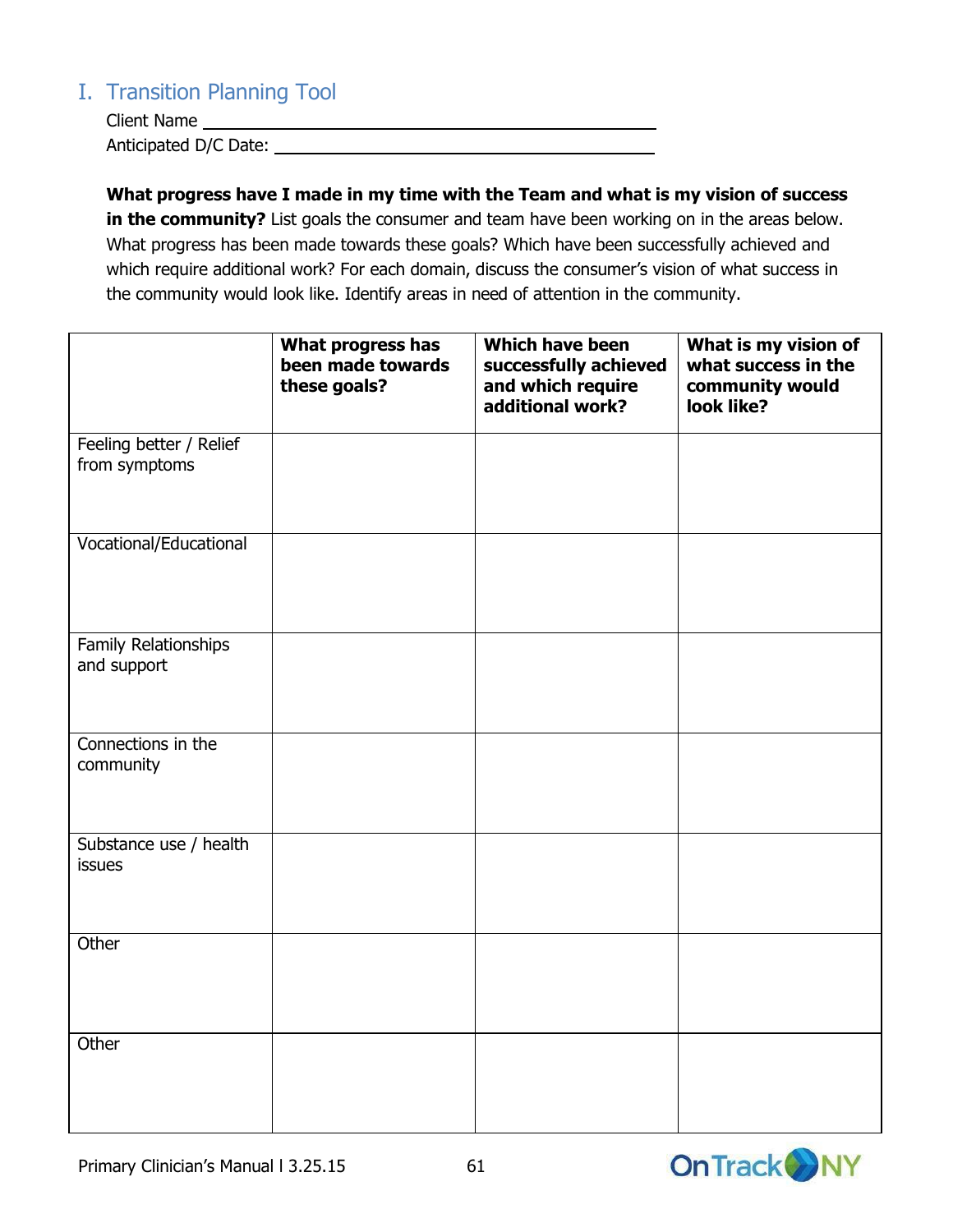## I. Transition Planning Tool

Client Name ___________________________________________

Anticipated D/C Date: ___________________________________

**What progress have I made in my time with the Team and what is my vision of success in the community?** List goals the consumer and team have been working on in the areas below. What progress has been made towards these goals? Which have been successfully achieved and which require additional work? For each domain, discuss the consumer's vision of what success in the community would look like. Identify areas in need of attention in the community.

| | **What progress has been made towards these goals?** | **Which have been successfully achieved and which require additional work?** | **What is my vision of what success in the community would look like?** |
|---|---|---|---|
| Feeling better / Relief from symptoms | | | |
| Vocational/Educational | | | |
| Family Relationships and support | | | |
| Connections in the community | | | |
| Substance use / health issues | | | |
| Other | | | |
| Other | | | |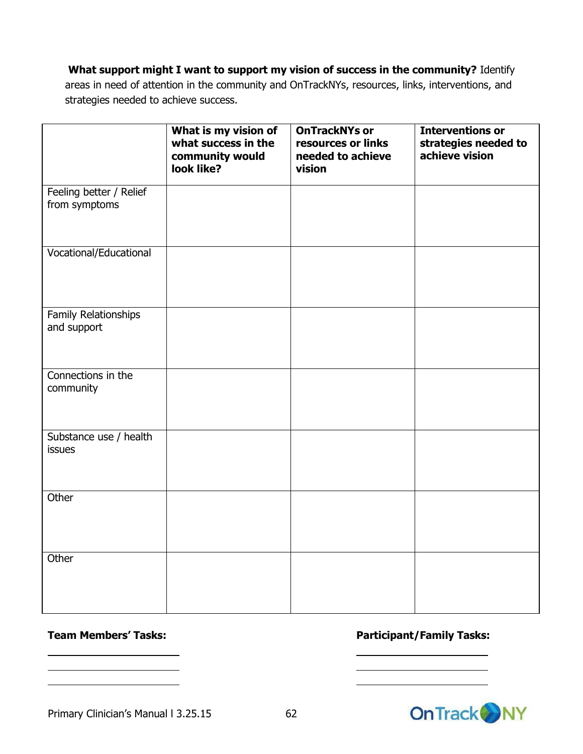**What support might I want to support my vision of success in the community?** Identify areas in need of attention in the community and OnTrackNYs, resources, links, interventions, and strategies needed to achieve success.

| | **What is my vision of what success in the community would look like?** | **OnTrackNYs or resources or links needed to achieve vision** | **Interventions or strategies needed to achieve vision** |
|---|---|---|---|
| Feeling better / Relief from symptoms | | | |
| Vocational/Educational | | | |
| Family Relationships and support | | | |
| Connections in the community | | | |
| Substance use / health issues | | | |
| Other | | | |
| Other | | | |

**Team Members' Tasks:**

______________________

______________________

______________________

**Participant/Family Tasks:**

______________________

______________________

______________________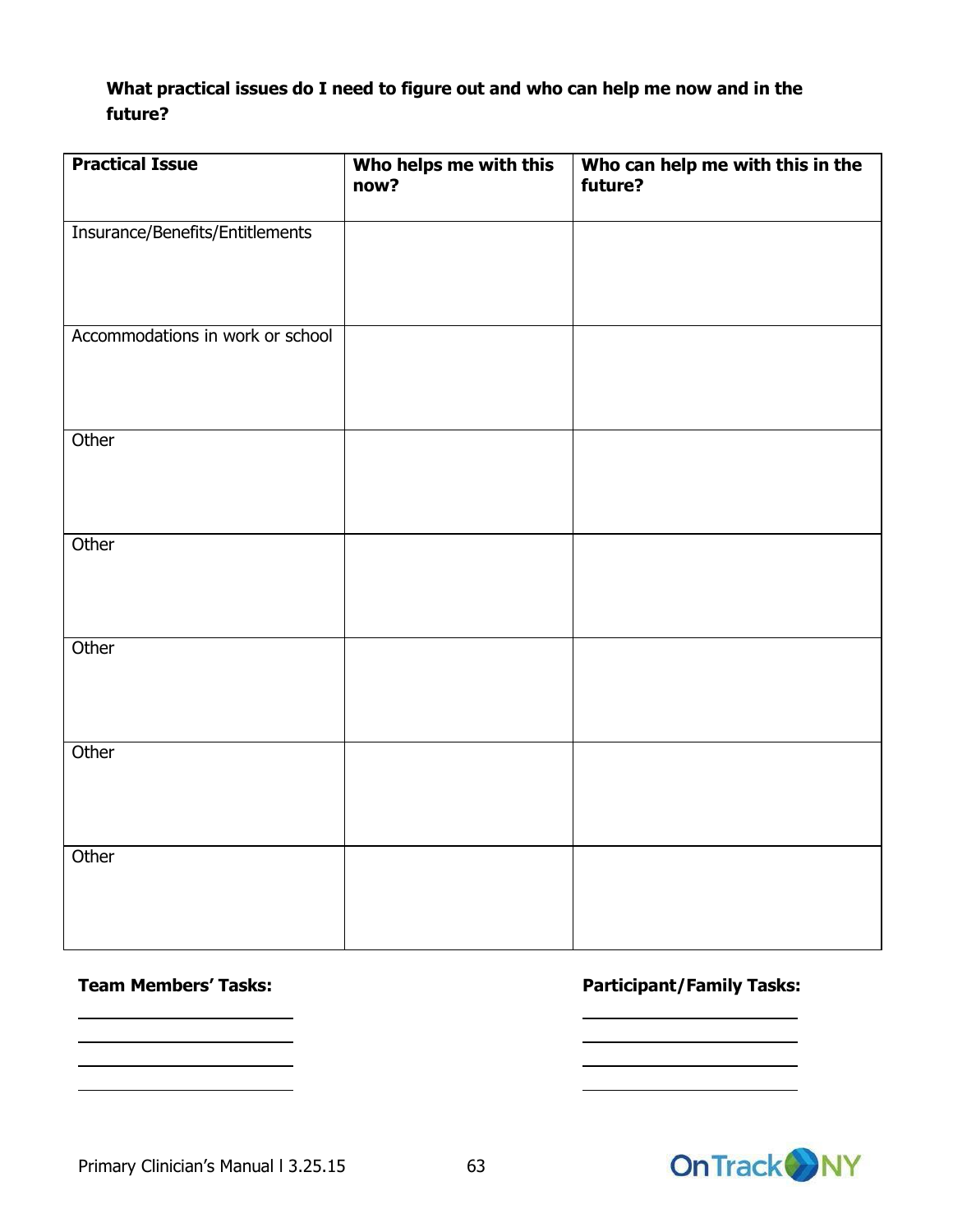**What practical issues do I need to figure out and who can help me now and in the future?**

| **Practical Issue** | **Who helps me with this now?** | **Who can help me with this in the future?** |
| --- | --- | --- |
| Insurance/Benefits/Entitlements | | |
| Accommodations in work or school | | |
| Other | | |
| Other | | |
| Other | | |
| Other | | |
| Other | | |

**Team Members' Tasks:**

\_\_\_\_\_\_\_\_\_\_\_\_\_\_\_\_\_\_\_\_\_\_\_\_

\_\_\_\_\_\_\_\_\_\_\_\_\_\_\_\_\_\_\_\_\_\_\_\_

\_\_\_\_\_\_\_\_\_\_\_\_\_\_\_\_\_\_\_\_\_\_\_\_

\_\_\_\_\_\_\_\_\_\_\_\_\_\_\_\_\_\_\_\_\_\_\_\_

**Participant/Family Tasks:**

\_\_\_\_\_\_\_\_\_\_\_\_\_\_\_\_\_\_\_\_\_\_\_\_

\_\_\_\_\_\_\_\_\_\_\_\_\_\_\_\_\_\_\_\_\_\_\_\_

\_\_\_\_\_\_\_\_\_\_\_\_\_\_\_\_\_\_\_\_\_\_\_\_

\_\_\_\_\_\_\_\_\_\_\_\_\_\_\_\_\_\_\_\_\_\_\_\_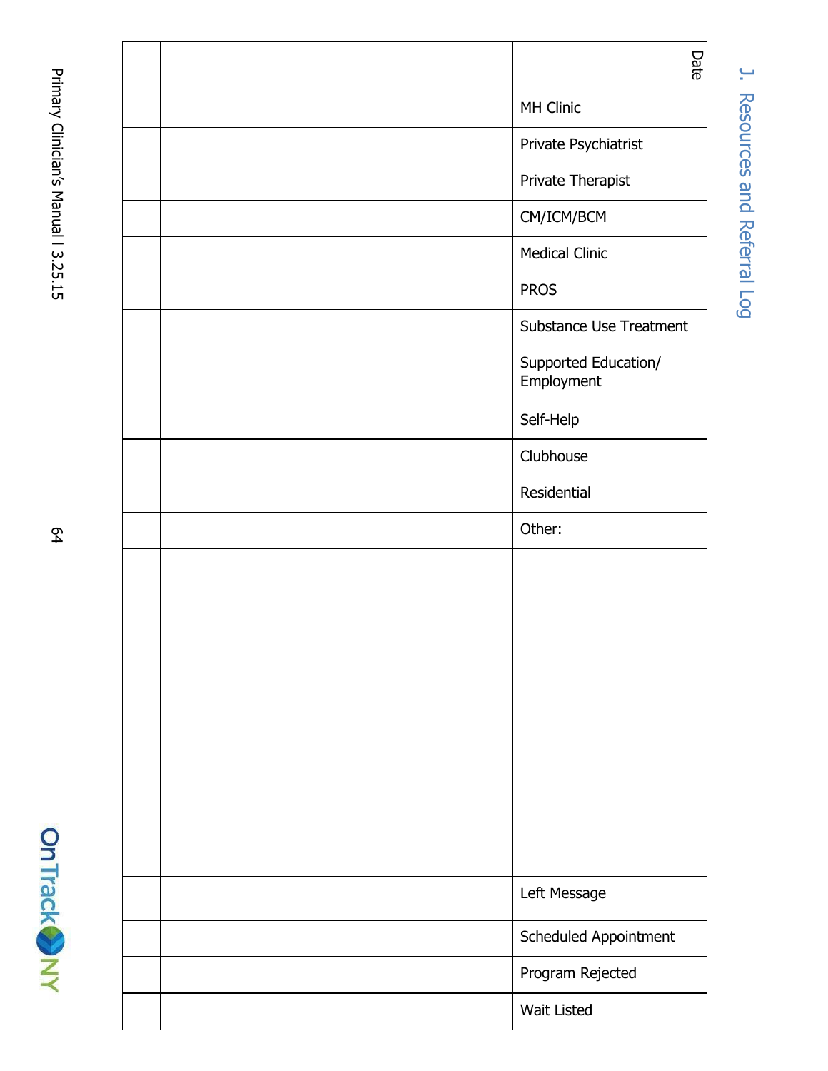## J. Resources and Referral Log

| Date | MH Clinic | Private Psychiatrist | Private Therapist | CM/ICM/BCM | Medical Clinic | PROS | Substance Use Treatment | Supported Education/ Employment | Self-Help | Clubhouse | Residential | Other: | Left Message | Scheduled Appointment | Program Rejected | Wait Listed |
|---|---|---|---|---|---|---|---|---|---|---|---|---|---|---|---|---|
| | | | | | | | | | | | | | | | | |
| | | | | | | | | | | | | | | | | |
| | | | | | | | | | | | | | | | | |
| | | | | | | | | | | | | | | | | |
| | | | | | | | | | | | | | | | | |
| | | | | | | | | | | | | | | | | |
| | | | | | | | | | | | | | | | | |
| | | | | | | | | | | | | | | | | |